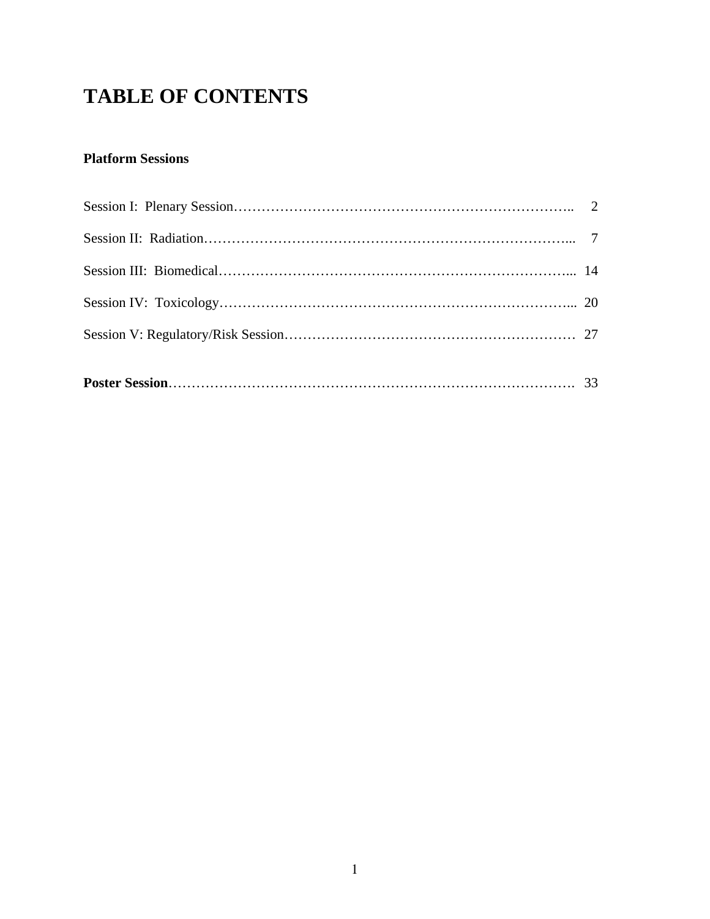# TABLE OF CONTENTS

### Platform Sessions

Session I: Plenary Session…………………………………………………………………….. 2

Session II: Radiation…………………………………………………………………….... 7

Session III: Biomedical…………………………………………………………………... 14

Session IV: Toxicology…………………………………………………………………... 20

Session V: Regulatory/Risk Session……………………………………………………… 27

**Poster Session**………………………………………………………………………….. 33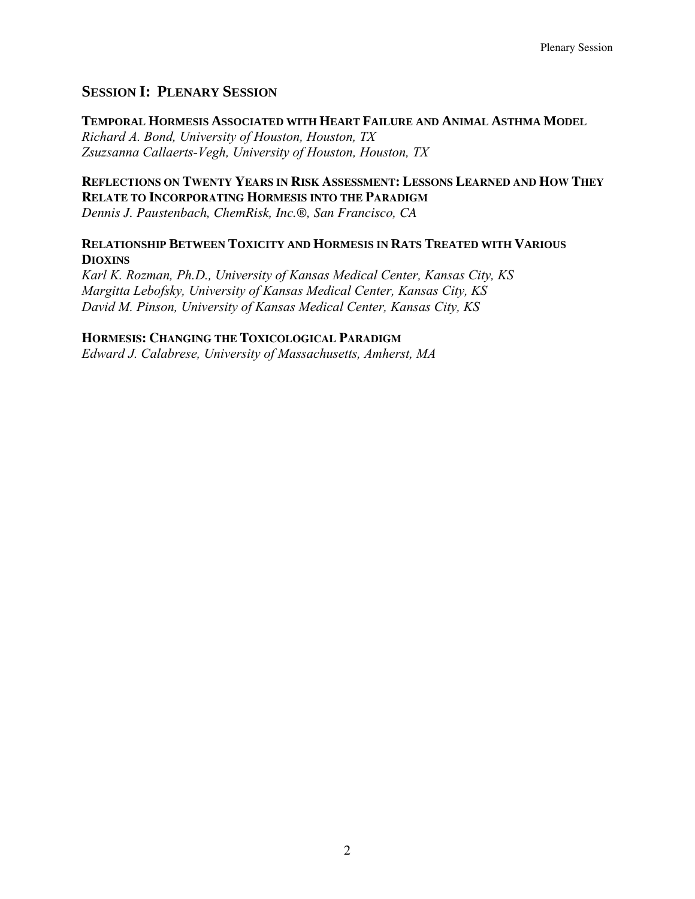## SESSION I: PLENARY SESSION

**TEMPORAL HORMESIS ASSOCIATED WITH HEART FAILURE AND ANIMAL ASTHMA MODEL**
*Richard A. Bond, University of Houston, Houston, TX*
*Zsuzsanna Callaerts-Vegh, University of Houston, Houston, TX*

**REFLECTIONS ON TWENTY YEARS IN RISK ASSESSMENT: LESSONS LEARNED AND HOW THEY RELATE TO INCORPORATING HORMESIS INTO THE PARADIGM**
*Dennis J. Paustenbach, ChemRisk, Inc.®, San Francisco, CA*

**RELATIONSHIP BETWEEN TOXICITY AND HORMESIS IN RATS TREATED WITH VARIOUS DIOXINS**
*Karl K. Rozman, Ph.D., University of Kansas Medical Center, Kansas City, KS*
*Margitta Lebofsky, University of Kansas Medical Center, Kansas City, KS*
*David M. Pinson, University of Kansas Medical Center, Kansas City, KS*

**HORMESIS: CHANGING THE TOXICOLOGICAL PARADIGM**
*Edward J. Calabrese, University of Massachusetts, Amherst, MA*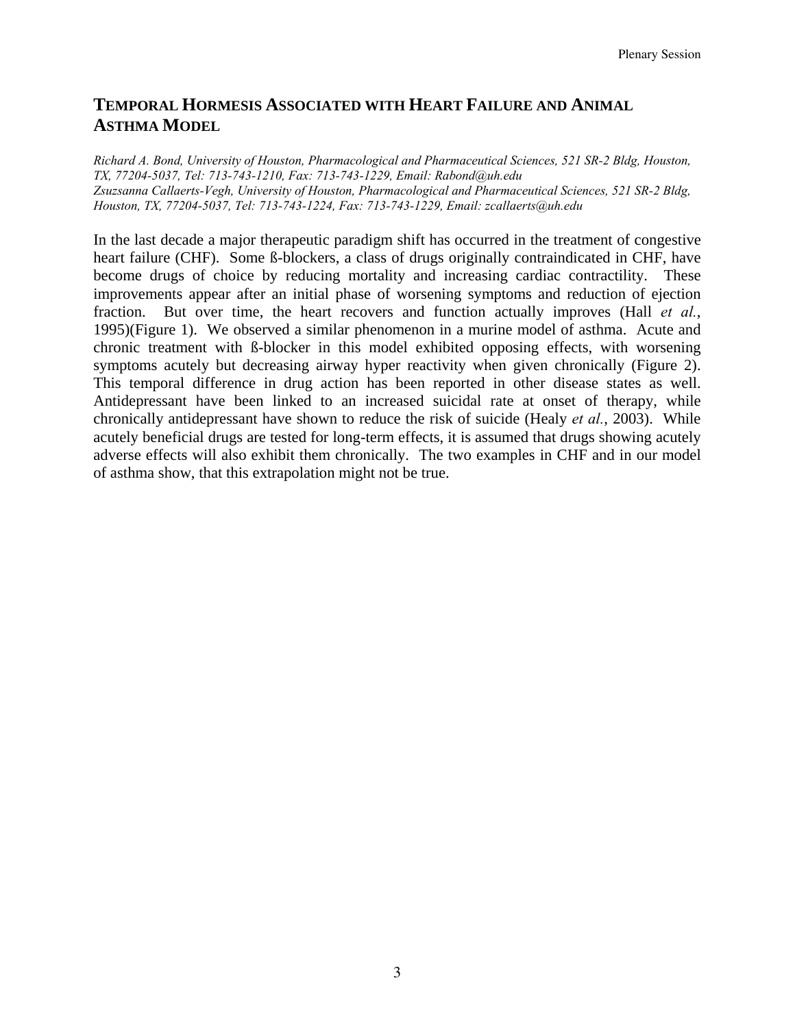# TEMPORAL HORMESIS ASSOCIATED WITH HEART FAILURE AND ANIMAL ASTHMA MODEL

*Richard A. Bond, University of Houston, Pharmacological and Pharmaceutical Sciences, 521 SR-2 Bldg, Houston, TX, 77204-5037, Tel: 713-743-1210, Fax: 713-743-1229, Email: Rabond@uh.edu*
*Zsuzsanna Callaerts-Vegh, University of Houston, Pharmacological and Pharmaceutical Sciences, 521 SR-2 Bldg, Houston, TX, 77204-5037, Tel: 713-743-1224, Fax: 713-743-1229, Email: zcallaerts@uh.edu*

In the last decade a major therapeutic paradigm shift has occurred in the treatment of congestive heart failure (CHF). Some ß-blockers, a class of drugs originally contraindicated in CHF, have become drugs of choice by reducing mortality and increasing cardiac contractility. These improvements appear after an initial phase of worsening symptoms and reduction of ejection fraction. But over time, the heart recovers and function actually improves (Hall *et al.*, 1995)(Figure 1). We observed a similar phenomenon in a murine model of asthma. Acute and chronic treatment with ß-blocker in this model exhibited opposing effects, with worsening symptoms acutely but decreasing airway hyper reactivity when given chronically (Figure 2). This temporal difference in drug action has been reported in other disease states as well. Antidepressant have been linked to an increased suicidal rate at onset of therapy, while chronically antidepressant have shown to reduce the risk of suicide (Healy *et al.*, 2003). While acutely beneficial drugs are tested for long-term effects, it is assumed that drugs showing acutely adverse effects will also exhibit them chronically. The two examples in CHF and in our model of asthma show, that this extrapolation might not be true.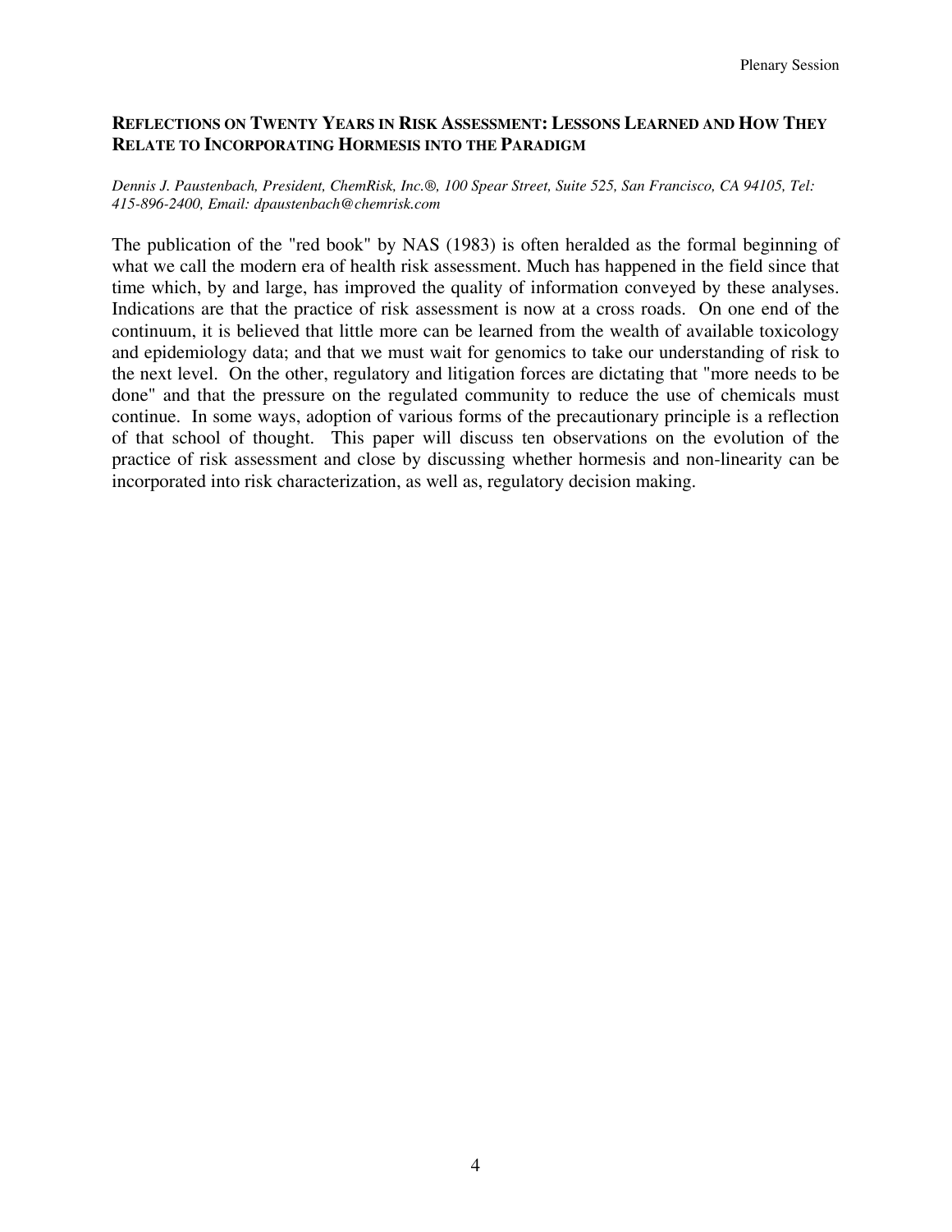## REFLECTIONS ON TWENTY YEARS IN RISK ASSESSMENT: LESSONS LEARNED AND HOW THEY RELATE TO INCORPORATING HORMESIS INTO THE PARADIGM

*Dennis J. Paustenbach, President, ChemRisk, Inc.®, 100 Spear Street, Suite 525, San Francisco, CA 94105, Tel: 415-896-2400, Email: dpaustenbach@chemrisk.com*

The publication of the "red book" by NAS (1983) is often heralded as the formal beginning of what we call the modern era of health risk assessment. Much has happened in the field since that time which, by and large, has improved the quality of information conveyed by these analyses. Indications are that the practice of risk assessment is now at a cross roads. On one end of the continuum, it is believed that little more can be learned from the wealth of available toxicology and epidemiology data; and that we must wait for genomics to take our understanding of risk to the next level. On the other, regulatory and litigation forces are dictating that "more needs to be done" and that the pressure on the regulated community to reduce the use of chemicals must continue. In some ways, adoption of various forms of the precautionary principle is a reflection of that school of thought. This paper will discuss ten observations on the evolution of the practice of risk assessment and close by discussing whether hormesis and non-linearity can be incorporated into risk characterization, as well as, regulatory decision making.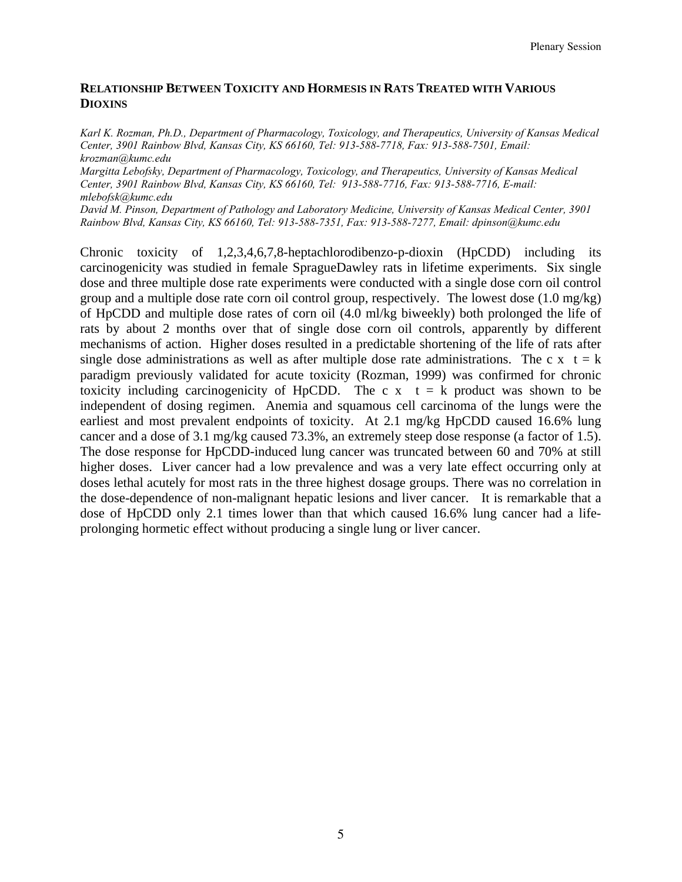## RELATIONSHIP BETWEEN TOXICITY AND HORMESIS IN RATS TREATED WITH VARIOUS DIOXINS

*Karl K. Rozman, Ph.D., Department of Pharmacology, Toxicology, and Therapeutics, University of Kansas Medical Center, 3901 Rainbow Blvd, Kansas City, KS 66160, Tel: 913-588-7718, Fax: 913-588-7501, Email: krozman@kumc.edu*

*Margitta Lebofsky, Department of Pharmacology, Toxicology, and Therapeutics, University of Kansas Medical Center, 3901 Rainbow Blvd, Kansas City, KS 66160, Tel: 913-588-7716, Fax: 913-588-7716, E-mail: mlebofsk@kumc.edu*

*David M. Pinson, Department of Pathology and Laboratory Medicine, University of Kansas Medical Center, 3901 Rainbow Blvd, Kansas City, KS 66160, Tel: 913-588-7351, Fax: 913-588-7277, Email: dpinson@kumc.edu*

Chronic toxicity of 1,2,3,4,6,7,8-heptachlorodibenzo-p-dioxin (HpCDD) including its carcinogenicity was studied in female SpragueDawley rats in lifetime experiments. Six single dose and three multiple dose rate experiments were conducted with a single dose corn oil control group and a multiple dose rate corn oil control group, respectively. The lowest dose (1.0 mg/kg) of HpCDD and multiple dose rates of corn oil (4.0 ml/kg biweekly) both prolonged the life of rats by about 2 months over that of single dose corn oil controls, apparently by different mechanisms of action. Higher doses resulted in a predictable shortening of the life of rats after single dose administrations as well as after multiple dose rate administrations. The $c \times t = k$ paradigm previously validated for acute toxicity (Rozman, 1999) was confirmed for chronic toxicity including carcinogenicity of HpCDD. The $c \times t = k$ product was shown to be independent of dosing regimen. Anemia and squamous cell carcinoma of the lungs were the earliest and most prevalent endpoints of toxicity. At 2.1 mg/kg HpCDD caused 16.6% lung cancer and a dose of 3.1 mg/kg caused 73.3%, an extremely steep dose response (a factor of 1.5). The dose response for HpCDD-induced lung cancer was truncated between 60 and 70% at still higher doses. Liver cancer had a low prevalence and was a very late effect occurring only at doses lethal acutely for most rats in the three highest dosage groups. There was no correlation in the dose-dependence of non-malignant hepatic lesions and liver cancer. It is remarkable that a dose of HpCDD only 2.1 times lower than that which caused 16.6% lung cancer had a life-prolonging hormetic effect without producing a single lung or liver cancer.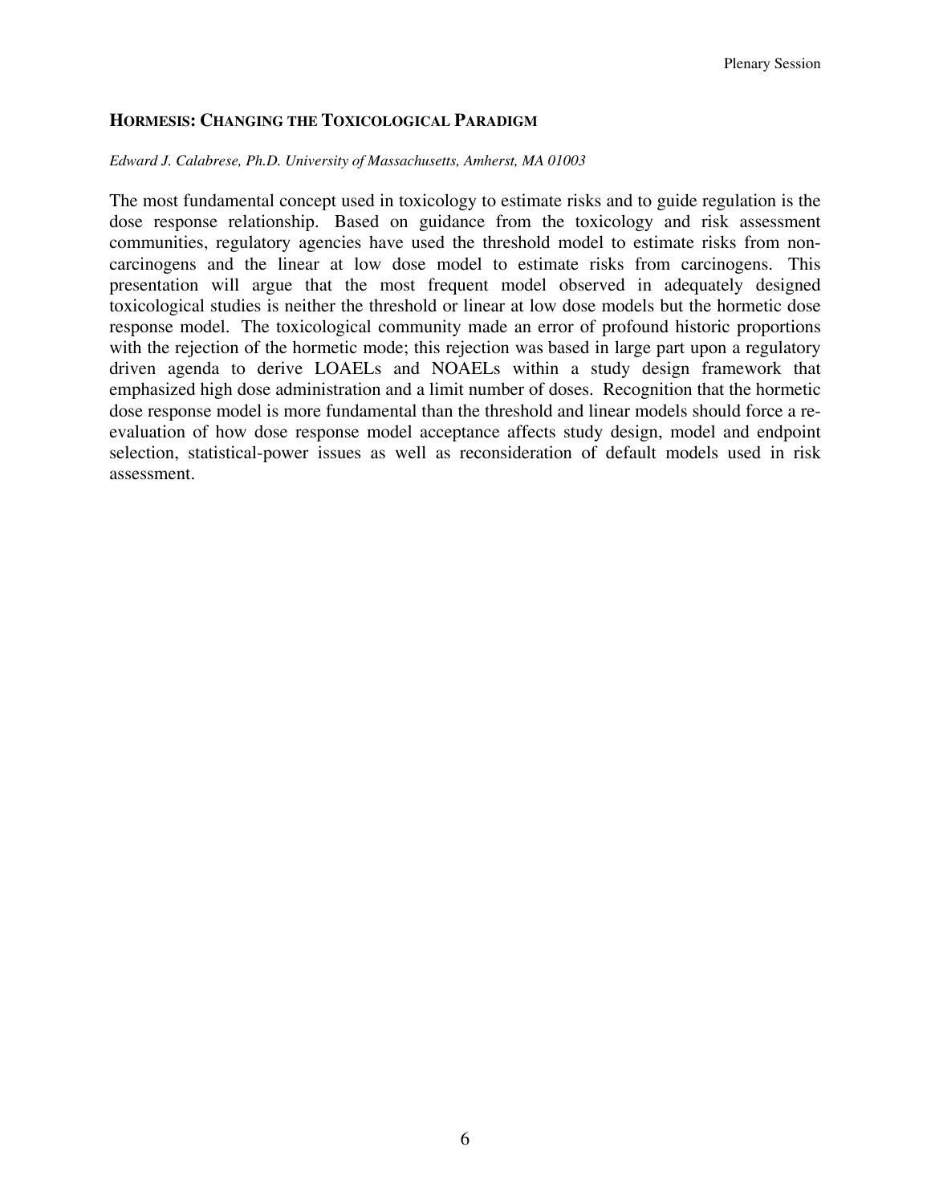## HORMESIS: CHANGING THE TOXICOLOGICAL PARADIGM

*Edward J. Calabrese, Ph.D. University of Massachusetts, Amherst, MA 01003*

The most fundamental concept used in toxicology to estimate risks and to guide regulation is the dose response relationship. Based on guidance from the toxicology and risk assessment communities, regulatory agencies have used the threshold model to estimate risks from non-carcinogens and the linear at low dose model to estimate risks from carcinogens. This presentation will argue that the most frequent model observed in adequately designed toxicological studies is neither the threshold or linear at low dose models but the hormetic dose response model. The toxicological community made an error of profound historic proportions with the rejection of the hormetic mode; this rejection was based in large part upon a regulatory driven agenda to derive LOAELs and NOAELs within a study design framework that emphasized high dose administration and a limit number of doses. Recognition that the hormetic dose response model is more fundamental than the threshold and linear models should force a re-evaluation of how dose response model acceptance affects study design, model and endpoint selection, statistical-power issues as well as reconsideration of default models used in risk assessment.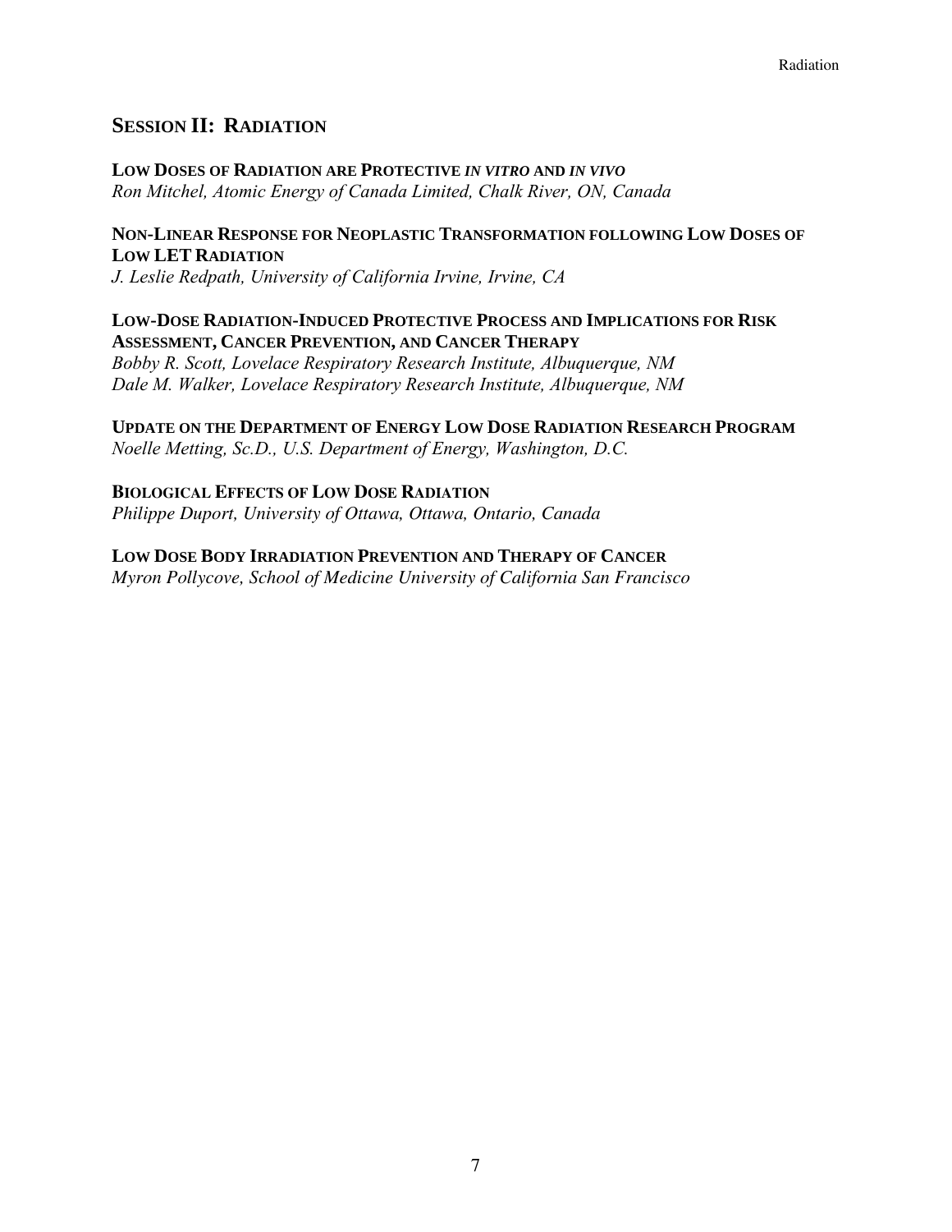## SESSION II: RADIATION

**LOW DOSES OF RADIATION ARE PROTECTIVE *IN VITRO* AND *IN VIVO***
*Ron Mitchel, Atomic Energy of Canada Limited, Chalk River, ON, Canada*

**NON-LINEAR RESPONSE FOR NEOPLASTIC TRANSFORMATION FOLLOWING LOW DOSES OF LOW LET RADIATION**
*J. Leslie Redpath, University of California Irvine, Irvine, CA*

**LOW-DOSE RADIATION-INDUCED PROTECTIVE PROCESS AND IMPLICATIONS FOR RISK ASSESSMENT, CANCER PREVENTION, AND CANCER THERAPY**
*Bobby R. Scott, Lovelace Respiratory Research Institute, Albuquerque, NM*
*Dale M. Walker, Lovelace Respiratory Research Institute, Albuquerque, NM*

**UPDATE ON THE DEPARTMENT OF ENERGY LOW DOSE RADIATION RESEARCH PROGRAM**
*Noelle Metting, Sc.D., U.S. Department of Energy, Washington, D.C.*

**BIOLOGICAL EFFECTS OF LOW DOSE RADIATION**
*Philippe Duport, University of Ottawa, Ottawa, Ontario, Canada*

**LOW DOSE BODY IRRADIATION PREVENTION AND THERAPY OF CANCER**
*Myron Pollycove, School of Medicine University of California San Francisco*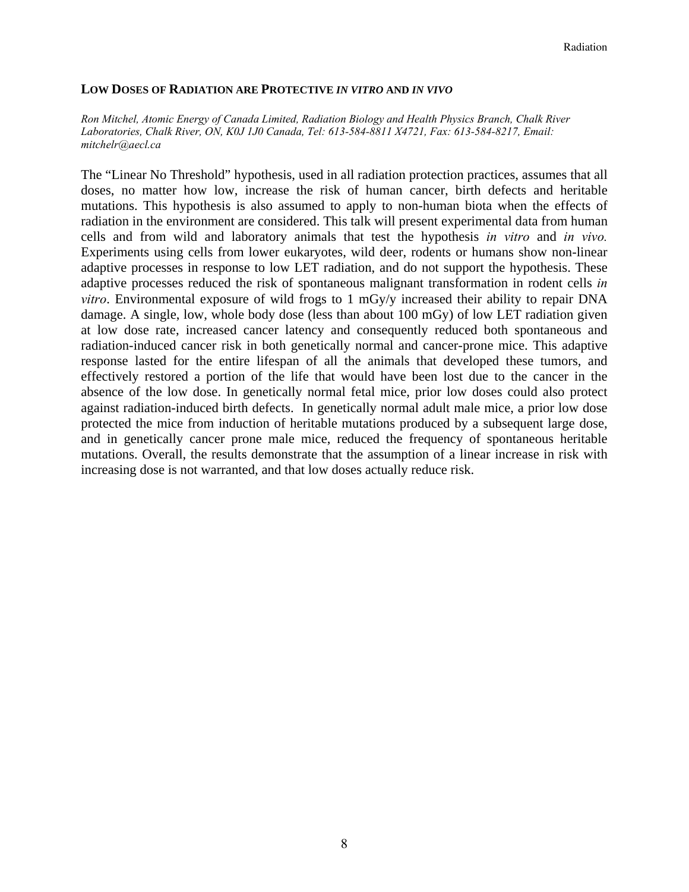## LOW DOSES OF RADIATION ARE PROTECTIVE *IN VITRO* AND *IN VIVO*

*Ron Mitchel, Atomic Energy of Canada Limited, Radiation Biology and Health Physics Branch, Chalk River Laboratories, Chalk River, ON, K0J 1J0 Canada, Tel: 613-584-8811 X4721, Fax: 613-584-8217, Email: mitchelr@aecl.ca*

The "Linear No Threshold" hypothesis, used in all radiation protection practices, assumes that all doses, no matter how low, increase the risk of human cancer, birth defects and heritable mutations. This hypothesis is also assumed to apply to non-human biota when the effects of radiation in the environment are considered. This talk will present experimental data from human cells and from wild and laboratory animals that test the hypothesis *in vitro* and *in vivo.* Experiments using cells from lower eukaryotes, wild deer, rodents or humans show non-linear adaptive processes in response to low LET radiation, and do not support the hypothesis. These adaptive processes reduced the risk of spontaneous malignant transformation in rodent cells *in vitro*. Environmental exposure of wild frogs to 1 mGy/y increased their ability to repair DNA damage. A single, low, whole body dose (less than about 100 mGy) of low LET radiation given at low dose rate, increased cancer latency and consequently reduced both spontaneous and radiation-induced cancer risk in both genetically normal and cancer-prone mice. This adaptive response lasted for the entire lifespan of all the animals that developed these tumors, and effectively restored a portion of the life that would have been lost due to the cancer in the absence of the low dose. In genetically normal fetal mice, prior low doses could also protect against radiation-induced birth defects. In genetically normal adult male mice, a prior low dose protected the mice from induction of heritable mutations produced by a subsequent large dose, and in genetically cancer prone male mice, reduced the frequency of spontaneous heritable mutations. Overall, the results demonstrate that the assumption of a linear increase in risk with increasing dose is not warranted, and that low doses actually reduce risk.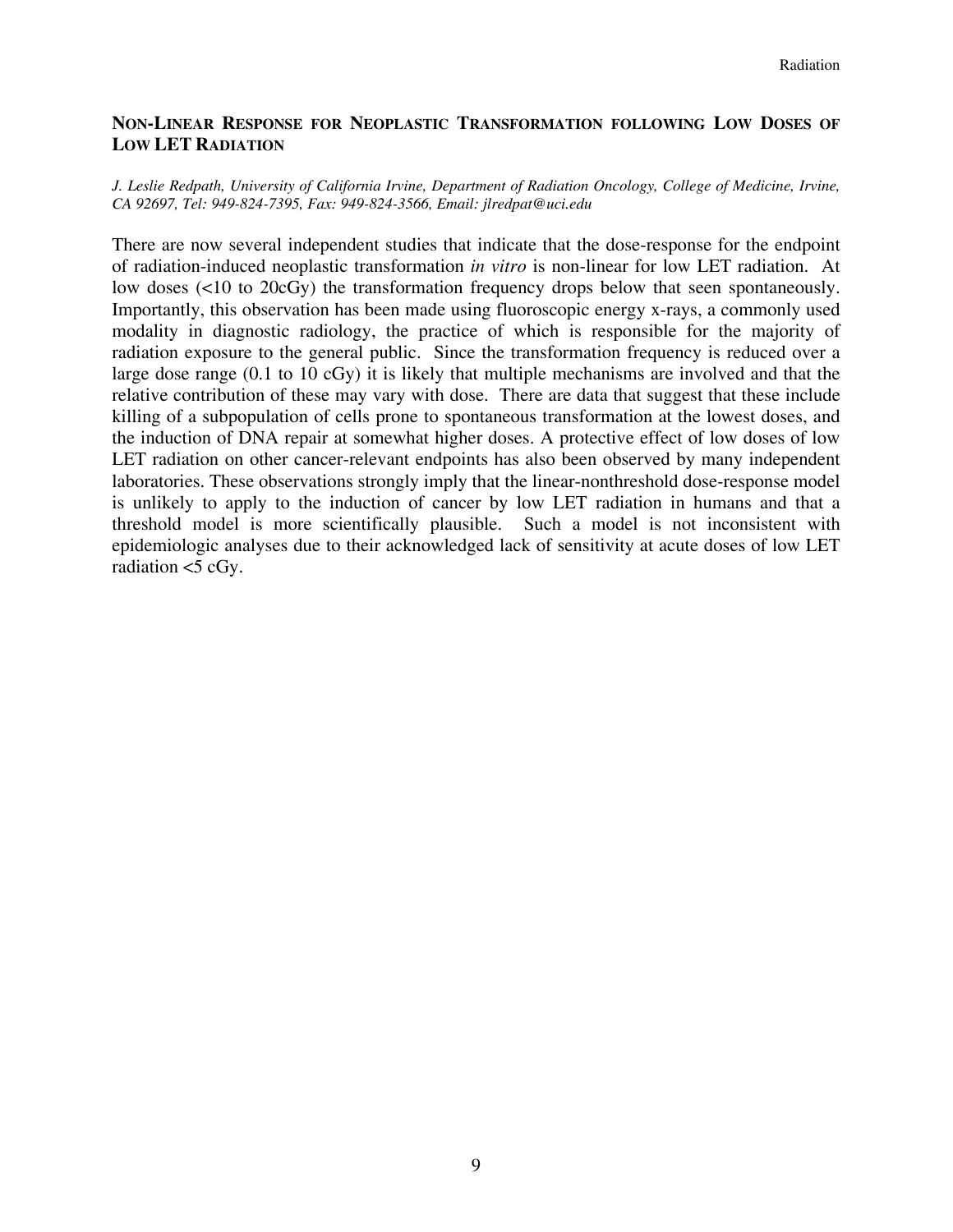## NON-LINEAR RESPONSE FOR NEOPLASTIC TRANSFORMATION FOLLOWING LOW DOSES OF LOW LET RADIATION

*J. Leslie Redpath, University of California Irvine, Department of Radiation Oncology, College of Medicine, Irvine, CA 92697, Tel: 949-824-7395, Fax: 949-824-3566, Email: jlredpat@uci.edu*

There are now several independent studies that indicate that the dose-response for the endpoint of radiation-induced neoplastic transformation *in vitro* is non-linear for low LET radiation. At low doses (<10 to 20cGy) the transformation frequency drops below that seen spontaneously. Importantly, this observation has been made using fluoroscopic energy x-rays, a commonly used modality in diagnostic radiology, the practice of which is responsible for the majority of radiation exposure to the general public. Since the transformation frequency is reduced over a large dose range (0.1 to 10 cGy) it is likely that multiple mechanisms are involved and that the relative contribution of these may vary with dose. There are data that suggest that these include killing of a subpopulation of cells prone to spontaneous transformation at the lowest doses, and the induction of DNA repair at somewhat higher doses. A protective effect of low doses of low LET radiation on other cancer-relevant endpoints has also been observed by many independent laboratories. These observations strongly imply that the linear-nonthreshold dose-response model is unlikely to apply to the induction of cancer by low LET radiation in humans and that a threshold model is more scientifically plausible. Such a model is not inconsistent with epidemiologic analyses due to their acknowledged lack of sensitivity at acute doses of low LET radiation <5 cGy.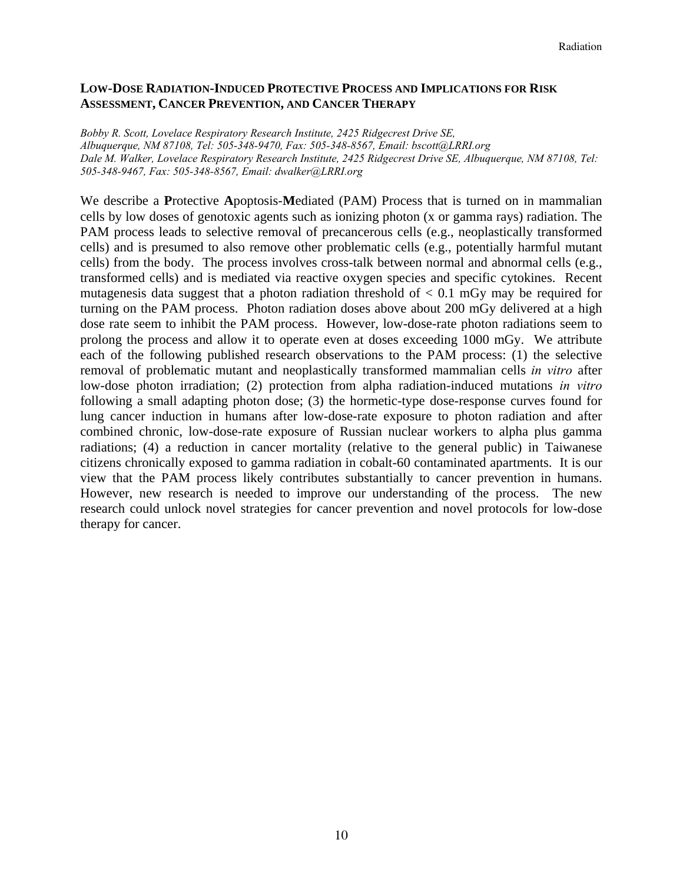## LOW-DOSE RADIATION-INDUCED PROTECTIVE PROCESS AND IMPLICATIONS FOR RISK ASSESSMENT, CANCER PREVENTION, AND CANCER THERAPY

*Bobby R. Scott, Lovelace Respiratory Research Institute, 2425 Ridgecrest Drive SE, Albuquerque, NM 87108, Tel: 505-348-9470, Fax: 505-348-8567, Email: bscott@LRRI.org*
*Dale M. Walker, Lovelace Respiratory Research Institute, 2425 Ridgecrest Drive SE, Albuquerque, NM 87108, Tel: 505-348-9467, Fax: 505-348-8567, Email: dwalker@LRRI.org*

We describe a **P**rotective **A**poptosis-**M**ediated (PAM) Process that is turned on in mammalian cells by low doses of genotoxic agents such as ionizing photon (x or gamma rays) radiation. The PAM process leads to selective removal of precancerous cells (e.g., neoplastically transformed cells) and is presumed to also remove other problematic cells (e.g., potentially harmful mutant cells) from the body. The process involves cross-talk between normal and abnormal cells (e.g., transformed cells) and is mediated via reactive oxygen species and specific cytokines. Recent mutagenesis data suggest that a photon radiation threshold of < 0.1 mGy may be required for turning on the PAM process. Photon radiation doses above about 200 mGy delivered at a high dose rate seem to inhibit the PAM process. However, low-dose-rate photon radiations seem to prolong the process and allow it to operate even at doses exceeding 1000 mGy. We attribute each of the following published research observations to the PAM process: (1) the selective removal of problematic mutant and neoplastically transformed mammalian cells *in vitro* after low-dose photon irradiation; (2) protection from alpha radiation-induced mutations *in vitro* following a small adapting photon dose; (3) the hormetic-type dose-response curves found for lung cancer induction in humans after low-dose-rate exposure to photon radiation and after combined chronic, low-dose-rate exposure of Russian nuclear workers to alpha plus gamma radiations; (4) a reduction in cancer mortality (relative to the general public) in Taiwanese citizens chronically exposed to gamma radiation in cobalt-60 contaminated apartments. It is our view that the PAM process likely contributes substantially to cancer prevention in humans. However, new research is needed to improve our understanding of the process. The new research could unlock novel strategies for cancer prevention and novel protocols for low-dose therapy for cancer.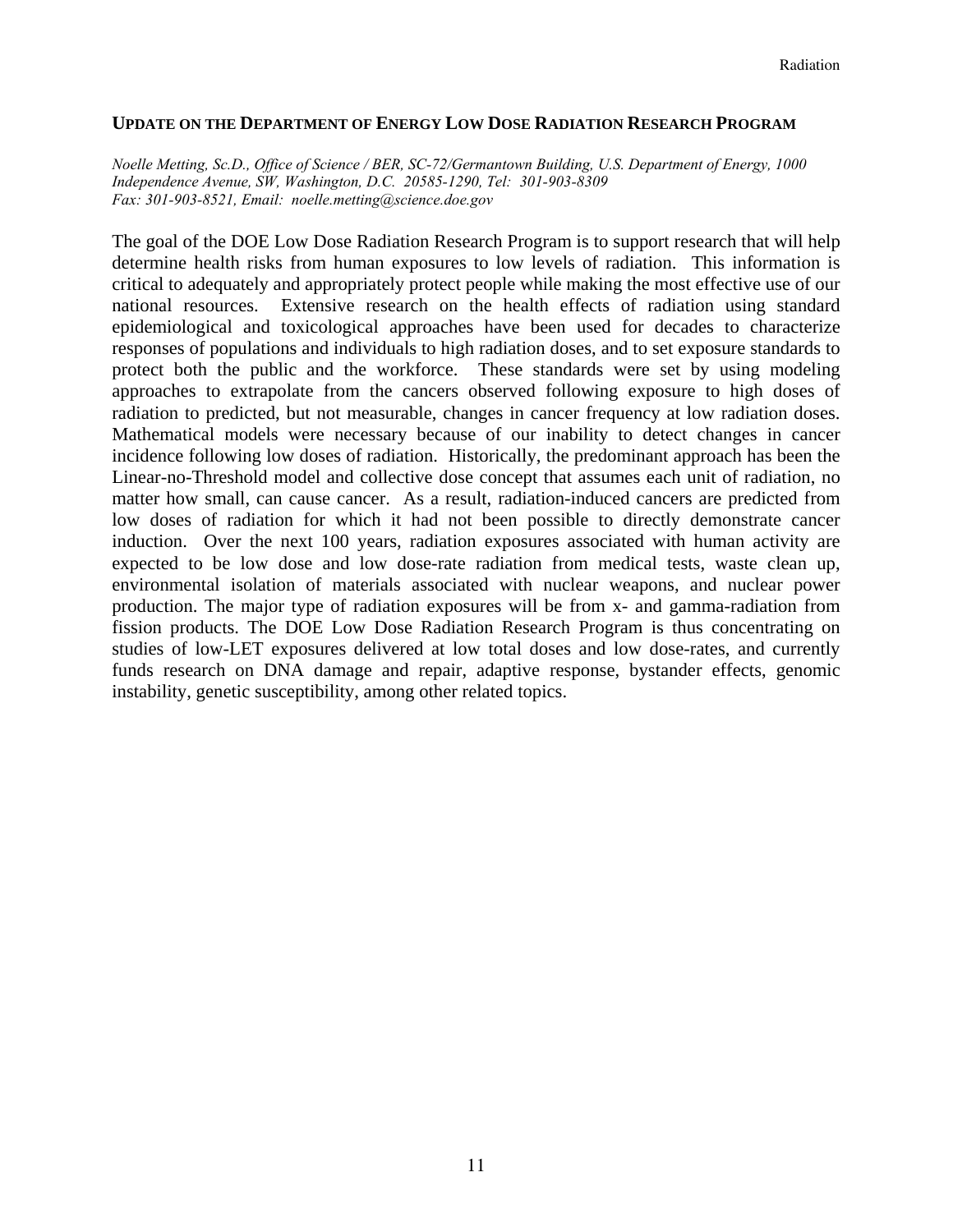## UPDATE ON THE DEPARTMENT OF ENERGY LOW DOSE RADIATION RESEARCH PROGRAM

*Noelle Metting, Sc.D., Office of Science / BER, SC-72/Germantown Building, U.S. Department of Energy, 1000 Independence Avenue, SW, Washington, D.C. 20585-1290, Tel: 301-903-8309 Fax: 301-903-8521, Email: noelle.metting@science.doe.gov*

The goal of the DOE Low Dose Radiation Research Program is to support research that will help determine health risks from human exposures to low levels of radiation. This information is critical to adequately and appropriately protect people while making the most effective use of our national resources. Extensive research on the health effects of radiation using standard epidemiological and toxicological approaches have been used for decades to characterize responses of populations and individuals to high radiation doses, and to set exposure standards to protect both the public and the workforce. These standards were set by using modeling approaches to extrapolate from the cancers observed following exposure to high doses of radiation to predicted, but not measurable, changes in cancer frequency at low radiation doses. Mathematical models were necessary because of our inability to detect changes in cancer incidence following low doses of radiation. Historically, the predominant approach has been the Linear-no-Threshold model and collective dose concept that assumes each unit of radiation, no matter how small, can cause cancer. As a result, radiation-induced cancers are predicted from low doses of radiation for which it had not been possible to directly demonstrate cancer induction. Over the next 100 years, radiation exposures associated with human activity are expected to be low dose and low dose-rate radiation from medical tests, waste clean up, environmental isolation of materials associated with nuclear weapons, and nuclear power production. The major type of radiation exposures will be from x- and gamma-radiation from fission products. The DOE Low Dose Radiation Research Program is thus concentrating on studies of low-LET exposures delivered at low total doses and low dose-rates, and currently funds research on DNA damage and repair, adaptive response, bystander effects, genomic instability, genetic susceptibility, among other related topics.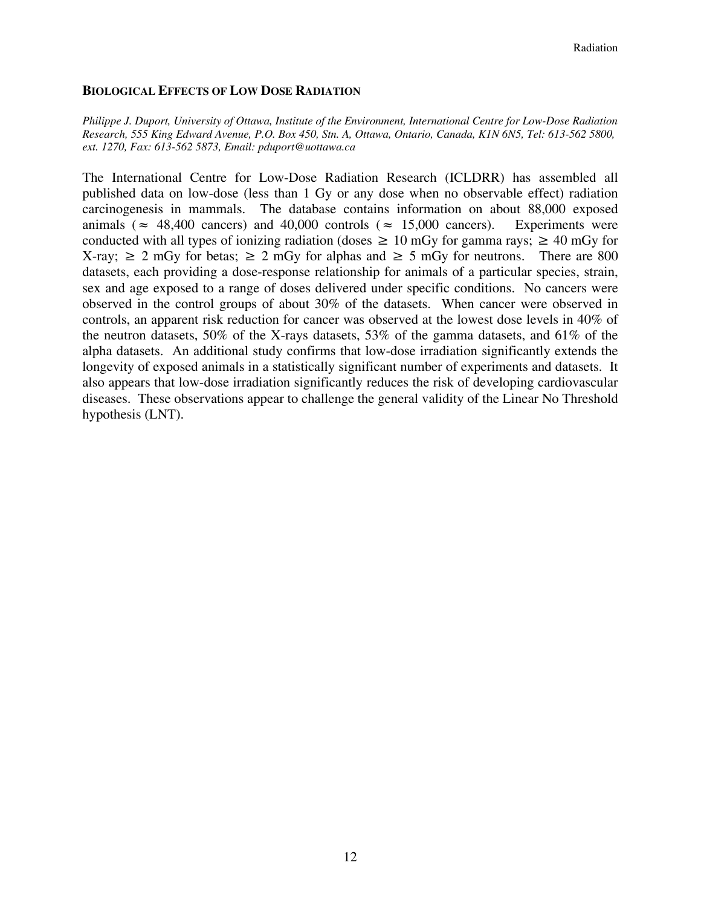## Biological Effects of Low Dose Radiation

*Philippe J. Duport, University of Ottawa, Institute of the Environment, International Centre for Low-Dose Radiation Research, 555 King Edward Avenue, P.O. Box 450, Stn. A, Ottawa, Ontario, Canada, K1N 6N5, Tel: 613-562 5800, ext. 1270, Fax: 613-562 5873, Email: pduport@uottawa.ca*

The International Centre for Low-Dose Radiation Research (ICLDRR) has assembled all published data on low-dose (less than 1 Gy or any dose when no observable effect) radiation carcinogenesis in mammals. The database contains information on about 88,000 exposed animals ($\approx$ 48,400 cancers) and 40,000 controls ($\approx$ 15,000 cancers). Experiments were conducted with all types of ionizing radiation (doses $\geq$ 10 mGy for gamma rays; $\geq$ 40 mGy for X-ray; $\geq$ 2 mGy for betas; $\geq$ 2 mGy for alphas and $\geq$ 5 mGy for neutrons. There are 800 datasets, each providing a dose-response relationship for animals of a particular species, strain, sex and age exposed to a range of doses delivered under specific conditions. No cancers were observed in the control groups of about 30% of the datasets. When cancer were observed in controls, an apparent risk reduction for cancer was observed at the lowest dose levels in 40% of the neutron datasets, 50% of the X-rays datasets, 53% of the gamma datasets, and 61% of the alpha datasets. An additional study confirms that low-dose irradiation significantly extends the longevity of exposed animals in a statistically significant number of experiments and datasets. It also appears that low-dose irradiation significantly reduces the risk of developing cardiovascular diseases. These observations appear to challenge the general validity of the Linear No Threshold hypothesis (LNT).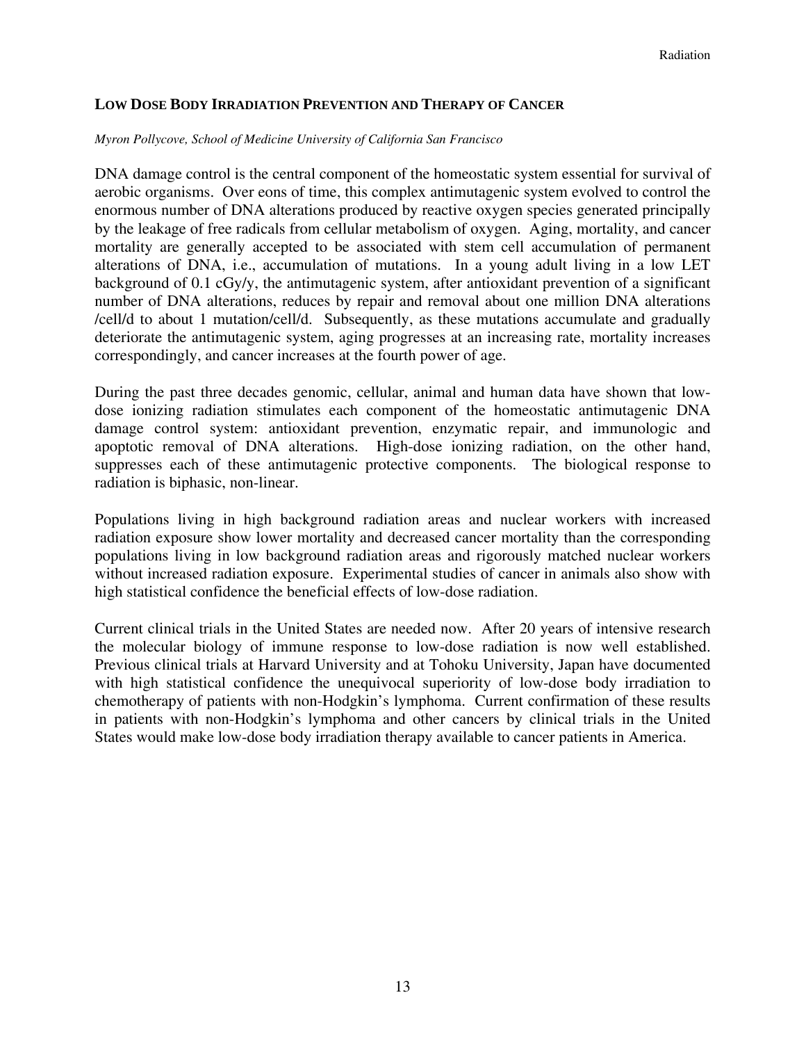## Low Dose Body Irradiation Prevention and Therapy of Cancer

*Myron Pollycove, School of Medicine University of California San Francisco*

DNA damage control is the central component of the homeostatic system essential for survival of aerobic organisms. Over eons of time, this complex antimutagenic system evolved to control the enormous number of DNA alterations produced by reactive oxygen species generated principally by the leakage of free radicals from cellular metabolism of oxygen. Aging, mortality, and cancer mortality are generally accepted to be associated with stem cell accumulation of permanent alterations of DNA, i.e., accumulation of mutations. In a young adult living in a low LET background of 0.1 cGy/y, the antimutagenic system, after antioxidant prevention of a significant number of DNA alterations, reduces by repair and removal about one million DNA alterations /cell/d to about 1 mutation/cell/d. Subsequently, as these mutations accumulate and gradually deteriorate the antimutagenic system, aging progresses at an increasing rate, mortality increases correspondingly, and cancer increases at the fourth power of age.

During the past three decades genomic, cellular, animal and human data have shown that low-dose ionizing radiation stimulates each component of the homeostatic antimutagenic DNA damage control system: antioxidant prevention, enzymatic repair, and immunologic and apoptotic removal of DNA alterations. High-dose ionizing radiation, on the other hand, suppresses each of these antimutagenic protective components. The biological response to radiation is biphasic, non-linear.

Populations living in high background radiation areas and nuclear workers with increased radiation exposure show lower mortality and decreased cancer mortality than the corresponding populations living in low background radiation areas and rigorously matched nuclear workers without increased radiation exposure. Experimental studies of cancer in animals also show with high statistical confidence the beneficial effects of low-dose radiation.

Current clinical trials in the United States are needed now. After 20 years of intensive research the molecular biology of immune response to low-dose radiation is now well established. Previous clinical trials at Harvard University and at Tohoku University, Japan have documented with high statistical confidence the unequivocal superiority of low-dose body irradiation to chemotherapy of patients with non-Hodgkin's lymphoma. Current confirmation of these results in patients with non-Hodgkin's lymphoma and other cancers by clinical trials in the United States would make low-dose body irradiation therapy available to cancer patients in America.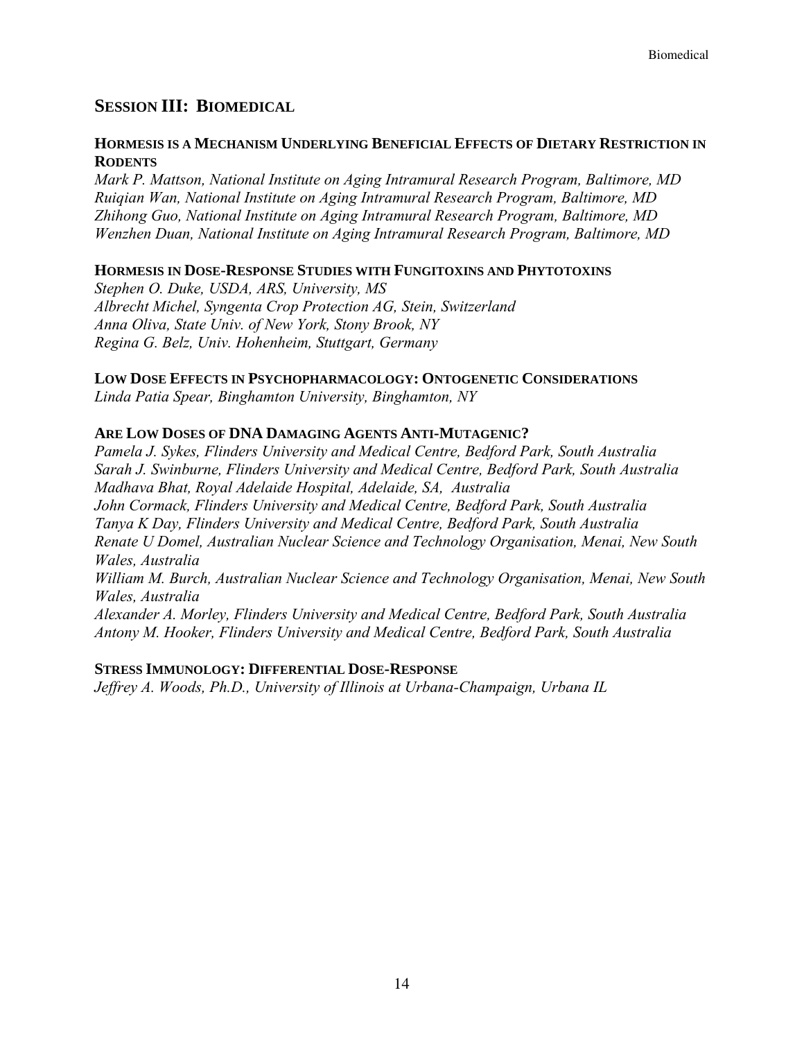## Session III: Biomedical

### Hormesis is a Mechanism Underlying Beneficial Effects of Dietary Restriction in Rodents

*Mark P. Mattson, National Institute on Aging Intramural Research Program, Baltimore, MD*
*Ruiqian Wan, National Institute on Aging Intramural Research Program, Baltimore, MD*
*Zhihong Guo, National Institute on Aging Intramural Research Program, Baltimore, MD*
*Wenzhen Duan, National Institute on Aging Intramural Research Program, Baltimore, MD*

### Hormesis in Dose-Response Studies with Fungitoxins and Phytotoxins

*Stephen O. Duke, USDA, ARS, University, MS*
*Albrecht Michel, Syngenta Crop Protection AG, Stein, Switzerland*
*Anna Oliva, State Univ. of New York, Stony Brook, NY*
*Regina G. Belz, Univ. Hohenheim, Stuttgart, Germany*

### Low Dose Effects in Psychopharmacology: Ontogenetic Considerations

*Linda Patia Spear, Binghamton University, Binghamton, NY*

### Are Low Doses of DNA Damaging Agents Anti-Mutagenic?

*Pamela J. Sykes, Flinders University and Medical Centre, Bedford Park, South Australia*
*Sarah J. Swinburne, Flinders University and Medical Centre, Bedford Park, South Australia*
*Madhava Bhat, Royal Adelaide Hospital, Adelaide, SA, Australia*
*John Cormack, Flinders University and Medical Centre, Bedford Park, South Australia*
*Tanya K Day, Flinders University and Medical Centre, Bedford Park, South Australia*
*Renate U Domel, Australian Nuclear Science and Technology Organisation, Menai, New South Wales, Australia*
*William M. Burch, Australian Nuclear Science and Technology Organisation, Menai, New South Wales, Australia*
*Alexander A. Morley, Flinders University and Medical Centre, Bedford Park, South Australia*
*Antony M. Hooker, Flinders University and Medical Centre, Bedford Park, South Australia*

### Stress Immunology: Differential Dose-Response

*Jeffrey A. Woods, Ph.D., University of Illinois at Urbana-Champaign, Urbana IL*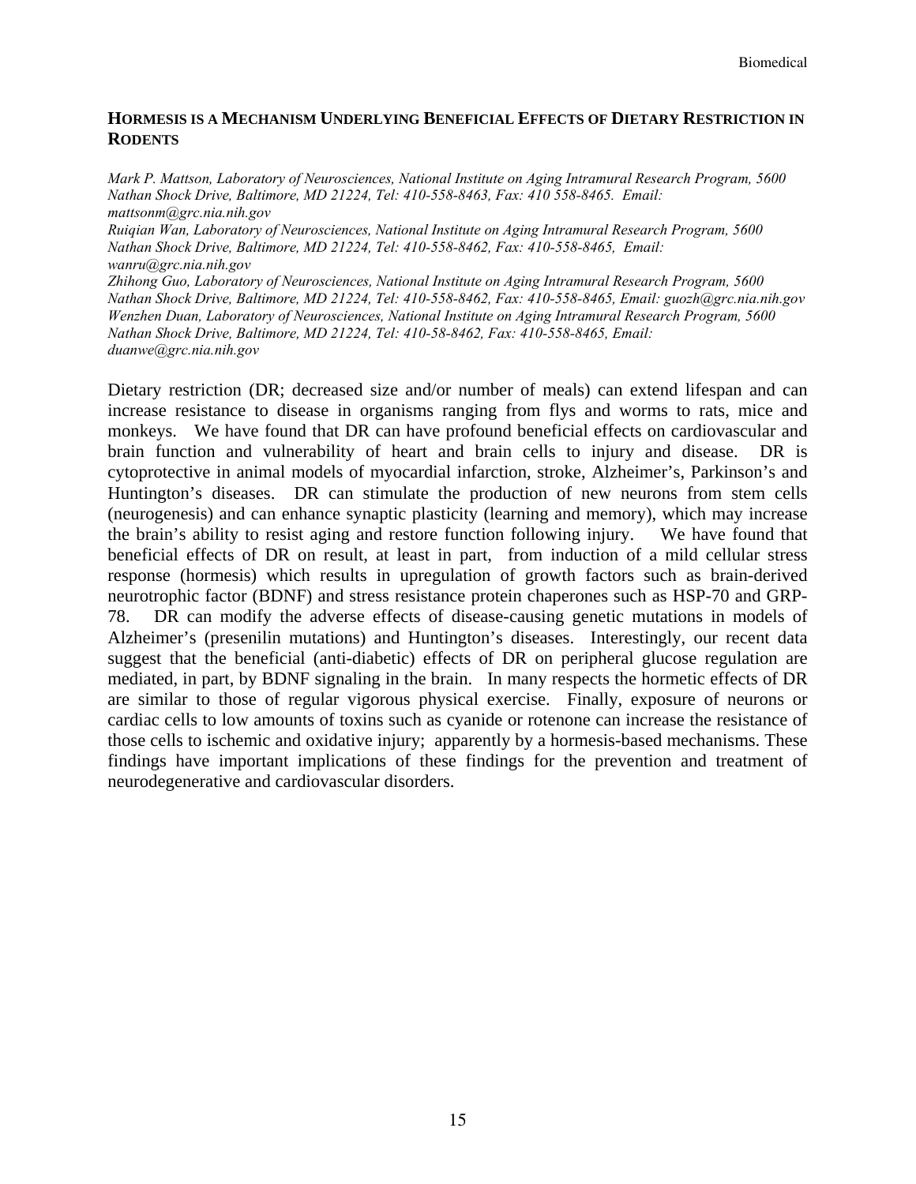## HORMESIS IS A MECHANISM UNDERLYING BENEFICIAL EFFECTS OF DIETARY RESTRICTION IN RODENTS

*Mark P. Mattson, Laboratory of Neurosciences, National Institute on Aging Intramural Research Program, 5600 Nathan Shock Drive, Baltimore, MD 21224, Tel: 410-558-8463, Fax: 410 558-8465. Email: mattsonm@grc.nia.nih.gov*
*Ruiqian Wan, Laboratory of Neurosciences, National Institute on Aging Intramural Research Program, 5600 Nathan Shock Drive, Baltimore, MD 21224, Tel: 410-558-8462, Fax: 410-558-8465, Email: wanru@grc.nia.nih.gov*
*Zhihong Guo, Laboratory of Neurosciences, National Institute on Aging Intramural Research Program, 5600 Nathan Shock Drive, Baltimore, MD 21224, Tel: 410-558-8462, Fax: 410-558-8465, Email: guozh@grc.nia.nih.gov*
*Wenzhen Duan, Laboratory of Neurosciences, National Institute on Aging Intramural Research Program, 5600 Nathan Shock Drive, Baltimore, MD 21224, Tel: 410-58-8462, Fax: 410-558-8465, Email: duanwe@grc.nia.nih.gov*

Dietary restriction (DR; decreased size and/or number of meals) can extend lifespan and can increase resistance to disease in organisms ranging from flys and worms to rats, mice and monkeys. We have found that DR can have profound beneficial effects on cardiovascular and brain function and vulnerability of heart and brain cells to injury and disease. DR is cytoprotective in animal models of myocardial infarction, stroke, Alzheimer's, Parkinson's and Huntington's diseases. DR can stimulate the production of new neurons from stem cells (neurogenesis) and can enhance synaptic plasticity (learning and memory), which may increase the brain's ability to resist aging and restore function following injury. We have found that beneficial effects of DR on result, at least in part, from induction of a mild cellular stress response (hormesis) which results in upregulation of growth factors such as brain-derived neurotrophic factor (BDNF) and stress resistance protein chaperones such as HSP-70 and GRP-78. DR can modify the adverse effects of disease-causing genetic mutations in models of Alzheimer's (presenilin mutations) and Huntington's diseases. Interestingly, our recent data suggest that the beneficial (anti-diabetic) effects of DR on peripheral glucose regulation are mediated, in part, by BDNF signaling in the brain. In many respects the hormetic effects of DR are similar to those of regular vigorous physical exercise. Finally, exposure of neurons or cardiac cells to low amounts of toxins such as cyanide or rotenone can increase the resistance of those cells to ischemic and oxidative injury; apparently by a hormesis-based mechanisms. These findings have important implications of these findings for the prevention and treatment of neurodegenerative and cardiovascular disorders.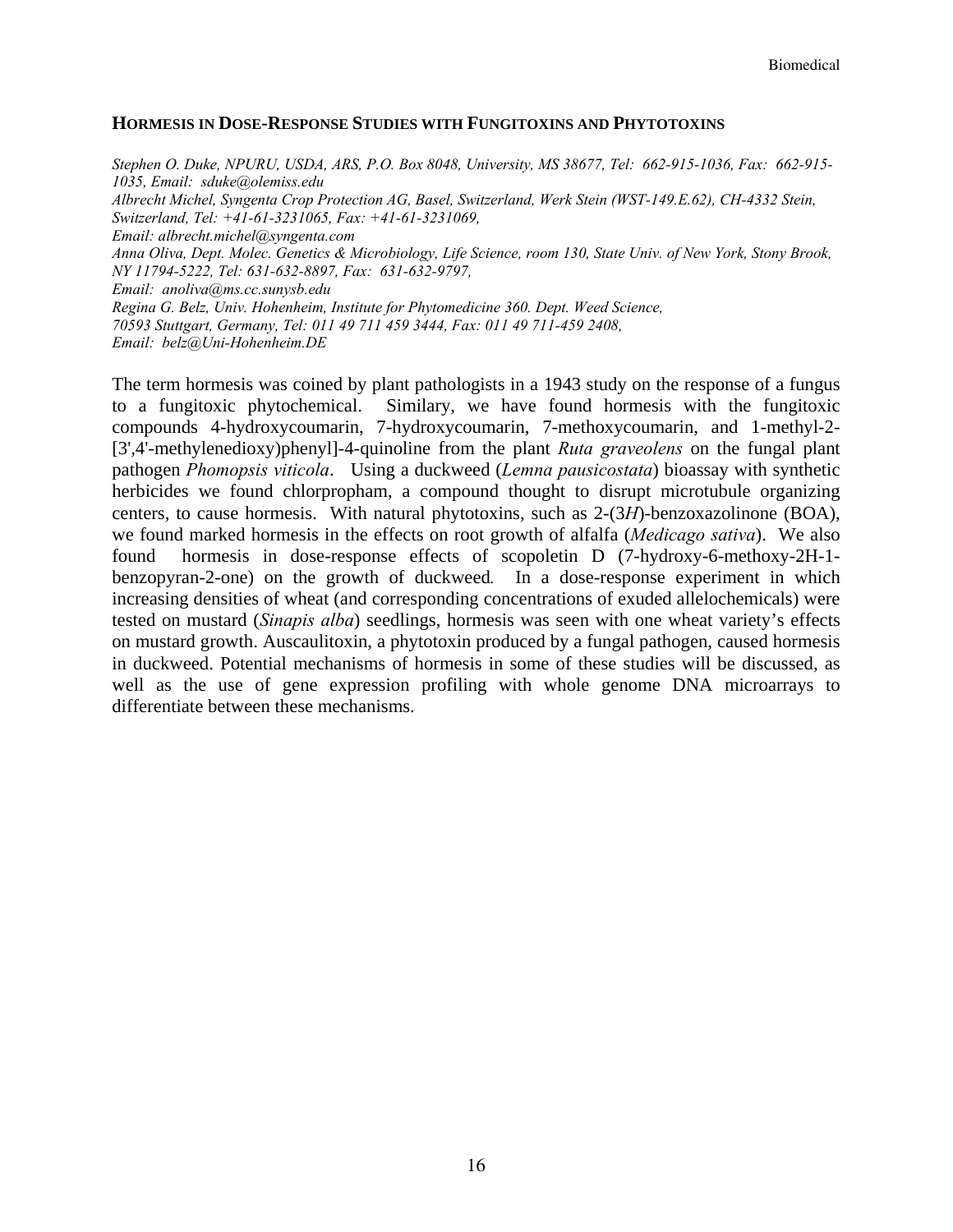## HORMESIS IN DOSE-RESPONSE STUDIES WITH FUNGITOXINS AND PHYTOTOXINS

*Stephen O. Duke, NPURU, USDA, ARS, P.O. Box 8048, University, MS 38677, Tel: 662-915-1036, Fax: 662-915-1035, Email: sduke@olemiss.edu*
*Albrecht Michel, Syngenta Crop Protection AG, Basel, Switzerland, Werk Stein (WST-149.E.62), CH-4332 Stein, Switzerland, Tel: +41-61-3231065, Fax: +41-61-3231069,*
*Email: albrecht.michel@syngenta.com*
*Anna Oliva, Dept. Molec. Genetics & Microbiology, Life Science, room 130, State Univ. of New York, Stony Brook, NY 11794-5222, Tel: 631-632-8897, Fax: 631-632-9797,*
*Email: anoliva@ms.cc.sunysb.edu*
*Regina G. Belz, Univ. Hohenheim, Institute for Phytomedicine 360. Dept. Weed Science,*
*70593 Stuttgart, Germany, Tel: 011 49 711 459 3444, Fax: 011 49 711-459 2408,*
*Email: belz@Uni-Hohenheim.DE*

The term hormesis was coined by plant pathologists in a 1943 study on the response of a fungus to a fungitoxic phytochemical. Similary, we have found hormesis with the fungitoxic compounds 4-hydroxycoumarin, 7-hydroxycoumarin, 7-methoxycoumarin, and 1-methyl-2-[3',4'-methylenedioxy)phenyl]-4-quinoline from the plant *Ruta graveolens* on the fungal plant pathogen *Phomopsis viticola*. Using a duckweed (*Lemna pausicostata*) bioassay with synthetic herbicides we found chlorpropham, a compound thought to disrupt microtubule organizing centers, to cause hormesis. With natural phytotoxins, such as 2-(3*H*)-benzoxazolinone (BOA), we found marked hormesis in the effects on root growth of alfalfa (*Medicago sativa*). We also found hormesis in dose-response effects of scopoletin D (7-hydroxy-6-methoxy-2H-1-benzopyran-2-one) on the growth of duckweed. In a dose-response experiment in which increasing densities of wheat (and corresponding concentrations of exuded allelochemicals) were tested on mustard (*Sinapis alba*) seedlings, hormesis was seen with one wheat variety's effects on mustard growth. Auscaulitoxin, a phytotoxin produced by a fungal pathogen, caused hormesis in duckweed. Potential mechanisms of hormesis in some of these studies will be discussed, as well as the use of gene expression profiling with whole genome DNA microarrays to differentiate between these mechanisms.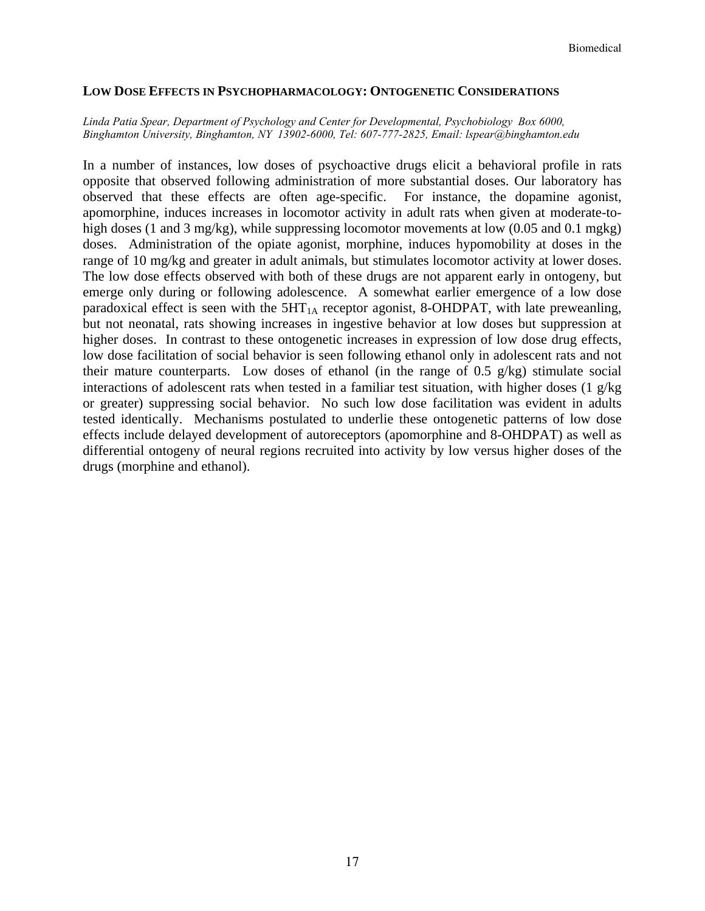## Low Dose Effects in Psychopharmacology: Ontogenetic Considerations

*Linda Patia Spear, Department of Psychology and Center for Developmental, Psychobiology Box 6000, Binghamton University, Binghamton, NY 13902-6000, Tel: 607-777-2825, Email: lspear@binghamton.edu*

In a number of instances, low doses of psychoactive drugs elicit a behavioral profile in rats opposite that observed following administration of more substantial doses. Our laboratory has observed that these effects are often age-specific. For instance, the dopamine agonist, apomorphine, induces increases in locomotor activity in adult rats when given at moderate-to-high doses (1 and 3 mg/kg), while suppressing locomotor movements at low (0.05 and 0.1 mgkg) doses. Administration of the opiate agonist, morphine, induces hypomobility at doses in the range of 10 mg/kg and greater in adult animals, but stimulates locomotor activity at lower doses. The low dose effects observed with both of these drugs are not apparent early in ontogeny, but emerge only during or following adolescence. A somewhat earlier emergence of a low dose paradoxical effect is seen with the $5HT_{1A}$ receptor agonist, 8-OHDPAT, with late preweanling, but not neonatal, rats showing increases in ingestive behavior at low doses but suppression at higher doses. In contrast to these ontogenetic increases in expression of low dose drug effects, low dose facilitation of social behavior is seen following ethanol only in adolescent rats and not their mature counterparts. Low doses of ethanol (in the range of 0.5 g/kg) stimulate social interactions of adolescent rats when tested in a familiar test situation, with higher doses (1 g/kg or greater) suppressing social behavior. No such low dose facilitation was evident in adults tested identically. Mechanisms postulated to underlie these ontogenetic patterns of low dose effects include delayed development of autoreceptors (apomorphine and 8-OHDPAT) as well as differential ontogeny of neural regions recruited into activity by low versus higher doses of the drugs (morphine and ethanol).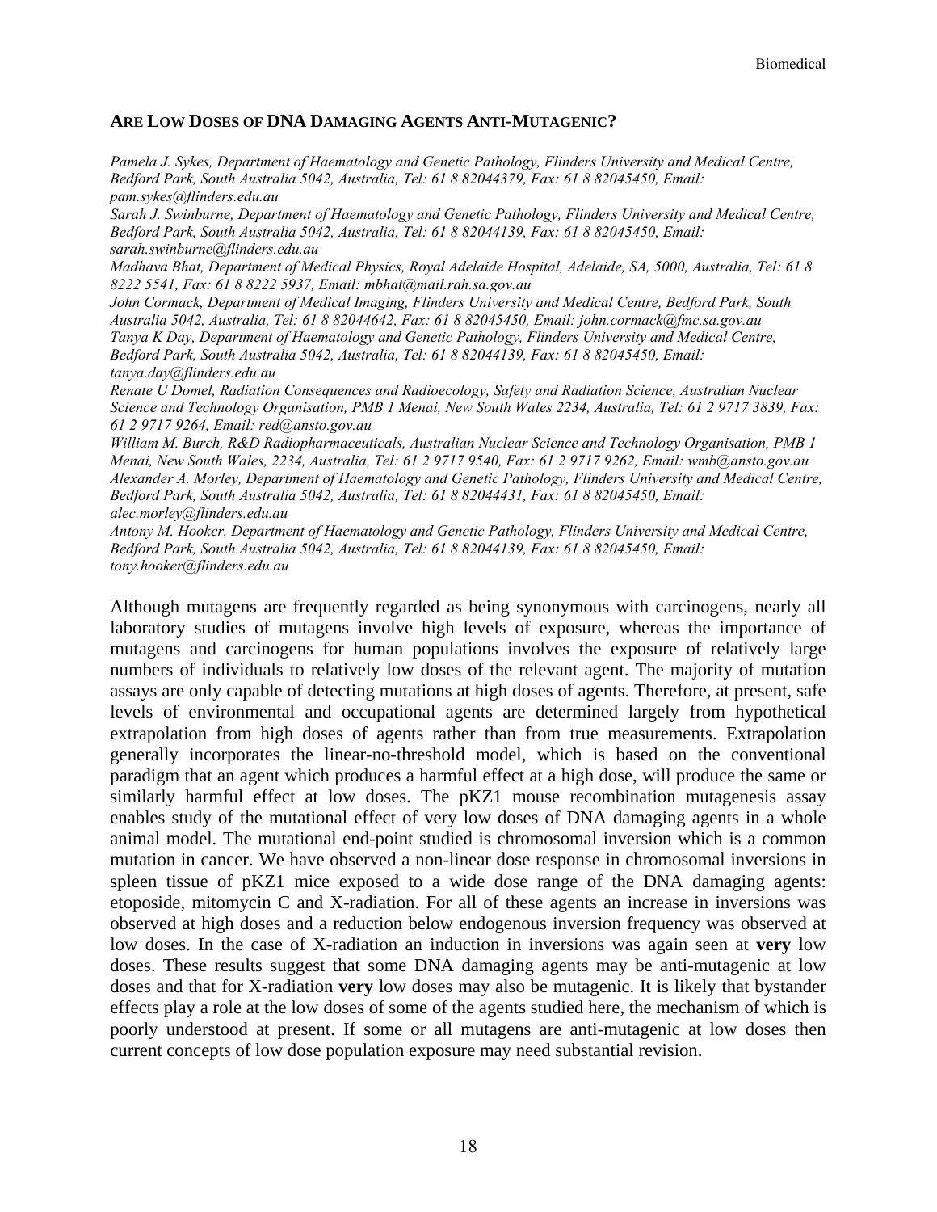## ARE LOW DOSES OF DNA DAMAGING AGENTS ANTI-MUTAGENIC?

*Pamela J. Sykes, Department of Haematology and Genetic Pathology, Flinders University and Medical Centre, Bedford Park, South Australia 5042, Australia, Tel: 61 8 82044379, Fax: 61 8 82045450, Email: pam.sykes@flinders.edu.au*

*Sarah J. Swinburne, Department of Haematology and Genetic Pathology, Flinders University and Medical Centre, Bedford Park, South Australia 5042, Australia, Tel: 61 8 82044139, Fax: 61 8 82045450, Email: sarah.swinburne@flinders.edu.au*

*Madhava Bhat, Department of Medical Physics, Royal Adelaide Hospital, Adelaide, SA, 5000, Australia, Tel: 61 8 8222 5541, Fax: 61 8 8222 5937, Email: mbhat@mail.rah.sa.gov.au*

*John Cormack, Department of Medical Imaging, Flinders University and Medical Centre, Bedford Park, South Australia 5042, Australia, Tel: 61 8 82044642, Fax: 61 8 82045450, Email: john.cormack@fmc.sa.gov.au*

*Tanya K Day, Department of Haematology and Genetic Pathology, Flinders University and Medical Centre, Bedford Park, South Australia 5042, Australia, Tel: 61 8 82044139, Fax: 61 8 82045450, Email: tanya.day@flinders.edu.au*

*Renate U Domel, Radiation Consequences and Radioecology, Safety and Radiation Science, Australian Nuclear Science and Technology Organisation, PMB 1 Menai, New South Wales 2234, Australia, Tel: 61 2 9717 3839, Fax: 61 2 9717 9264, Email: red@ansto.gov.au*

*William M. Burch, R&D Radiopharmaceuticals, Australian Nuclear Science and Technology Organisation, PMB 1 Menai, New South Wales, 2234, Australia, Tel: 61 2 9717 9540, Fax: 61 2 9717 9262, Email: wmb@ansto.gov.au*

*Alexander A. Morley, Department of Haematology and Genetic Pathology, Flinders University and Medical Centre, Bedford Park, South Australia 5042, Australia, Tel: 61 8 82044431, Fax: 61 8 82045450, Email: alec.morley@flinders.edu.au*

*Antony M. Hooker, Department of Haematology and Genetic Pathology, Flinders University and Medical Centre, Bedford Park, South Australia 5042, Australia, Tel: 61 8 82044139, Fax: 61 8 82045450, Email: tony.hooker@flinders.edu.au*

Although mutagens are frequently regarded as being synonymous with carcinogens, nearly all laboratory studies of mutagens involve high levels of exposure, whereas the importance of mutagens and carcinogens for human populations involves the exposure of relatively large numbers of individuals to relatively low doses of the relevant agent. The majority of mutation assays are only capable of detecting mutations at high doses of agents. Therefore, at present, safe levels of environmental and occupational agents are determined largely from hypothetical extrapolation from high doses of agents rather than from true measurements. Extrapolation generally incorporates the linear-no-threshold model, which is based on the conventional paradigm that an agent which produces a harmful effect at a high dose, will produce the same or similarly harmful effect at low doses. The pKZ1 mouse recombination mutagenesis assay enables study of the mutational effect of very low doses of DNA damaging agents in a whole animal model. The mutational end-point studied is chromosomal inversion which is a common mutation in cancer. We have observed a non-linear dose response in chromosomal inversions in spleen tissue of pKZ1 mice exposed to a wide dose range of the DNA damaging agents: etoposide, mitomycin C and X-radiation. For all of these agents an increase in inversions was observed at high doses and a reduction below endogenous inversion frequency was observed at low doses. In the case of X-radiation an induction in inversions was again seen at **very** low doses. These results suggest that some DNA damaging agents may be anti-mutagenic at low doses and that for X-radiation **very** low doses may also be mutagenic. It is likely that bystander effects play a role at the low doses of some of the agents studied here, the mechanism of which is poorly understood at present. If some or all mutagens are anti-mutagenic at low doses then current concepts of low dose population exposure may need substantial revision.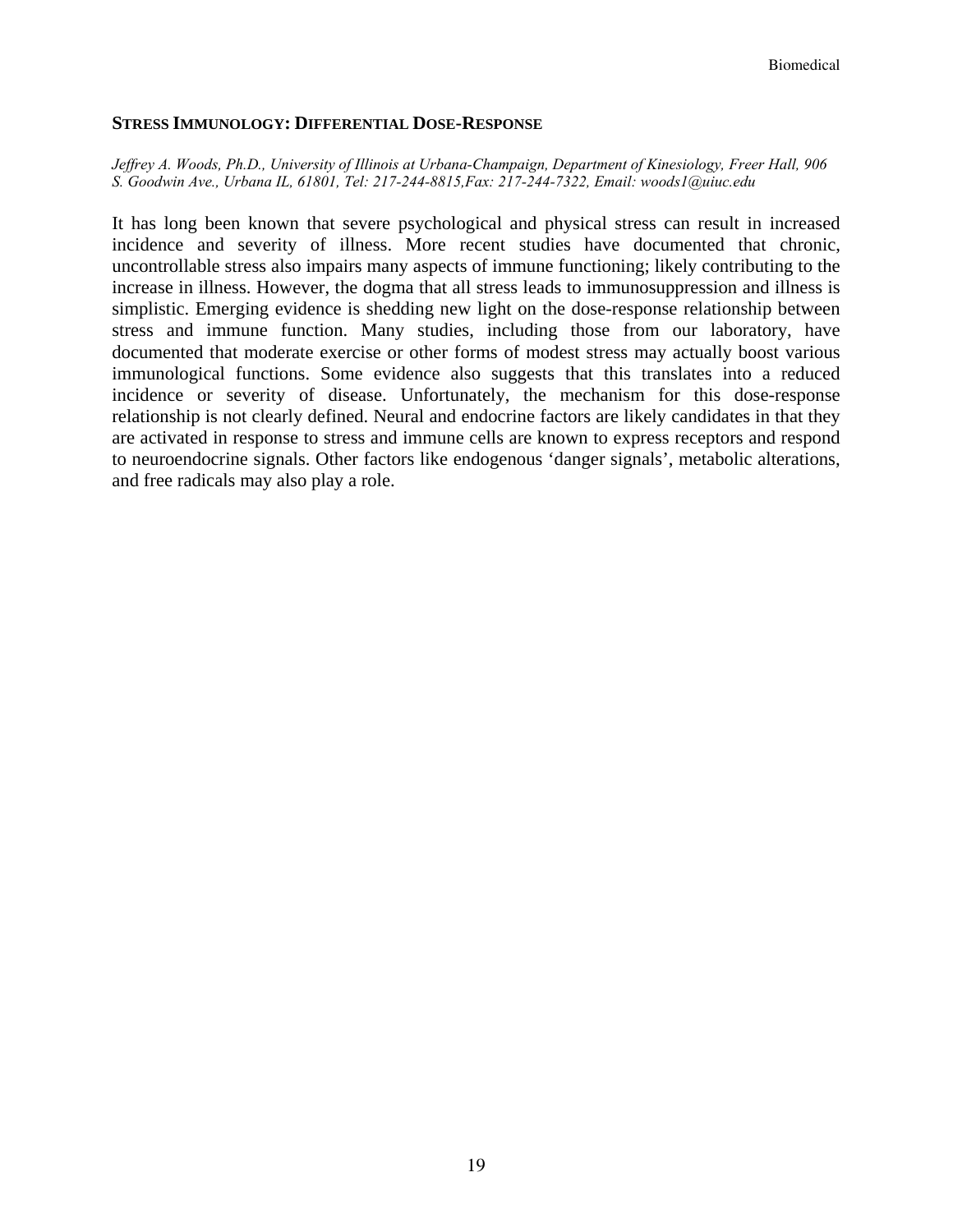## STRESS IMMUNOLOGY: DIFFERENTIAL DOSE-RESPONSE

*Jeffrey A. Woods, Ph.D., University of Illinois at Urbana-Champaign, Department of Kinesiology, Freer Hall, 906 S. Goodwin Ave., Urbana IL, 61801, Tel: 217-244-8815,Fax: 217-244-7322, Email: woods1@uiuc.edu*

It has long been known that severe psychological and physical stress can result in increased incidence and severity of illness. More recent studies have documented that chronic, uncontrollable stress also impairs many aspects of immune functioning; likely contributing to the increase in illness. However, the dogma that all stress leads to immunosuppression and illness is simplistic. Emerging evidence is shedding new light on the dose-response relationship between stress and immune function. Many studies, including those from our laboratory, have documented that moderate exercise or other forms of modest stress may actually boost various immunological functions. Some evidence also suggests that this translates into a reduced incidence or severity of disease. Unfortunately, the mechanism for this dose-response relationship is not clearly defined. Neural and endocrine factors are likely candidates in that they are activated in response to stress and immune cells are known to express receptors and respond to neuroendocrine signals. Other factors like endogenous 'danger signals', metabolic alterations, and free radicals may also play a role.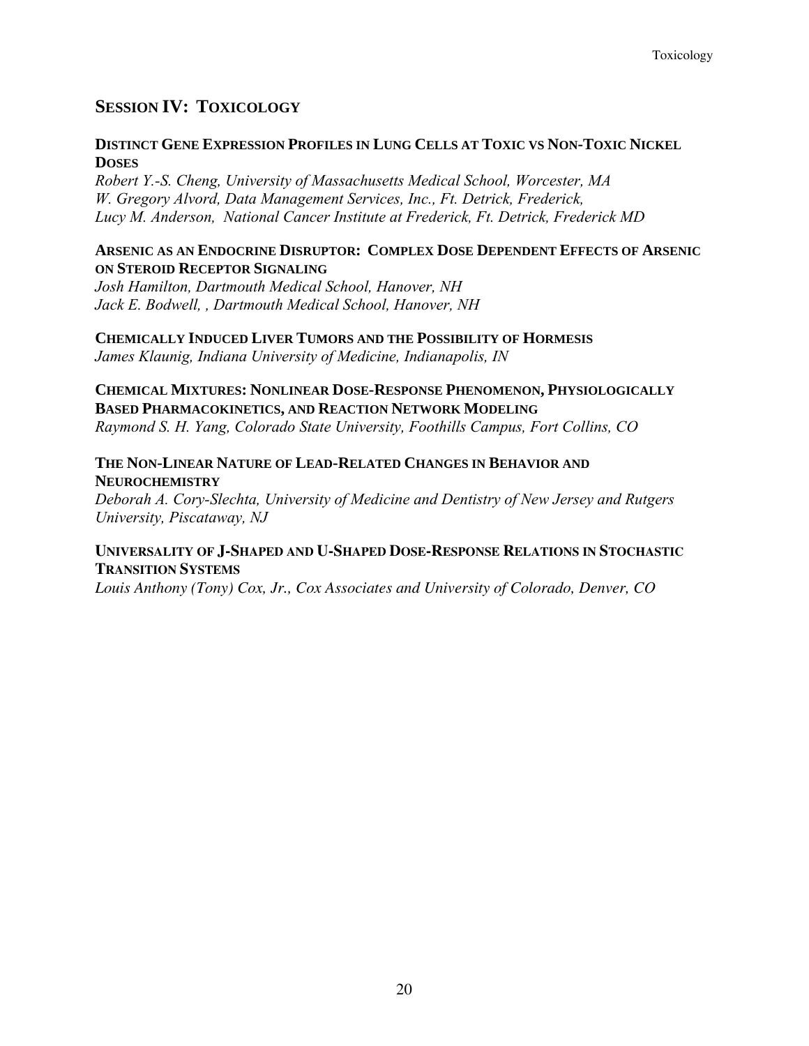## SESSION IV: TOXICOLOGY

**DISTINCT GENE EXPRESSION PROFILES IN LUNG CELLS AT TOXIC VS NON-TOXIC NICKEL DOSES**

*Robert Y.-S. Cheng, University of Massachusetts Medical School, Worcester, MA*
*W. Gregory Alvord, Data Management Services, Inc., Ft. Detrick, Frederick,*
*Lucy M. Anderson, National Cancer Institute at Frederick, Ft. Detrick, Frederick MD*

**ARSENIC AS AN ENDOCRINE DISRUPTOR: COMPLEX DOSE DEPENDENT EFFECTS OF ARSENIC ON STEROID RECEPTOR SIGNALING**

*Josh Hamilton, Dartmouth Medical School, Hanover, NH*
*Jack E. Bodwell, , Dartmouth Medical School, Hanover, NH*

**CHEMICALLY INDUCED LIVER TUMORS AND THE POSSIBILITY OF HORMESIS**

*James Klaunig, Indiana University of Medicine, Indianapolis, IN*

**CHEMICAL MIXTURES: NONLINEAR DOSE-RESPONSE PHENOMENON, PHYSIOLOGICALLY BASED PHARMACOKINETICS, AND REACTION NETWORK MODELING**

*Raymond S. H. Yang, Colorado State University, Foothills Campus, Fort Collins, CO*

**THE NON-LINEAR NATURE OF LEAD-RELATED CHANGES IN BEHAVIOR AND NEUROCHEMISTRY**

*Deborah A. Cory-Slechta, University of Medicine and Dentistry of New Jersey and Rutgers University, Piscataway, NJ*

**UNIVERSALITY OF J-SHAPED AND U-SHAPED DOSE-RESPONSE RELATIONS IN STOCHASTIC TRANSITION SYSTEMS**

*Louis Anthony (Tony) Cox, Jr., Cox Associates and University of Colorado, Denver, CO*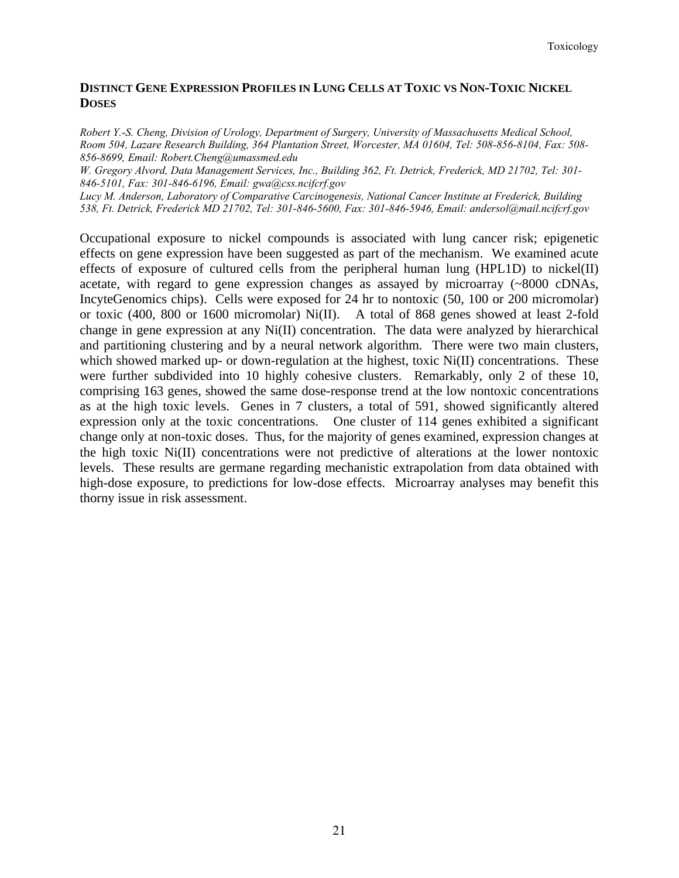## Distinct Gene Expression Profiles in Lung Cells at Toxic vs Non-Toxic Nickel Doses

*Robert Y.-S. Cheng, Division of Urology, Department of Surgery, University of Massachusetts Medical School, Room 504, Lazare Research Building, 364 Plantation Street, Worcester, MA 01604, Tel: 508-856-8104, Fax: 508-856-8699, Email: Robert.Cheng@umassmed.edu*

*W. Gregory Alvord, Data Management Services, Inc., Building 362, Ft. Detrick, Frederick, MD 21702, Tel: 301-846-5101, Fax: 301-846-6196, Email: gwa@css.ncifcrf.gov*

*Lucy M. Anderson, Laboratory of Comparative Carcinogenesis, National Cancer Institute at Frederick, Building 538, Ft. Detrick, Frederick MD 21702, Tel: 301-846-5600, Fax: 301-846-5946, Email: andersol@mail.ncifcrf.gov*

Occupational exposure to nickel compounds is associated with lung cancer risk; epigenetic effects on gene expression have been suggested as part of the mechanism. We examined acute effects of exposure of cultured cells from the peripheral human lung (HPL1D) to nickel(II) acetate, with regard to gene expression changes as assayed by microarray (~8000 cDNAs, IncyteGenomics chips). Cells were exposed for 24 hr to nontoxic (50, 100 or 200 micromolar) or toxic (400, 800 or 1600 micromolar) Ni(II). A total of 868 genes showed at least 2-fold change in gene expression at any Ni(II) concentration. The data were analyzed by hierarchical and partitioning clustering and by a neural network algorithm. There were two main clusters, which showed marked up- or down-regulation at the highest, toxic Ni(II) concentrations. These were further subdivided into 10 highly cohesive clusters. Remarkably, only 2 of these 10, comprising 163 genes, showed the same dose-response trend at the low nontoxic concentrations as at the high toxic levels. Genes in 7 clusters, a total of 591, showed significantly altered expression only at the toxic concentrations. One cluster of 114 genes exhibited a significant change only at non-toxic doses. Thus, for the majority of genes examined, expression changes at the high toxic Ni(II) concentrations were not predictive of alterations at the lower nontoxic levels. These results are germane regarding mechanistic extrapolation from data obtained with high-dose exposure, to predictions for low-dose effects. Microarray analyses may benefit this thorny issue in risk assessment.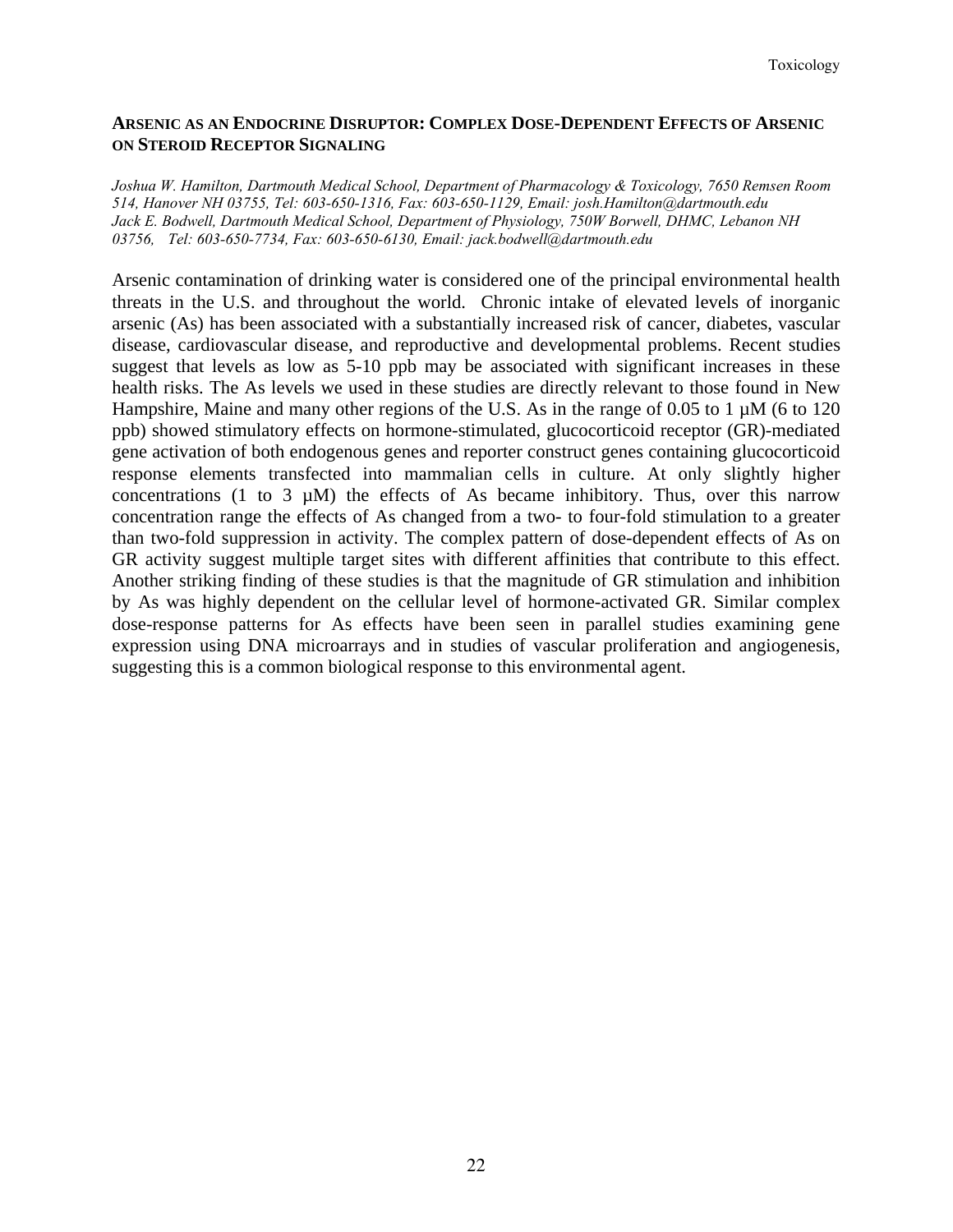## ARSENIC AS AN ENDOCRINE DISRUPTOR: COMPLEX DOSE-DEPENDENT EFFECTS OF ARSENIC ON STEROID RECEPTOR SIGNALING

*Joshua W. Hamilton, Dartmouth Medical School, Department of Pharmacology & Toxicology, 7650 Remsen Room 514, Hanover NH 03755, Tel: 603-650-1316, Fax: 603-650-1129, Email: josh.Hamilton@dartmouth.edu*
*Jack E. Bodwell, Dartmouth Medical School, Department of Physiology, 750W Borwell, DHMC, Lebanon NH 03756, Tel: 603-650-7734, Fax: 603-650-6130, Email: jack.bodwell@dartmouth.edu*

Arsenic contamination of drinking water is considered one of the principal environmental health threats in the U.S. and throughout the world. Chronic intake of elevated levels of inorganic arsenic (As) has been associated with a substantially increased risk of cancer, diabetes, vascular disease, cardiovascular disease, and reproductive and developmental problems. Recent studies suggest that levels as low as 5-10 ppb may be associated with significant increases in these health risks. The As levels we used in these studies are directly relevant to those found in New Hampshire, Maine and many other regions of the U.S. As in the range of 0.05 to 1 µM (6 to 120 ppb) showed stimulatory effects on hormone-stimulated, glucocorticoid receptor (GR)-mediated gene activation of both endogenous genes and reporter construct genes containing glucocorticoid response elements transfected into mammalian cells in culture. At only slightly higher concentrations (1 to 3 µM) the effects of As became inhibitory. Thus, over this narrow concentration range the effects of As changed from a two- to four-fold stimulation to a greater than two-fold suppression in activity. The complex pattern of dose-dependent effects of As on GR activity suggest multiple target sites with different affinities that contribute to this effect. Another striking finding of these studies is that the magnitude of GR stimulation and inhibition by As was highly dependent on the cellular level of hormone-activated GR. Similar complex dose-response patterns for As effects have been seen in parallel studies examining gene expression using DNA microarrays and in studies of vascular proliferation and angiogenesis, suggesting this is a common biological response to this environmental agent.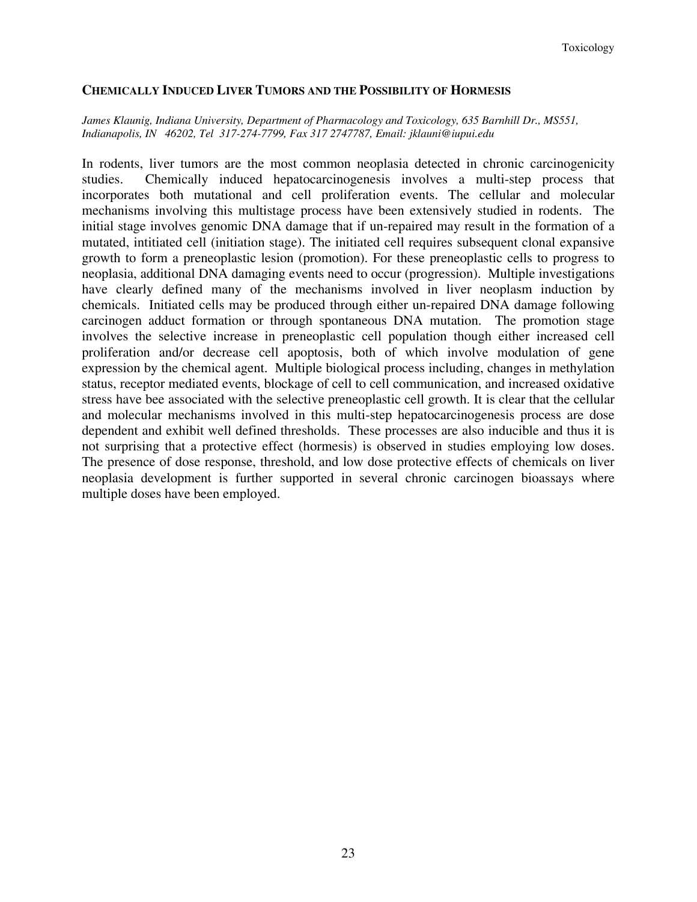## CHEMICALLY INDUCED LIVER TUMORS AND THE POSSIBILITY OF HORMESIS

*James Klaunig, Indiana University, Department of Pharmacology and Toxicology, 635 Barnhill Dr., MS551, Indianapolis, IN 46202, Tel 317-274-7799, Fax 317 2747787, Email: jklauni@iupui.edu*

In rodents, liver tumors are the most common neoplasia detected in chronic carcinogenicity studies. Chemically induced hepatocarcinogenesis involves a multi-step process that incorporates both mutational and cell proliferation events. The cellular and molecular mechanisms involving this multistage process have been extensively studied in rodents. The initial stage involves genomic DNA damage that if un-repaired may result in the formation of a mutated, intitiated cell (initiation stage). The initiated cell requires subsequent clonal expansive growth to form a preneoplastic lesion (promotion). For these preneoplastic cells to progress to neoplasia, additional DNA damaging events need to occur (progression). Multiple investigations have clearly defined many of the mechanisms involved in liver neoplasm induction by chemicals. Initiated cells may be produced through either un-repaired DNA damage following carcinogen adduct formation or through spontaneous DNA mutation. The promotion stage involves the selective increase in preneoplastic cell population though either increased cell proliferation and/or decrease cell apoptosis, both of which involve modulation of gene expression by the chemical agent. Multiple biological process including, changes in methylation status, receptor mediated events, blockage of cell to cell communication, and increased oxidative stress have bee associated with the selective preneoplastic cell growth. It is clear that the cellular and molecular mechanisms involved in this multi-step hepatocarcinogenesis process are dose dependent and exhibit well defined thresholds. These processes are also inducible and thus it is not surprising that a protective effect (hormesis) is observed in studies employing low doses. The presence of dose response, threshold, and low dose protective effects of chemicals on liver neoplasia development is further supported in several chronic carcinogen bioassays where multiple doses have been employed.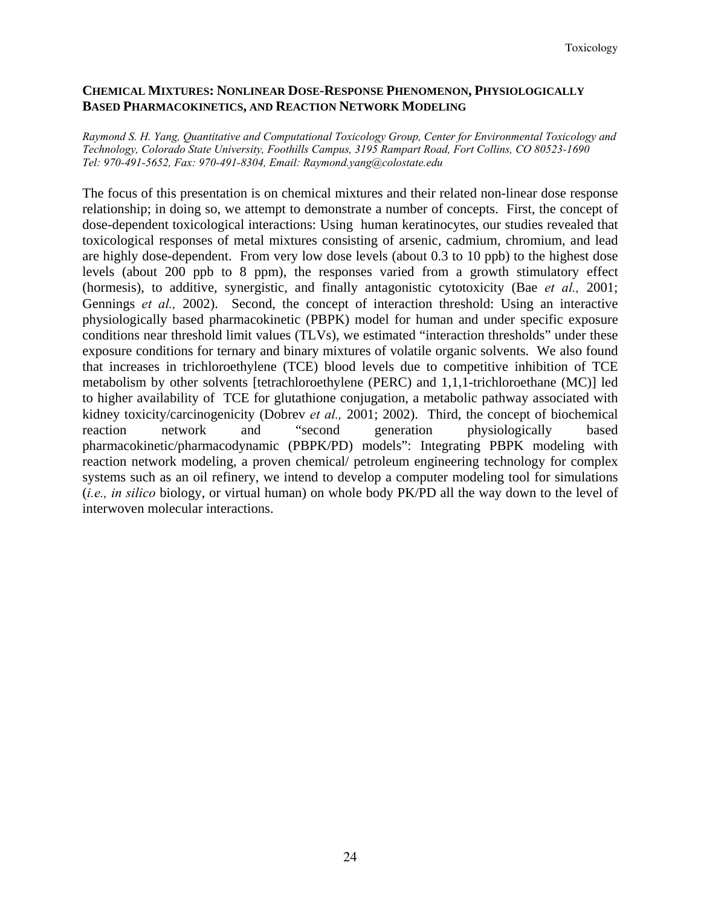## Chemical Mixtures: Nonlinear Dose-Response Phenomenon, Physiologically Based Pharmacokinetics, and Reaction Network Modeling

*Raymond S. H. Yang, Quantitative and Computational Toxicology Group, Center for Environmental Toxicology and Technology, Colorado State University, Foothills Campus, 3195 Rampart Road, Fort Collins, CO 80523-1690*
*Tel: 970-491-5652, Fax: 970-491-8304, Email: Raymond.yang@colostate.edu*

The focus of this presentation is on chemical mixtures and their related non-linear dose response relationship; in doing so, we attempt to demonstrate a number of concepts. First, the concept of dose-dependent toxicological interactions: Using human keratinocytes, our studies revealed that toxicological responses of metal mixtures consisting of arsenic, cadmium, chromium, and lead are highly dose-dependent. From very low dose levels (about 0.3 to 10 ppb) to the highest dose levels (about 200 ppb to 8 ppm), the responses varied from a growth stimulatory effect (hormesis), to additive, synergistic, and finally antagonistic cytotoxicity (Bae *et al.,* 2001; Gennings *et al.,* 2002). Second, the concept of interaction threshold: Using an interactive physiologically based pharmacokinetic (PBPK) model for human and under specific exposure conditions near threshold limit values (TLVs), we estimated "interaction thresholds" under these exposure conditions for ternary and binary mixtures of volatile organic solvents. We also found that increases in trichloroethylene (TCE) blood levels due to competitive inhibition of TCE metabolism by other solvents [tetrachloroethylene (PERC) and 1,1,1-trichloroethane (MC)] led to higher availability of TCE for glutathione conjugation, a metabolic pathway associated with kidney toxicity/carcinogenicity (Dobrev *et al.,* 2001; 2002). Third, the concept of biochemical reaction network and "second generation physiologically based pharmacokinetic/pharmacodynamic (PBPK/PD) models": Integrating PBPK modeling with reaction network modeling, a proven chemical/ petroleum engineering technology for complex systems such as an oil refinery, we intend to develop a computer modeling tool for simulations (*i.e., in silico* biology, or virtual human) on whole body PK/PD all the way down to the level of interwoven molecular interactions.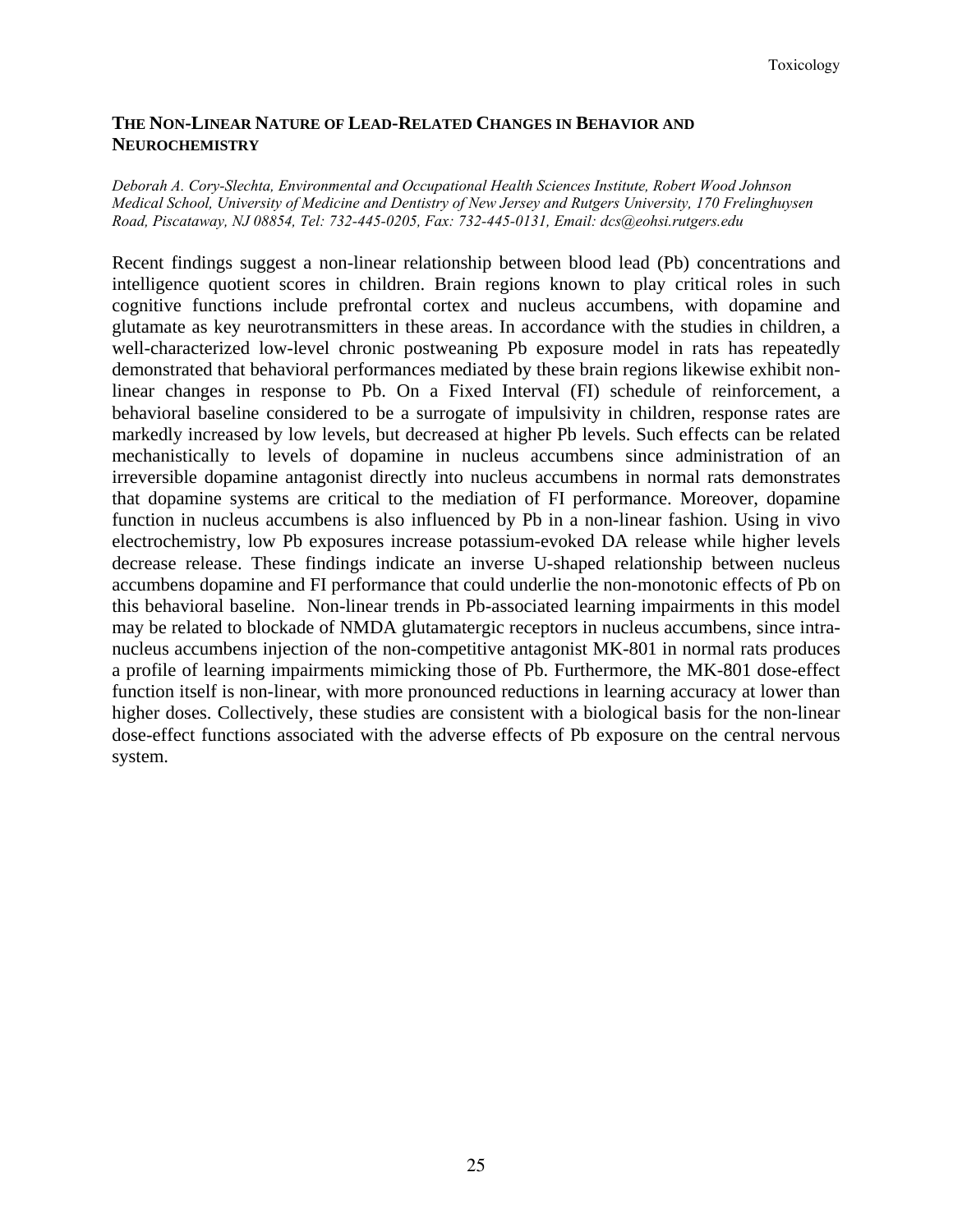## THE NON-LINEAR NATURE OF LEAD-RELATED CHANGES IN BEHAVIOR AND NEUROCHEMISTRY

*Deborah A. Cory-Slechta, Environmental and Occupational Health Sciences Institute, Robert Wood Johnson Medical School, University of Medicine and Dentistry of New Jersey and Rutgers University, 170 Frelinghuysen Road, Piscataway, NJ 08854, Tel: 732-445-0205, Fax: 732-445-0131, Email: dcs@eohsi.rutgers.edu*

Recent findings suggest a non-linear relationship between blood lead (Pb) concentrations and intelligence quotient scores in children. Brain regions known to play critical roles in such cognitive functions include prefrontal cortex and nucleus accumbens, with dopamine and glutamate as key neurotransmitters in these areas. In accordance with the studies in children, a well-characterized low-level chronic postweaning Pb exposure model in rats has repeatedly demonstrated that behavioral performances mediated by these brain regions likewise exhibit non-linear changes in response to Pb. On a Fixed Interval (FI) schedule of reinforcement, a behavioral baseline considered to be a surrogate of impulsivity in children, response rates are markedly increased by low levels, but decreased at higher Pb levels. Such effects can be related mechanistically to levels of dopamine in nucleus accumbens since administration of an irreversible dopamine antagonist directly into nucleus accumbens in normal rats demonstrates that dopamine systems are critical to the mediation of FI performance. Moreover, dopamine function in nucleus accumbens is also influenced by Pb in a non-linear fashion. Using in vivo electrochemistry, low Pb exposures increase potassium-evoked DA release while higher levels decrease release. These findings indicate an inverse U-shaped relationship between nucleus accumbens dopamine and FI performance that could underlie the non-monotonic effects of Pb on this behavioral baseline. Non-linear trends in Pb-associated learning impairments in this model may be related to blockade of NMDA glutamatergic receptors in nucleus accumbens, since intra-nucleus accumbens injection of the non-competitive antagonist MK-801 in normal rats produces a profile of learning impairments mimicking those of Pb. Furthermore, the MK-801 dose-effect function itself is non-linear, with more pronounced reductions in learning accuracy at lower than higher doses. Collectively, these studies are consistent with a biological basis for the non-linear dose-effect functions associated with the adverse effects of Pb exposure on the central nervous system.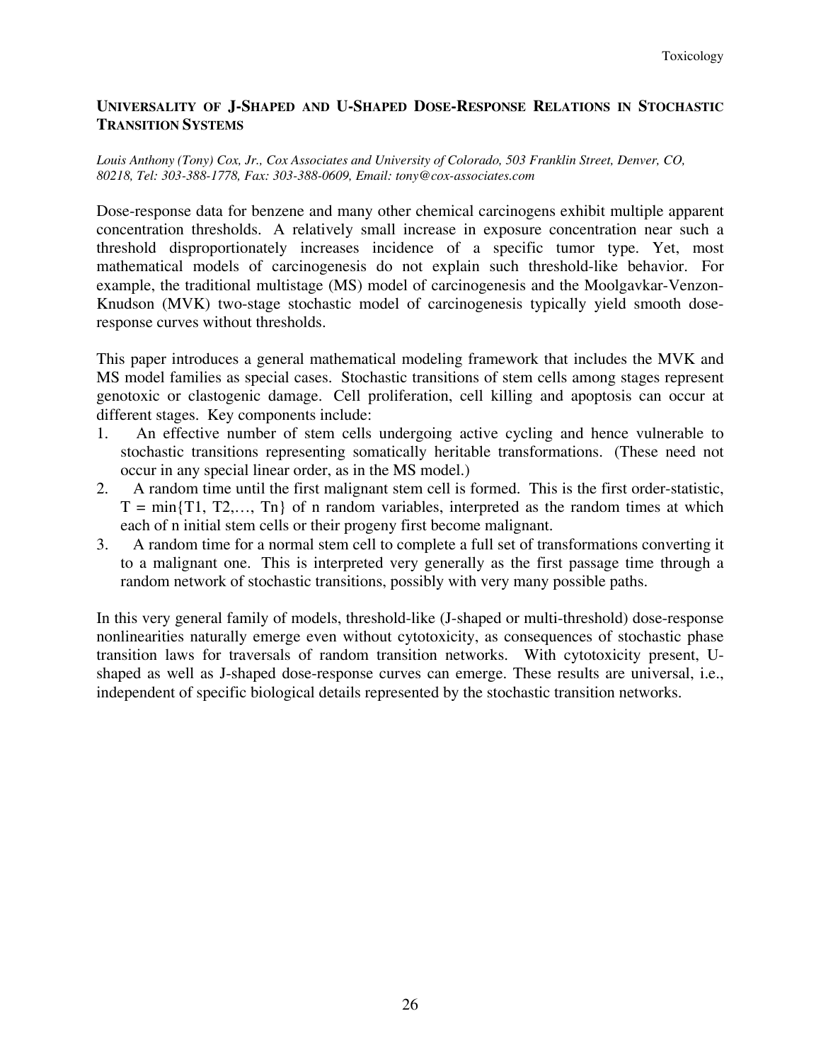## Universality of J-Shaped and U-Shaped Dose-Response Relations in Stochastic Transition Systems

*Louis Anthony (Tony) Cox, Jr., Cox Associates and University of Colorado, 503 Franklin Street, Denver, CO, 80218, Tel: 303-388-1778, Fax: 303-388-0609, Email: tony@cox-associates.com*

Dose-response data for benzene and many other chemical carcinogens exhibit multiple apparent concentration thresholds. A relatively small increase in exposure concentration near such a threshold disproportionately increases incidence of a specific tumor type. Yet, most mathematical models of carcinogenesis do not explain such threshold-like behavior. For example, the traditional multistage (MS) model of carcinogenesis and the Moolgavkar-Venzon-Knudson (MVK) two-stage stochastic model of carcinogenesis typically yield smooth dose-response curves without thresholds.

This paper introduces a general mathematical modeling framework that includes the MVK and MS model families as special cases. Stochastic transitions of stem cells among stages represent genotoxic or clastogenic damage. Cell proliferation, cell killing and apoptosis can occur at different stages. Key components include:

1. An effective number of stem cells undergoing active cycling and hence vulnerable to stochastic transitions representing somatically heritable transformations. (These need not occur in any special linear order, as in the MS model.)
2. A random time until the first malignant stem cell is formed. This is the first order-statistic, $T = \min\{T1, T2, \ldots, Tn\}$ of n random variables, interpreted as the random times at which each of n initial stem cells or their progeny first become malignant.
3. A random time for a normal stem cell to complete a full set of transformations converting it to a malignant one. This is interpreted very generally as the first passage time through a random network of stochastic transitions, possibly with very many possible paths.

In this very general family of models, threshold-like (J-shaped or multi-threshold) dose-response nonlinearities naturally emerge even without cytotoxicity, as consequences of stochastic phase transition laws for traversals of random transition networks. With cytotoxicity present, U-shaped as well as J-shaped dose-response curves can emerge. These results are universal, i.e., independent of specific biological details represented by the stochastic transition networks.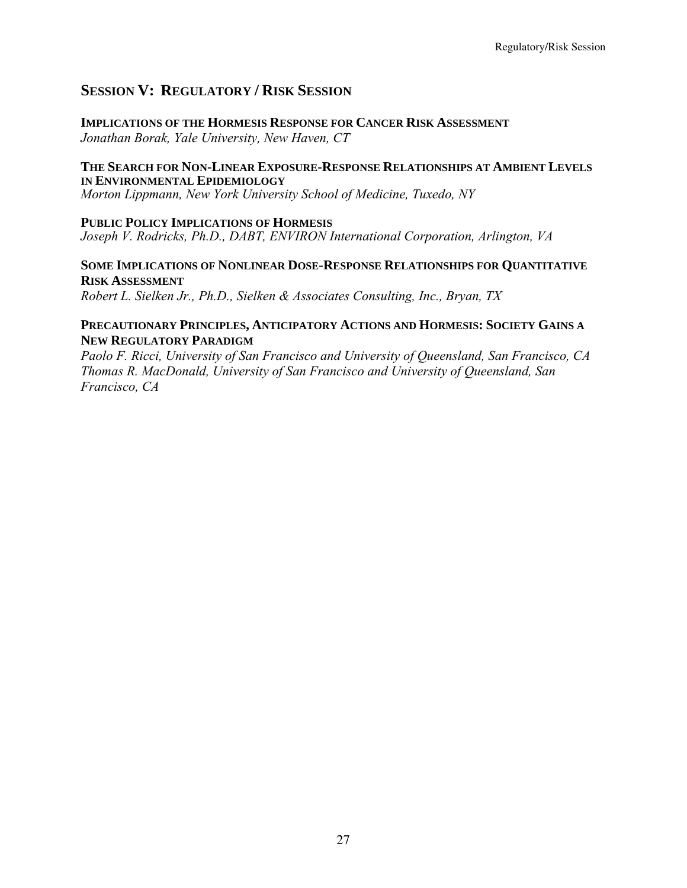## SESSION V: REGULATORY / RISK SESSION

**IMPLICATIONS OF THE HORMESIS RESPONSE FOR CANCER RISK ASSESSMENT**
*Jonathan Borak, Yale University, New Haven, CT*

**THE SEARCH FOR NON-LINEAR EXPOSURE-RESPONSE RELATIONSHIPS AT AMBIENT LEVELS IN ENVIRONMENTAL EPIDEMIOLOGY**
*Morton Lippmann, New York University School of Medicine, Tuxedo, NY*

**PUBLIC POLICY IMPLICATIONS OF HORMESIS**
*Joseph V. Rodricks, Ph.D., DABT, ENVIRON International Corporation, Arlington, VA*

**SOME IMPLICATIONS OF NONLINEAR DOSE-RESPONSE RELATIONSHIPS FOR QUANTITATIVE RISK ASSESSMENT**
*Robert L. Sielken Jr., Ph.D., Sielken & Associates Consulting, Inc., Bryan, TX*

**PRECAUTIONARY PRINCIPLES, ANTICIPATORY ACTIONS AND HORMESIS: SOCIETY GAINS A NEW REGULATORY PARADIGM**
*Paolo F. Ricci, University of San Francisco and University of Queensland, San Francisco, CA*
*Thomas R. MacDonald, University of San Francisco and University of Queensland, San Francisco, CA*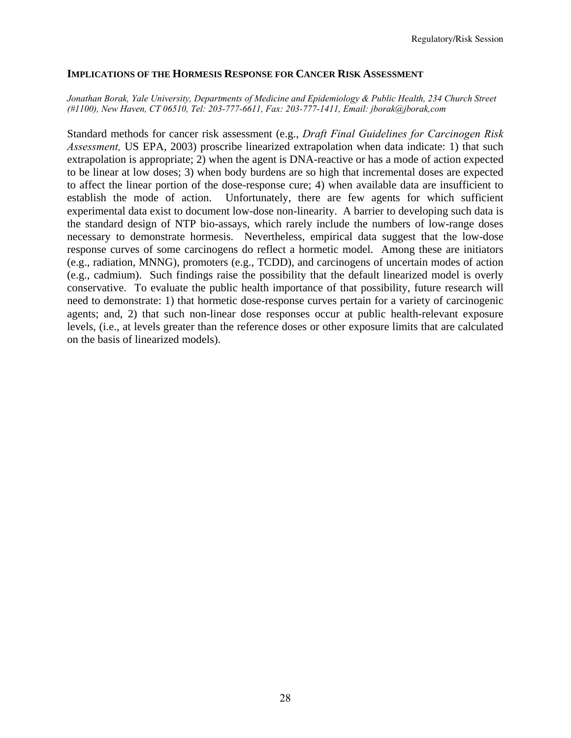## IMPLICATIONS OF THE HORMESIS RESPONSE FOR CANCER RISK ASSESSMENT

*Jonathan Borak, Yale University, Departments of Medicine and Epidemiology & Public Health, 234 Church Street (#1100), New Haven, CT 06510, Tel: 203-777-6611, Fax: 203-777-1411, Email: jborak@jborak,com*

Standard methods for cancer risk assessment (e.g., *Draft Final Guidelines for Carcinogen Risk Assessment,* US EPA, 2003) proscribe linearized extrapolation when data indicate: 1) that such extrapolation is appropriate; 2) when the agent is DNA-reactive or has a mode of action expected to be linear at low doses; 3) when body burdens are so high that incremental doses are expected to affect the linear portion of the dose-response cure; 4) when available data are insufficient to establish the mode of action. Unfortunately, there are few agents for which sufficient experimental data exist to document low-dose non-linearity. A barrier to developing such data is the standard design of NTP bio-assays, which rarely include the numbers of low-range doses necessary to demonstrate hormesis. Nevertheless, empirical data suggest that the low-dose response curves of some carcinogens do reflect a hormetic model. Among these are initiators (e.g., radiation, MNNG), promoters (e.g., TCDD), and carcinogens of uncertain modes of action (e.g., cadmium). Such findings raise the possibility that the default linearized model is overly conservative. To evaluate the public health importance of that possibility, future research will need to demonstrate: 1) that hormetic dose-response curves pertain for a variety of carcinogenic agents; and, 2) that such non-linear dose responses occur at public health-relevant exposure levels, (i.e., at levels greater than the reference doses or other exposure limits that are calculated on the basis of linearized models).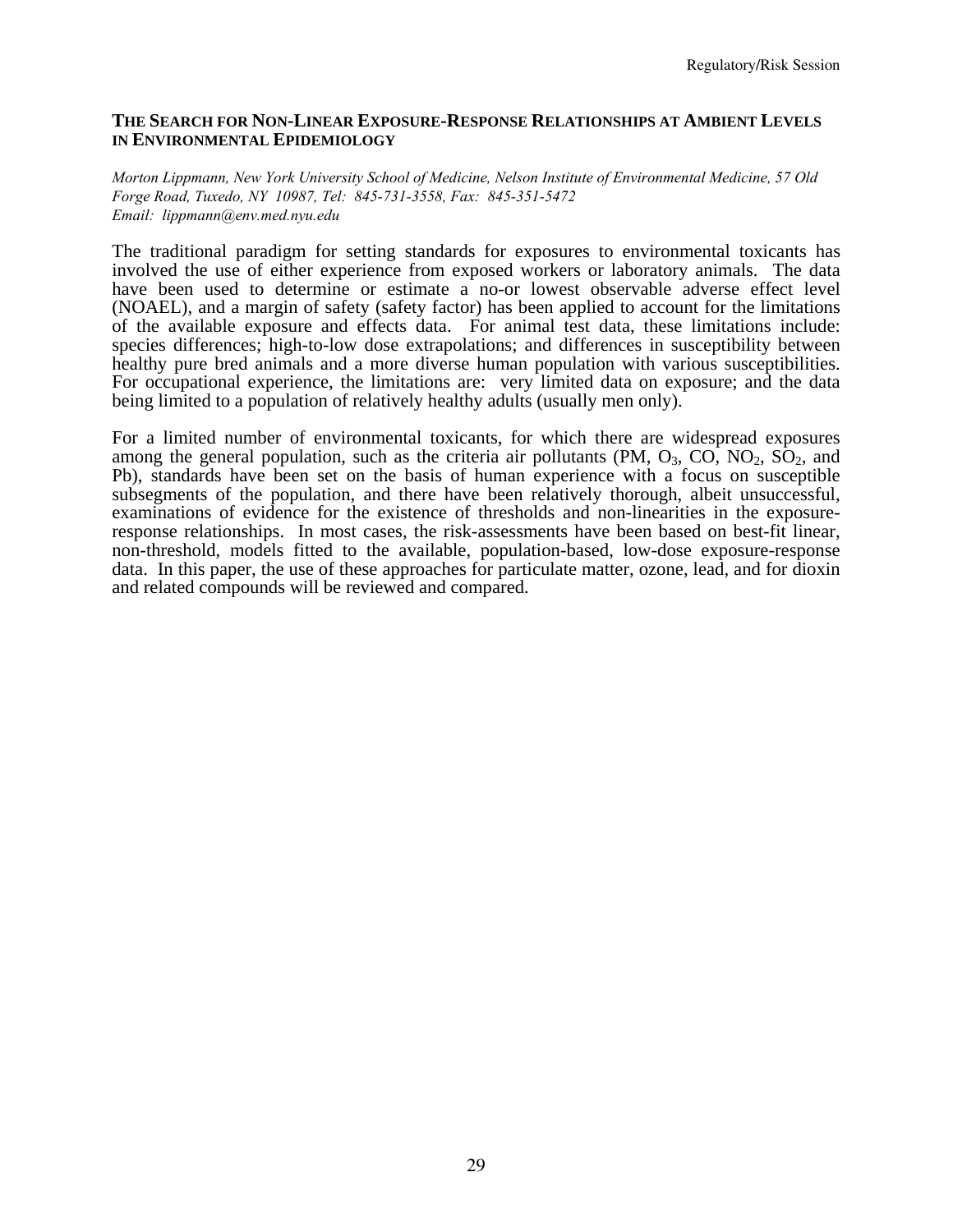## The Search for Non-Linear Exposure-Response Relationships at Ambient Levels in Environmental Epidemiology

*Morton Lippmann, New York University School of Medicine, Nelson Institute of Environmental Medicine, 57 Old Forge Road, Tuxedo, NY 10987, Tel: 845-731-3558, Fax: 845-351-5472*
*Email: lippmann@env.med.nyu.edu*

The traditional paradigm for setting standards for exposures to environmental toxicants has involved the use of either experience from exposed workers or laboratory animals. The data have been used to determine or estimate a no-or lowest observable adverse effect level (NOAEL), and a margin of safety (safety factor) has been applied to account for the limitations of the available exposure and effects data. For animal test data, these limitations include: species differences; high-to-low dose extrapolations; and differences in susceptibility between healthy pure bred animals and a more diverse human population with various susceptibilities. For occupational experience, the limitations are: very limited data on exposure; and the data being limited to a population of relatively healthy adults (usually men only).

For a limited number of environmental toxicants, for which there are widespread exposures among the general population, such as the criteria air pollutants (PM, $O_3$, CO, $NO_2$, $SO_2$, and Pb), standards have been set on the basis of human experience with a focus on susceptible subsegments of the population, and there have been relatively thorough, albeit unsuccessful, examinations of evidence for the existence of thresholds and non-linearities in the exposure-response relationships. In most cases, the risk-assessments have been based on best-fit linear, non-threshold, models fitted to the available, population-based, low-dose exposure-response data. In this paper, the use of these approaches for particulate matter, ozone, lead, and for dioxin and related compounds will be reviewed and compared.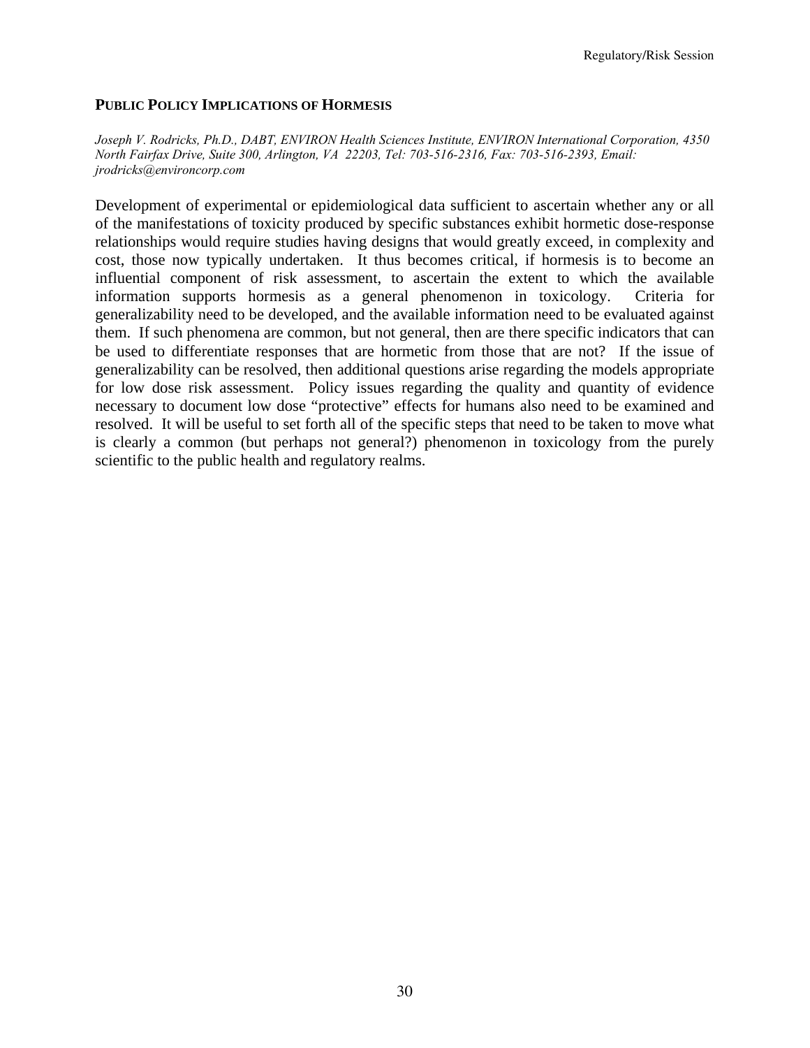## PUBLIC POLICY IMPLICATIONS OF HORMESIS

*Joseph V. Rodricks, Ph.D., DABT, ENVIRON Health Sciences Institute, ENVIRON International Corporation, 4350 North Fairfax Drive, Suite 300, Arlington, VA 22203, Tel: 703-516-2316, Fax: 703-516-2393, Email: jrodricks@environcorp.com*

Development of experimental or epidemiological data sufficient to ascertain whether any or all of the manifestations of toxicity produced by specific substances exhibit hormetic dose-response relationships would require studies having designs that would greatly exceed, in complexity and cost, those now typically undertaken. It thus becomes critical, if hormesis is to become an influential component of risk assessment, to ascertain the extent to which the available information supports hormesis as a general phenomenon in toxicology. Criteria for generalizability need to be developed, and the available information need to be evaluated against them. If such phenomena are common, but not general, then are there specific indicators that can be used to differentiate responses that are hormetic from those that are not? If the issue of generalizability can be resolved, then additional questions arise regarding the models appropriate for low dose risk assessment. Policy issues regarding the quality and quantity of evidence necessary to document low dose "protective" effects for humans also need to be examined and resolved. It will be useful to set forth all of the specific steps that need to be taken to move what is clearly a common (but perhaps not general?) phenomenon in toxicology from the purely scientific to the public health and regulatory realms.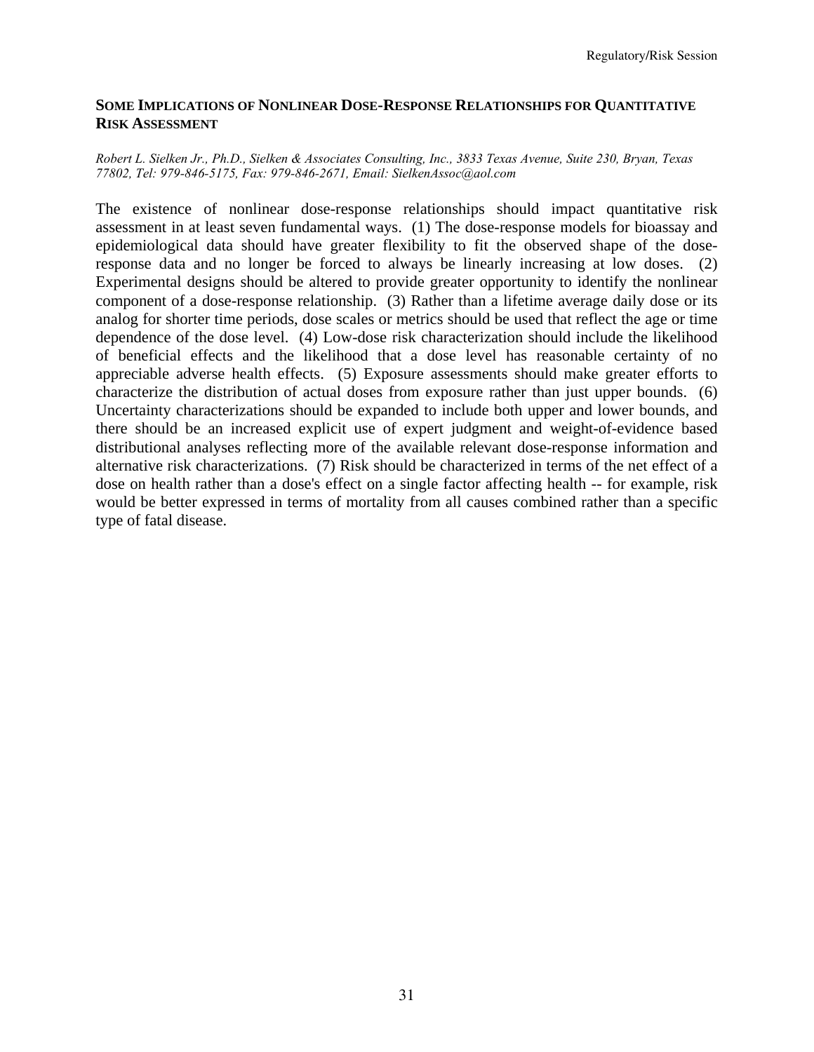## Some Implications of Nonlinear Dose-Response Relationships for Quantitative Risk Assessment

*Robert L. Sielken Jr., Ph.D., Sielken & Associates Consulting, Inc., 3833 Texas Avenue, Suite 230, Bryan, Texas 77802, Tel: 979-846-5175, Fax: 979-846-2671, Email: SielkenAssoc@aol.com*

The existence of nonlinear dose-response relationships should impact quantitative risk assessment in at least seven fundamental ways. (1) The dose-response models for bioassay and epidemiological data should have greater flexibility to fit the observed shape of the dose-response data and no longer be forced to always be linearly increasing at low doses. (2) Experimental designs should be altered to provide greater opportunity to identify the nonlinear component of a dose-response relationship. (3) Rather than a lifetime average daily dose or its analog for shorter time periods, dose scales or metrics should be used that reflect the age or time dependence of the dose level. (4) Low-dose risk characterization should include the likelihood of beneficial effects and the likelihood that a dose level has reasonable certainty of no appreciable adverse health effects. (5) Exposure assessments should make greater efforts to characterize the distribution of actual doses from exposure rather than just upper bounds. (6) Uncertainty characterizations should be expanded to include both upper and lower bounds, and there should be an increased explicit use of expert judgment and weight-of-evidence based distributional analyses reflecting more of the available relevant dose-response information and alternative risk characterizations. (7) Risk should be characterized in terms of the net effect of a dose on health rather than a dose's effect on a single factor affecting health -- for example, risk would be better expressed in terms of mortality from all causes combined rather than a specific type of fatal disease.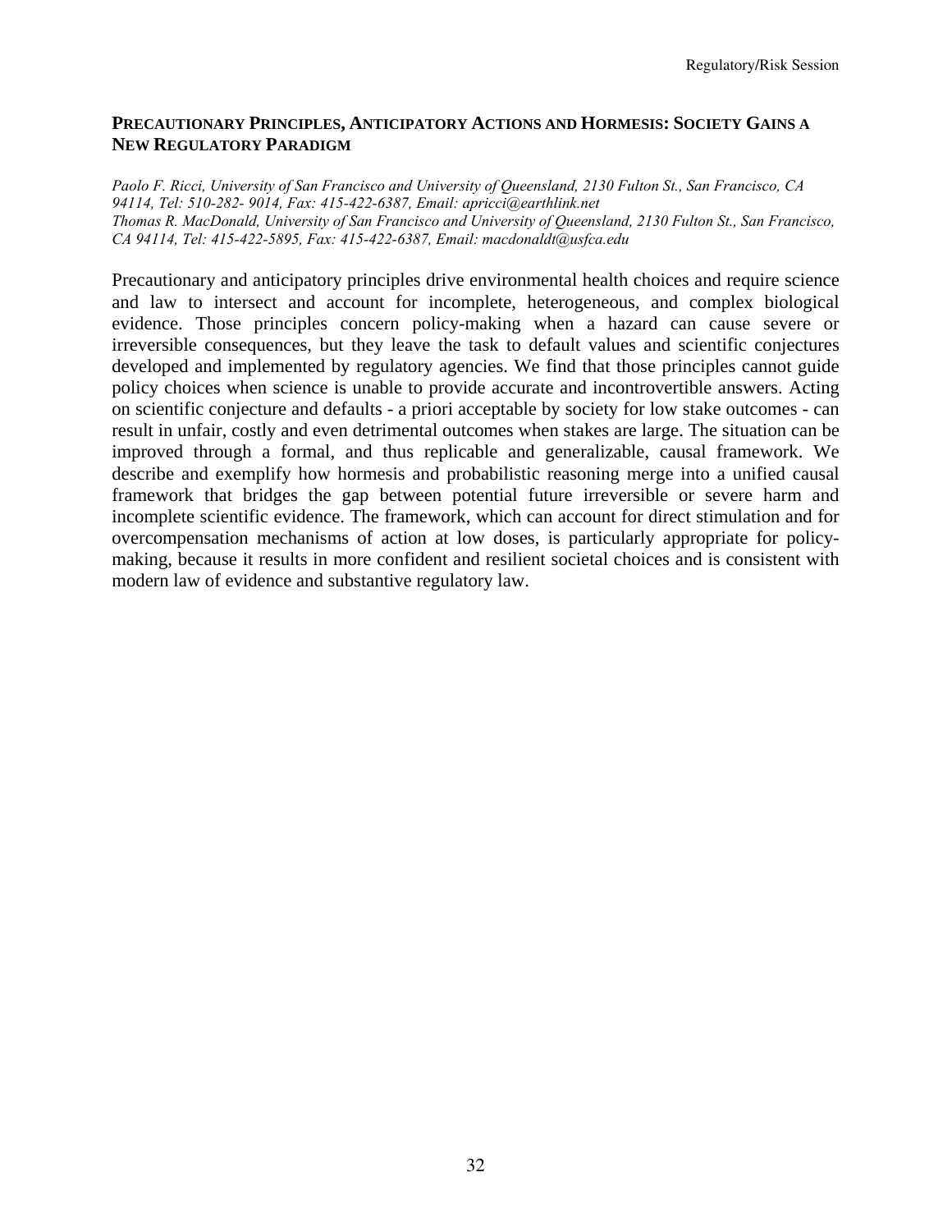## PRECAUTIONARY PRINCIPLES, ANTICIPATORY ACTIONS AND HORMESIS: SOCIETY GAINS A NEW REGULATORY PARADIGM

*Paolo F. Ricci, University of San Francisco and University of Queensland, 2130 Fulton St., San Francisco, CA 94114, Tel: 510-282- 9014, Fax: 415-422-6387, Email: apricci@earthlink.net*
*Thomas R. MacDonald, University of San Francisco and University of Queensland, 2130 Fulton St., San Francisco, CA 94114, Tel: 415-422-5895, Fax: 415-422-6387, Email: macdonaldt@usfca.edu*

Precautionary and anticipatory principles drive environmental health choices and require science and law to intersect and account for incomplete, heterogeneous, and complex biological evidence. Those principles concern policy-making when a hazard can cause severe or irreversible consequences, but they leave the task to default values and scientific conjectures developed and implemented by regulatory agencies. We find that those principles cannot guide policy choices when science is unable to provide accurate and incontrovertible answers. Acting on scientific conjecture and defaults - a priori acceptable by society for low stake outcomes - can result in unfair, costly and even detrimental outcomes when stakes are large. The situation can be improved through a formal, and thus replicable and generalizable, causal framework. We describe and exemplify how hormesis and probabilistic reasoning merge into a unified causal framework that bridges the gap between potential future irreversible or severe harm and incomplete scientific evidence. The framework, which can account for direct stimulation and for overcompensation mechanisms of action at low doses, is particularly appropriate for policy-making, because it results in more confident and resilient societal choices and is consistent with modern law of evidence and substantive regulatory law.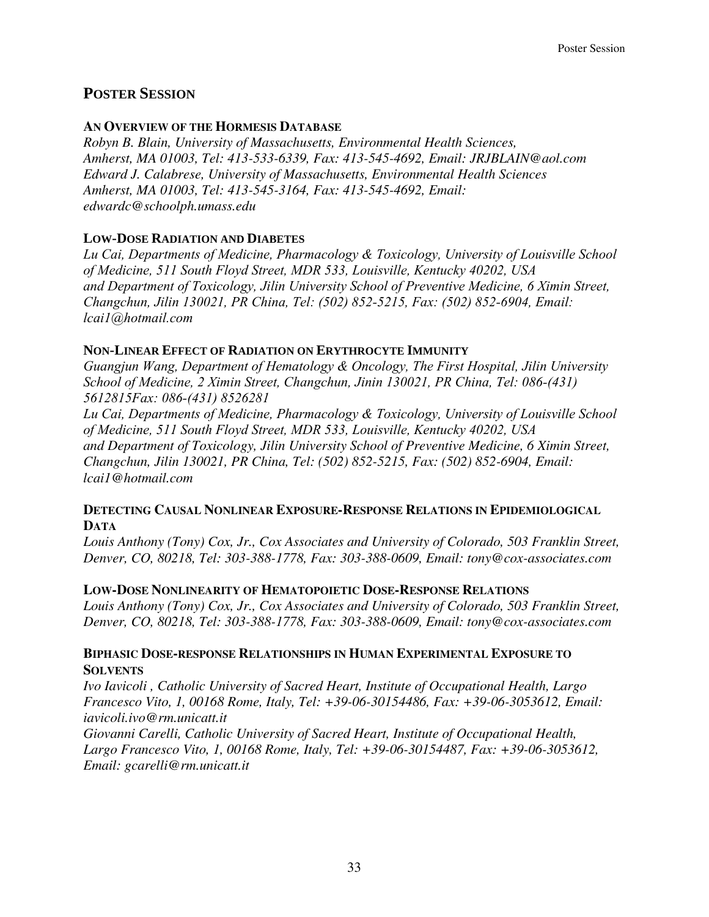## POSTER SESSION

### AN OVERVIEW OF THE HORMESIS DATABASE

*Robyn B. Blain, University of Massachusetts, Environmental Health Sciences, Amherst, MA 01003, Tel: 413-533-6339, Fax: 413-545-4692, Email: JRJBLAIN@aol.com*
*Edward J. Calabrese, University of Massachusetts, Environmental Health Sciences Amherst, MA 01003, Tel: 413-545-3164, Fax: 413-545-4692, Email: edwardc@schoolph.umass.edu*

### LOW-DOSE RADIATION AND DIABETES

*Lu Cai, Departments of Medicine, Pharmacology & Toxicology, University of Louisville School of Medicine, 511 South Floyd Street, MDR 533, Louisville, Kentucky 40202, USA and Department of Toxicology, Jilin University School of Preventive Medicine, 6 Ximin Street, Changchun, Jilin 130021, PR China, Tel: (502) 852-5215, Fax: (502) 852-6904, Email: lcai1@hotmail.com*

### NON-LINEAR EFFECT OF RADIATION ON ERYTHROCYTE IMMUNITY

*Guangjun Wang, Department of Hematology & Oncology, The First Hospital, Jilin University School of Medicine, 2 Ximin Street, Changchun, Jinin 130021, PR China, Tel: 086-(431) 5612815Fax: 086-(431) 8526281*
*Lu Cai, Departments of Medicine, Pharmacology & Toxicology, University of Louisville School of Medicine, 511 South Floyd Street, MDR 533, Louisville, Kentucky 40202, USA and Department of Toxicology, Jilin University School of Preventive Medicine, 6 Ximin Street, Changchun, Jilin 130021, PR China, Tel: (502) 852-5215, Fax: (502) 852-6904, Email: lcai1@hotmail.com*

### DETECTING CAUSAL NONLINEAR EXPOSURE-RESPONSE RELATIONS IN EPIDEMIOLOGICAL DATA

*Louis Anthony (Tony) Cox, Jr., Cox Associates and University of Colorado, 503 Franklin Street, Denver, CO, 80218, Tel: 303-388-1778, Fax: 303-388-0609, Email: tony@cox-associates.com*

### LOW-DOSE NONLINEARITY OF HEMATOPOIETIC DOSE-RESPONSE RELATIONS

*Louis Anthony (Tony) Cox, Jr., Cox Associates and University of Colorado, 503 Franklin Street, Denver, CO, 80218, Tel: 303-388-1778, Fax: 303-388-0609, Email: tony@cox-associates.com*

### BIPHASIC DOSE-RESPONSE RELATIONSHIPS IN HUMAN EXPERIMENTAL EXPOSURE TO SOLVENTS

*Ivo Iavicoli , Catholic University of Sacred Heart, Institute of Occupational Health, Largo Francesco Vito, 1, 00168 Rome, Italy, Tel: +39-06-30154486, Fax: +39-06-3053612, Email: iavicoli.ivo@rm.unicatt.it*
*Giovanni Carelli, Catholic University of Sacred Heart, Institute of Occupational Health, Largo Francesco Vito, 1, 00168 Rome, Italy, Tel: +39-06-30154487, Fax: +39-06-3053612, Email: gcarelli@rm.unicatt.it*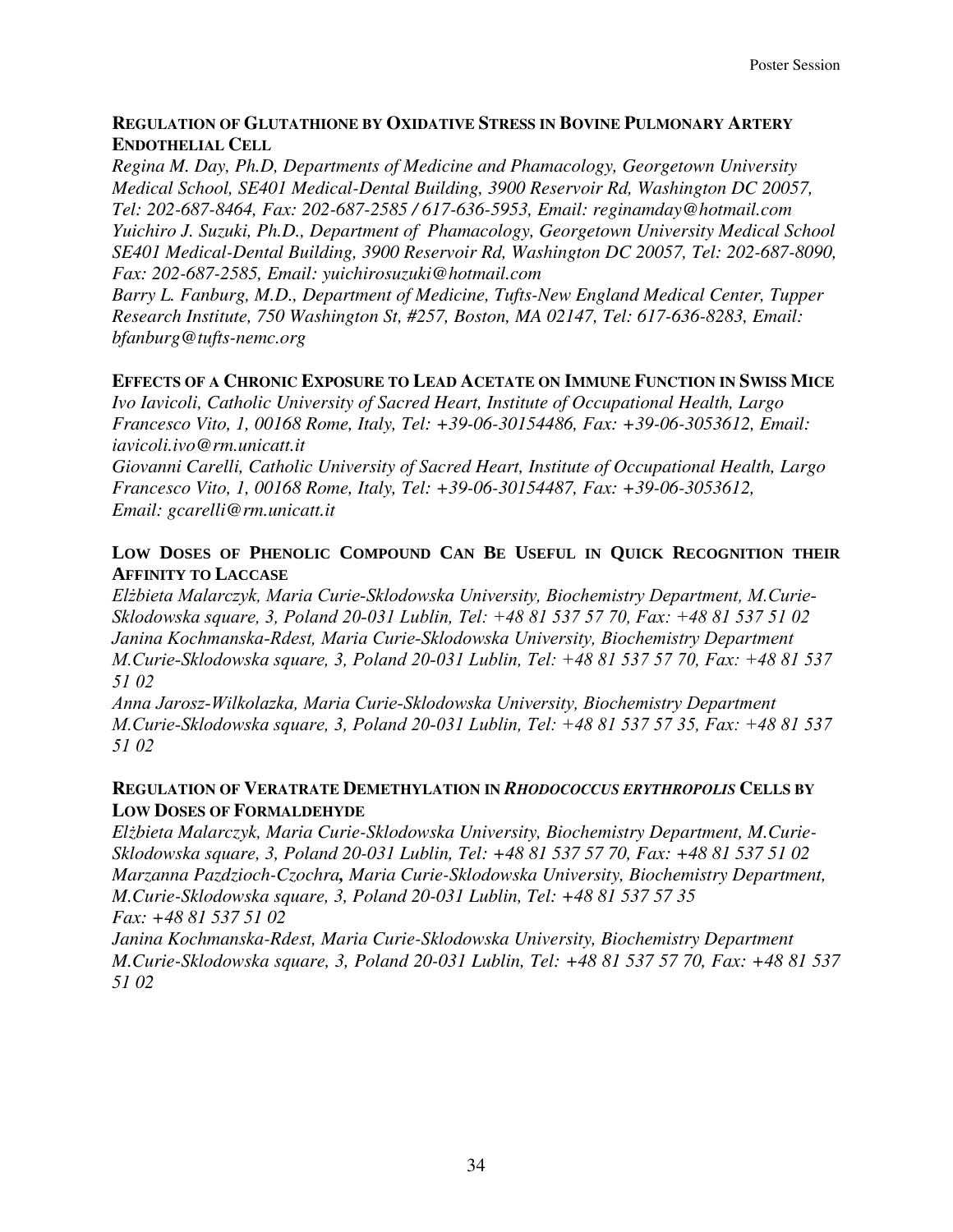**REGULATION OF GLUTATHIONE BY OXIDATIVE STRESS IN BOVINE PULMONARY ARTERY ENDOTHELIAL CELL**

*Regina M. Day, Ph.D, Departments of Medicine and Phamacology, Georgetown University Medical School, SE401 Medical-Dental Building, 3900 Reservoir Rd, Washington DC 20057, Tel: 202-687-8464, Fax: 202-687-2585 / 617-636-5953, Email: reginamday@hotmail.com*

*Yuichiro J. Suzuki, Ph.D., Department of Phamacology, Georgetown University Medical School SE401 Medical-Dental Building, 3900 Reservoir Rd, Washington DC 20057, Tel: 202-687-8090, Fax: 202-687-2585, Email: yuichirosuzuki@hotmail.com*

*Barry L. Fanburg, M.D., Department of Medicine, Tufts-New England Medical Center, Tupper Research Institute, 750 Washington St, #257, Boston, MA 02147, Tel: 617-636-8283, Email: bfanburg@tufts-nemc.org*

**EFFECTS OF A CHRONIC EXPOSURE TO LEAD ACETATE ON IMMUNE FUNCTION IN SWISS MICE**

*Ivo Iavicoli, Catholic University of Sacred Heart, Institute of Occupational Health, Largo Francesco Vito, 1, 00168 Rome, Italy, Tel: +39-06-30154486, Fax: +39-06-3053612, Email: iavicoli.ivo@rm.unicatt.it*

*Giovanni Carelli, Catholic University of Sacred Heart, Institute of Occupational Health, Largo Francesco Vito, 1, 00168 Rome, Italy, Tel: +39-06-30154487, Fax: +39-06-3053612, Email: gcarelli@rm.unicatt.it*

**LOW DOSES OF PHENOLIC COMPOUND CAN BE USEFUL IN QUICK RECOGNITION THEIR AFFINITY TO LACCASE**

*Elżbieta Malarczyk, Maria Curie-Sklodowska University, Biochemistry Department, M.Curie-Sklodowska square, 3, Poland 20-031 Lublin, Tel: +48 81 537 57 70, Fax: +48 81 537 51 02*

*Janina Kochmanska-Rdest, Maria Curie-Sklodowska University, Biochemistry Department M.Curie-Sklodowska square, 3, Poland 20-031 Lublin, Tel: +48 81 537 57 70, Fax: +48 81 537 51 02*

*Anna Jarosz-Wilkolazka, Maria Curie-Sklodowska University, Biochemistry Department M.Curie-Sklodowska square, 3, Poland 20-031 Lublin, Tel: +48 81 537 57 35, Fax: +48 81 537 51 02*

**REGULATION OF VERATRATE DEMETHYLATION IN *RHODOCOCCUS ERYTHROPOLIS* CELLS BY LOW DOSES OF FORMALDEHYDE**

*Elżbieta Malarczyk, Maria Curie-Sklodowska University, Biochemistry Department, M.Curie-Sklodowska square, 3, Poland 20-031 Lublin, Tel: +48 81 537 57 70, Fax: +48 81 537 51 02*

*Marzanna Pazdzioch-Czochra, Maria Curie-Sklodowska University, Biochemistry Department, M.Curie-Sklodowska square, 3, Poland 20-031 Lublin, Tel: +48 81 537 57 35 Fax: +48 81 537 51 02*

*Janina Kochmanska-Rdest, Maria Curie-Sklodowska University, Biochemistry Department M.Curie-Sklodowska square, 3, Poland 20-031 Lublin, Tel: +48 81 537 57 70, Fax: +48 81 537 51 02*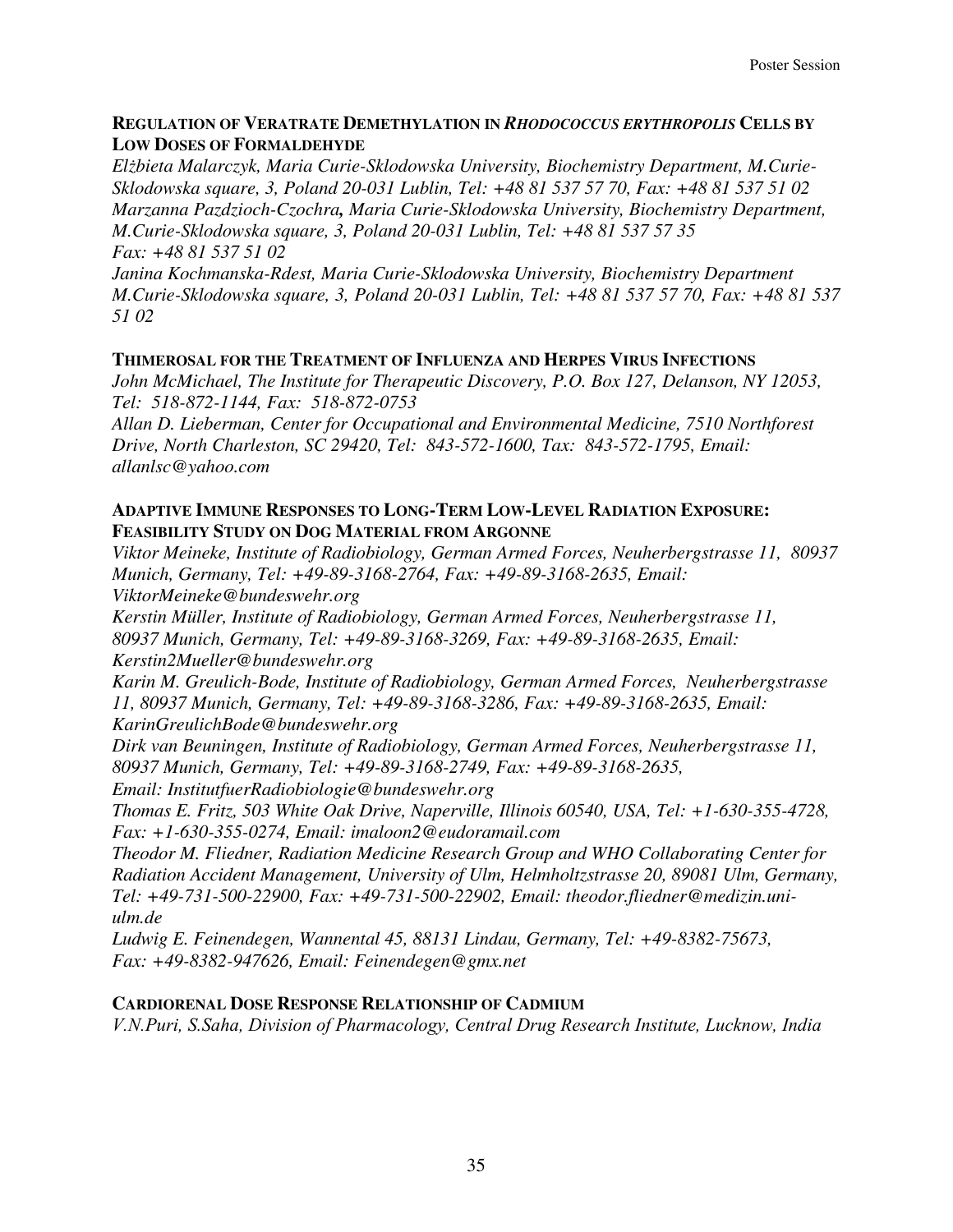### REGULATION OF VERATRATE DEMETHYLATION IN *RHODOCOCCUS ERYTHROPOLIS* CELLS BY LOW DOSES OF FORMALDEHYDE

*Elżbieta Malarczyk, Maria Curie-Sklodowska University, Biochemistry Department, M.Curie-Sklodowska square, 3, Poland 20-031 Lublin, Tel: +48 81 537 57 70, Fax: +48 81 537 51 02*
*Marzanna Pazdzioch-Czochra, Maria Curie-Sklodowska University, Biochemistry Department, M.Curie-Sklodowska square, 3, Poland 20-031 Lublin, Tel: +48 81 537 57 35 Fax: +48 81 537 51 02*
*Janina Kochmanska-Rdest, Maria Curie-Sklodowska University, Biochemistry Department M.Curie-Sklodowska square, 3, Poland 20-031 Lublin, Tel: +48 81 537 57 70, Fax: +48 81 537 51 02*

### THIMEROSAL FOR THE TREATMENT OF INFLUENZA AND HERPES VIRUS INFECTIONS

*John McMichael, The Institute for Therapeutic Discovery, P.O. Box 127, Delanson, NY 12053, Tel: 518-872-1144, Fax: 518-872-0753*
*Allan D. Lieberman, Center for Occupational and Environmental Medicine, 7510 Northforest Drive, North Charleston, SC 29420, Tel: 843-572-1600, Tax: 843-572-1795, Email: allanlsc@yahoo.com*

### ADAPTIVE IMMUNE RESPONSES TO LONG-TERM LOW-LEVEL RADIATION EXPOSURE: FEASIBILITY STUDY ON DOG MATERIAL FROM ARGONNE

*Viktor Meineke, Institute of Radiobiology, German Armed Forces, Neuherbergstrasse 11, 80937 Munich, Germany, Tel: +49-89-3168-2764, Fax: +49-89-3168-2635, Email: ViktorMeineke@bundeswehr.org*
*Kerstin Müller, Institute of Radiobiology, German Armed Forces, Neuherbergstrasse 11, 80937 Munich, Germany, Tel: +49-89-3168-3269, Fax: +49-89-3168-2635, Email: Kerstin2Mueller@bundeswehr.org*
*Karin M. Greulich-Bode, Institute of Radiobiology, German Armed Forces, Neuherbergstrasse 11, 80937 Munich, Germany, Tel: +49-89-3168-3286, Fax: +49-89-3168-2635, Email: KarinGreulichBode@bundeswehr.org*
*Dirk van Beuningen, Institute of Radiobiology, German Armed Forces, Neuherbergstrasse 11, 80937 Munich, Germany, Tel: +49-89-3168-2749, Fax: +49-89-3168-2635, Email: InstitutfuerRadiobiologie@bundeswehr.org*
*Thomas E. Fritz, 503 White Oak Drive, Naperville, Illinois 60540, USA, Tel: +1-630-355-4728, Fax: +1-630-355-0274, Email: imaloon2@eudoramail.com*
*Theodor M. Fliedner, Radiation Medicine Research Group and WHO Collaborating Center for Radiation Accident Management, University of Ulm, Helmholtzstrasse 20, 89081 Ulm, Germany, Tel: +49-731-500-22900, Fax: +49-731-500-22902, Email: theodor.fliedner@medizin.uni-ulm.de*
*Ludwig E. Feinendegen, Wannental 45, 88131 Lindau, Germany, Tel: +49-8382-75673, Fax: +49-8382-947626, Email: Feinendegen@gmx.net*

### CARDIORENAL DOSE RESPONSE RELATIONSHIP OF CADMIUM

*V.N.Puri, S.Saha, Division of Pharmacology, Central Drug Research Institute, Lucknow, India*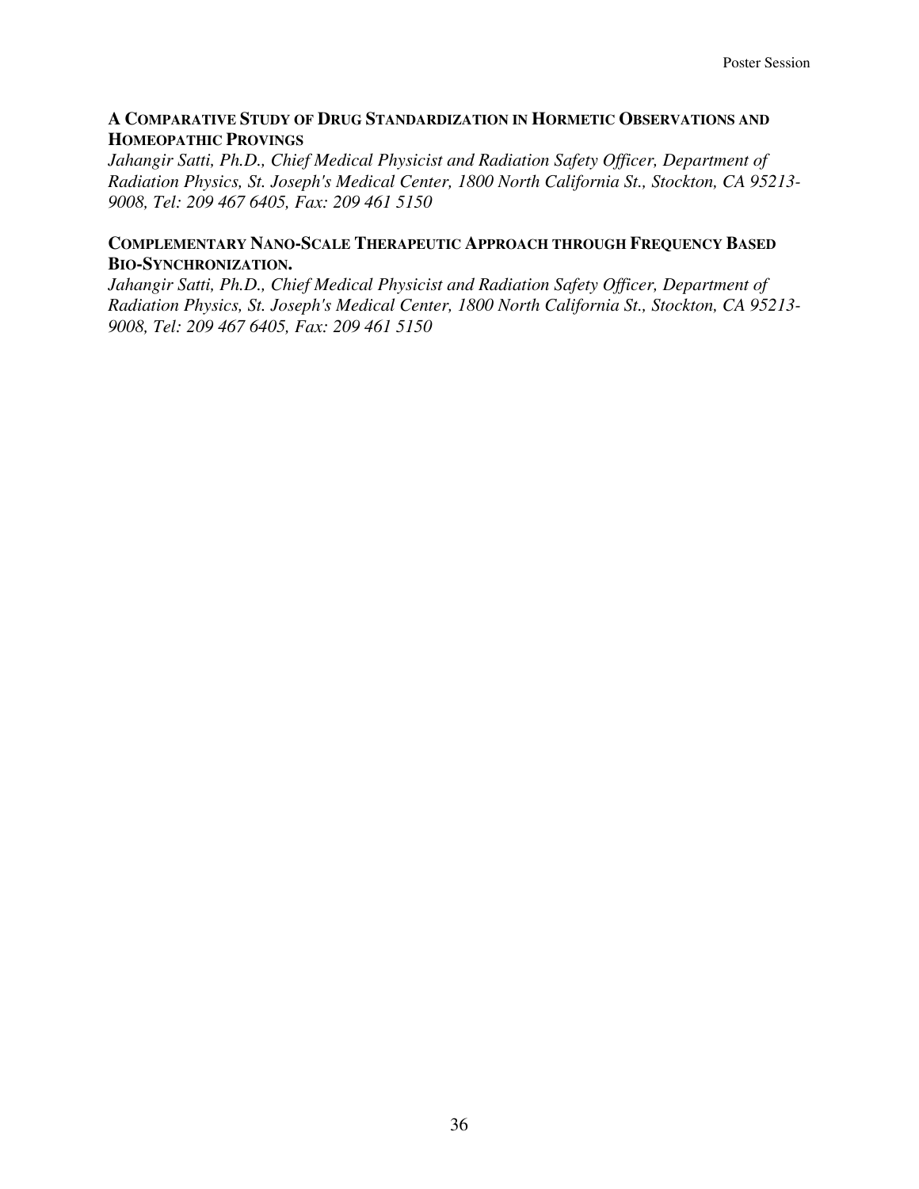**A COMPARATIVE STUDY OF DRUG STANDARDIZATION IN HORMETIC OBSERVATIONS AND HOMEOPATHIC PROVINGS**

*Jahangir Satti, Ph.D., Chief Medical Physicist and Radiation Safety Officer, Department of Radiation Physics, St. Joseph's Medical Center, 1800 North California St., Stockton, CA 95213-9008, Tel: 209 467 6405, Fax: 209 461 5150*

**COMPLEMENTARY NANO-SCALE THERAPEUTIC APPROACH THROUGH FREQUENCY BASED BIO-SYNCHRONIZATION.**

*Jahangir Satti, Ph.D., Chief Medical Physicist and Radiation Safety Officer, Department of Radiation Physics, St. Joseph's Medical Center, 1800 North California St., Stockton, CA 95213-9008, Tel: 209 467 6405, Fax: 209 461 5150*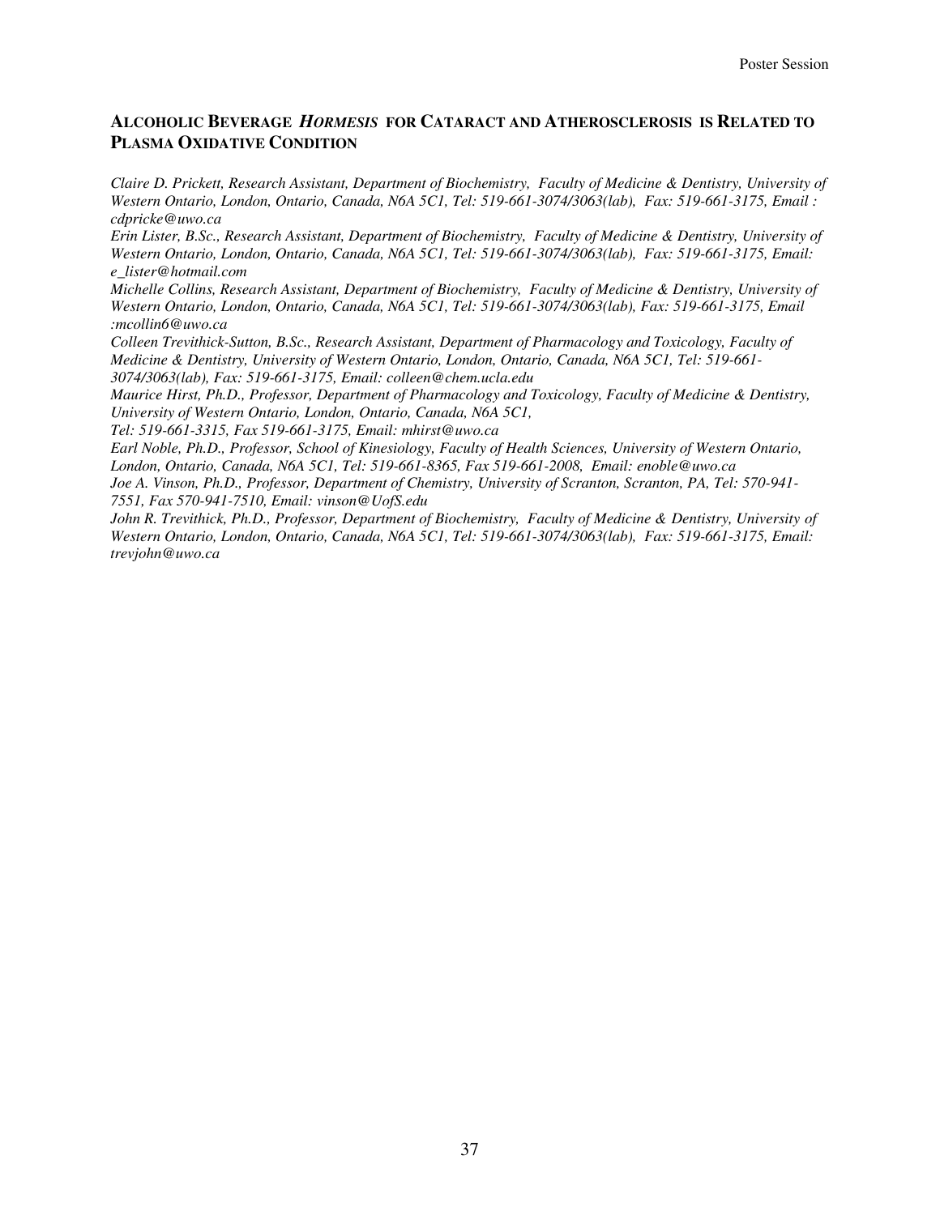## Alcoholic Beverage *Hormesis* for Cataract and Atherosclerosis is Related to Plasma Oxidative Condition

*Claire D. Prickett, Research Assistant, Department of Biochemistry, Faculty of Medicine & Dentistry, University of Western Ontario, London, Ontario, Canada, N6A 5C1, Tel: 519-661-3074/3063(lab), Fax: 519-661-3175, Email : cdpricke@uwo.ca*

*Erin Lister, B.Sc., Research Assistant, Department of Biochemistry, Faculty of Medicine & Dentistry, University of Western Ontario, London, Ontario, Canada, N6A 5C1, Tel: 519-661-3074/3063(lab), Fax: 519-661-3175, Email: e_lister@hotmail.com*

*Michelle Collins, Research Assistant, Department of Biochemistry, Faculty of Medicine & Dentistry, University of Western Ontario, London, Ontario, Canada, N6A 5C1, Tel: 519-661-3074/3063(lab), Fax: 519-661-3175, Email :mcollin6@uwo.ca*

*Colleen Trevithick-Sutton, B.Sc., Research Assistant, Department of Pharmacology and Toxicology, Faculty of Medicine & Dentistry, University of Western Ontario, London, Ontario, Canada, N6A 5C1, Tel: 519-661-3074/3063(lab), Fax: 519-661-3175, Email: colleen@chem.ucla.edu*

*Maurice Hirst, Ph.D., Professor, Department of Pharmacology and Toxicology, Faculty of Medicine & Dentistry, University of Western Ontario, London, Ontario, Canada, N6A 5C1, Tel: 519-661-3315, Fax 519-661-3175, Email: mhirst@uwo.ca*

*Earl Noble, Ph.D., Professor, School of Kinesiology, Faculty of Health Sciences, University of Western Ontario, London, Ontario, Canada, N6A 5C1, Tel: 519-661-8365, Fax 519-661-2008, Email: enoble@uwo.ca*

*Joe A. Vinson, Ph.D., Professor, Department of Chemistry, University of Scranton, Scranton, PA, Tel: 570-941-7551, Fax 570-941-7510, Email: vinson@UofS.edu*

*John R. Trevithick, Ph.D., Professor, Department of Biochemistry, Faculty of Medicine & Dentistry, University of Western Ontario, London, Ontario, Canada, N6A 5C1, Tel: 519-661-3074/3063(lab), Fax: 519-661-3175, Email: trevjohn@uwo.ca*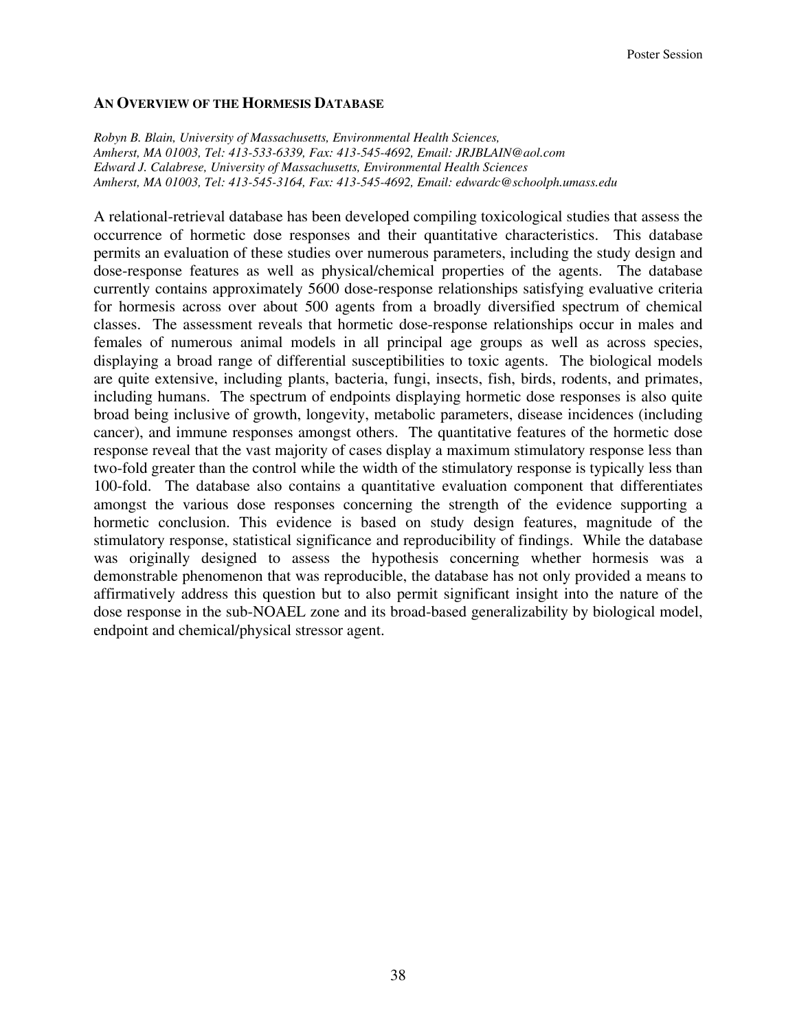## AN OVERVIEW OF THE HORMESIS DATABASE

*Robyn B. Blain, University of Massachusetts, Environmental Health Sciences,*
*Amherst, MA 01003, Tel: 413-533-6339, Fax: 413-545-4692, Email: JRJBLAIN@aol.com*
*Edward J. Calabrese, University of Massachusetts, Environmental Health Sciences*
*Amherst, MA 01003, Tel: 413-545-3164, Fax: 413-545-4692, Email: edwardc@schoolph.umass.edu*

A relational-retrieval database has been developed compiling toxicological studies that assess the occurrence of hormetic dose responses and their quantitative characteristics. This database permits an evaluation of these studies over numerous parameters, including the study design and dose-response features as well as physical/chemical properties of the agents. The database currently contains approximately 5600 dose-response relationships satisfying evaluative criteria for hormesis across over about 500 agents from a broadly diversified spectrum of chemical classes. The assessment reveals that hormetic dose-response relationships occur in males and females of numerous animal models in all principal age groups as well as across species, displaying a broad range of differential susceptibilities to toxic agents. The biological models are quite extensive, including plants, bacteria, fungi, insects, fish, birds, rodents, and primates, including humans. The spectrum of endpoints displaying hormetic dose responses is also quite broad being inclusive of growth, longevity, metabolic parameters, disease incidences (including cancer), and immune responses amongst others. The quantitative features of the hormetic dose response reveal that the vast majority of cases display a maximum stimulatory response less than two-fold greater than the control while the width of the stimulatory response is typically less than 100-fold. The database also contains a quantitative evaluation component that differentiates amongst the various dose responses concerning the strength of the evidence supporting a hormetic conclusion. This evidence is based on study design features, magnitude of the stimulatory response, statistical significance and reproducibility of findings. While the database was originally designed to assess the hypothesis concerning whether hormesis was a demonstrable phenomenon that was reproducible, the database has not only provided a means to affirmatively address this question but to also permit significant insight into the nature of the dose response in the sub-NOAEL zone and its broad-based generalizability by biological model, endpoint and chemical/physical stressor agent.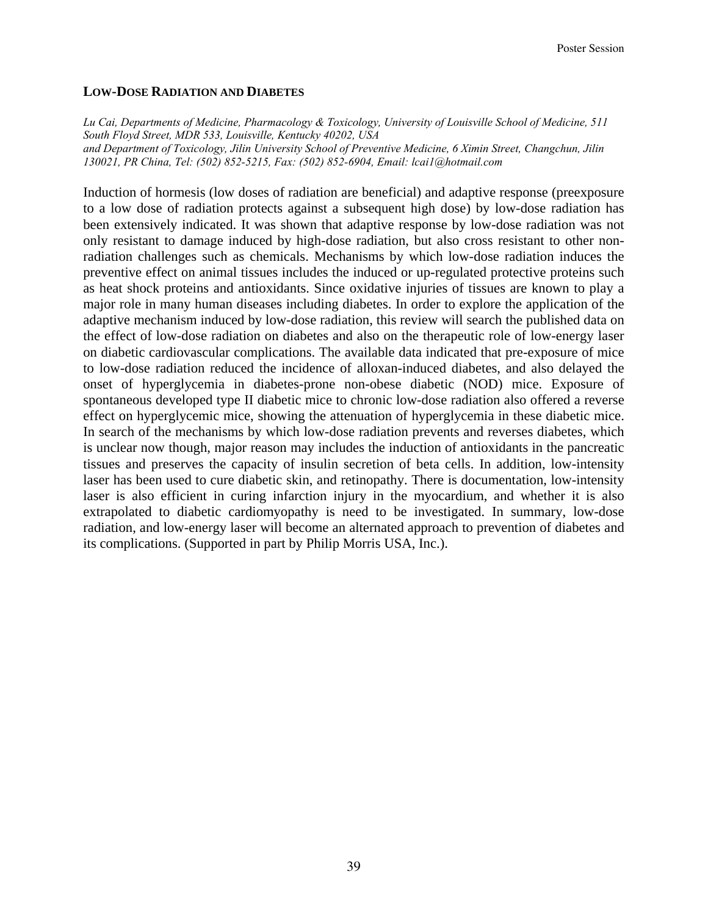## LOW-DOSE RADIATION AND DIABETES

*Lu Cai, Departments of Medicine, Pharmacology & Toxicology, University of Louisville School of Medicine, 511 South Floyd Street, MDR 533, Louisville, Kentucky 40202, USA*
*and Department of Toxicology, Jilin University School of Preventive Medicine, 6 Ximin Street, Changchun, Jilin 130021, PR China, Tel: (502) 852-5215, Fax: (502) 852-6904, Email: lcai1@hotmail.com*

Induction of hormesis (low doses of radiation are beneficial) and adaptive response (preexposure to a low dose of radiation protects against a subsequent high dose) by low-dose radiation has been extensively indicated. It was shown that adaptive response by low-dose radiation was not only resistant to damage induced by high-dose radiation, but also cross resistant to other non-radiation challenges such as chemicals. Mechanisms by which low-dose radiation induces the preventive effect on animal tissues includes the induced or up-regulated protective proteins such as heat shock proteins and antioxidants. Since oxidative injuries of tissues are known to play a major role in many human diseases including diabetes. In order to explore the application of the adaptive mechanism induced by low-dose radiation, this review will search the published data on the effect of low-dose radiation on diabetes and also on the therapeutic role of low-energy laser on diabetic cardiovascular complications. The available data indicated that pre-exposure of mice to low-dose radiation reduced the incidence of alloxan-induced diabetes, and also delayed the onset of hyperglycemia in diabetes-prone non-obese diabetic (NOD) mice. Exposure of spontaneous developed type II diabetic mice to chronic low-dose radiation also offered a reverse effect on hyperglycemic mice, showing the attenuation of hyperglycemia in these diabetic mice. In search of the mechanisms by which low-dose radiation prevents and reverses diabetes, which is unclear now though, major reason may includes the induction of antioxidants in the pancreatic tissues and preserves the capacity of insulin secretion of beta cells. In addition, low-intensity laser has been used to cure diabetic skin, and retinopathy. There is documentation, low-intensity laser is also efficient in curing infarction injury in the myocardium, and whether it is also extrapolated to diabetic cardiomyopathy is need to be investigated. In summary, low-dose radiation, and low-energy laser will become an alternated approach to prevention of diabetes and its complications. (Supported in part by Philip Morris USA, Inc.).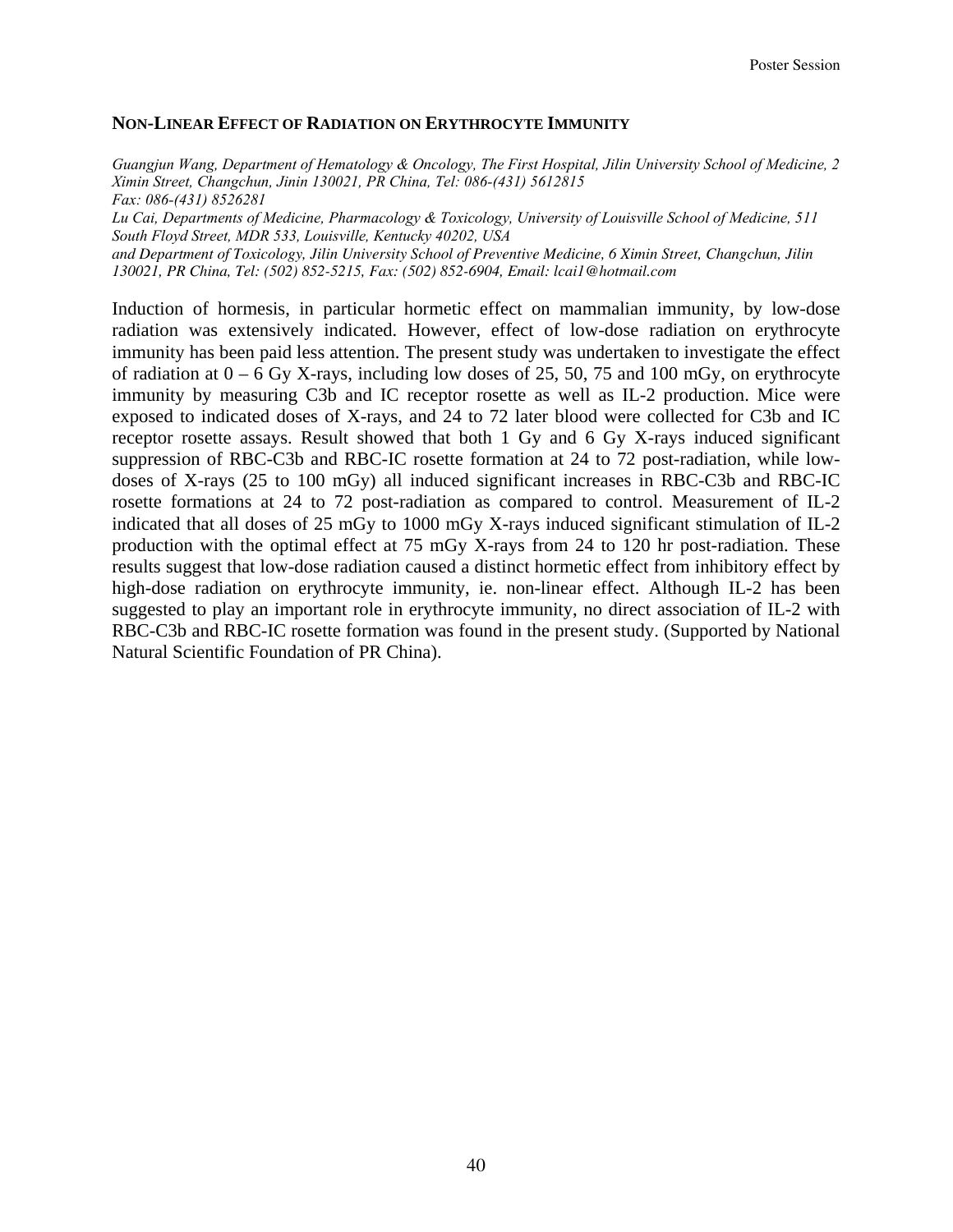## NON-LINEAR EFFECT OF RADIATION ON ERYTHROCYTE IMMUNITY

*Guangjun Wang, Department of Hematology & Oncology, The First Hospital, Jilin University School of Medicine, 2 Ximin Street, Changchun, Jinin 130021, PR China, Tel: 086-(431) 5612815*
*Fax: 086-(431) 8526281*
*Lu Cai, Departments of Medicine, Pharmacology & Toxicology, University of Louisville School of Medicine, 511 South Floyd Street, MDR 533, Louisville, Kentucky 40202, USA*
*and Department of Toxicology, Jilin University School of Preventive Medicine, 6 Ximin Street, Changchun, Jilin 130021, PR China, Tel: (502) 852-5215, Fax: (502) 852-6904, Email: lcai1@hotmail.com*

Induction of hormesis, in particular hormetic effect on mammalian immunity, by low-dose radiation was extensively indicated. However, effect of low-dose radiation on erythrocyte immunity has been paid less attention. The present study was undertaken to investigate the effect of radiation at 0 – 6 Gy X-rays, including low doses of 25, 50, 75 and 100 mGy, on erythrocyte immunity by measuring C3b and IC receptor rosette as well as IL-2 production. Mice were exposed to indicated doses of X-rays, and 24 to 72 later blood were collected for C3b and IC receptor rosette assays. Result showed that both 1 Gy and 6 Gy X-rays induced significant suppression of RBC-C3b and RBC-IC rosette formation at 24 to 72 post-radiation, while low-doses of X-rays (25 to 100 mGy) all induced significant increases in RBC-C3b and RBC-IC rosette formations at 24 to 72 post-radiation as compared to control. Measurement of IL-2 indicated that all doses of 25 mGy to 1000 mGy X-rays induced significant stimulation of IL-2 production with the optimal effect at 75 mGy X-rays from 24 to 120 hr post-radiation. These results suggest that low-dose radiation caused a distinct hormetic effect from inhibitory effect by high-dose radiation on erythrocyte immunity, ie. non-linear effect. Although IL-2 has been suggested to play an important role in erythrocyte immunity, no direct association of IL-2 with RBC-C3b and RBC-IC rosette formation was found in the present study. (Supported by National Natural Scientific Foundation of PR China).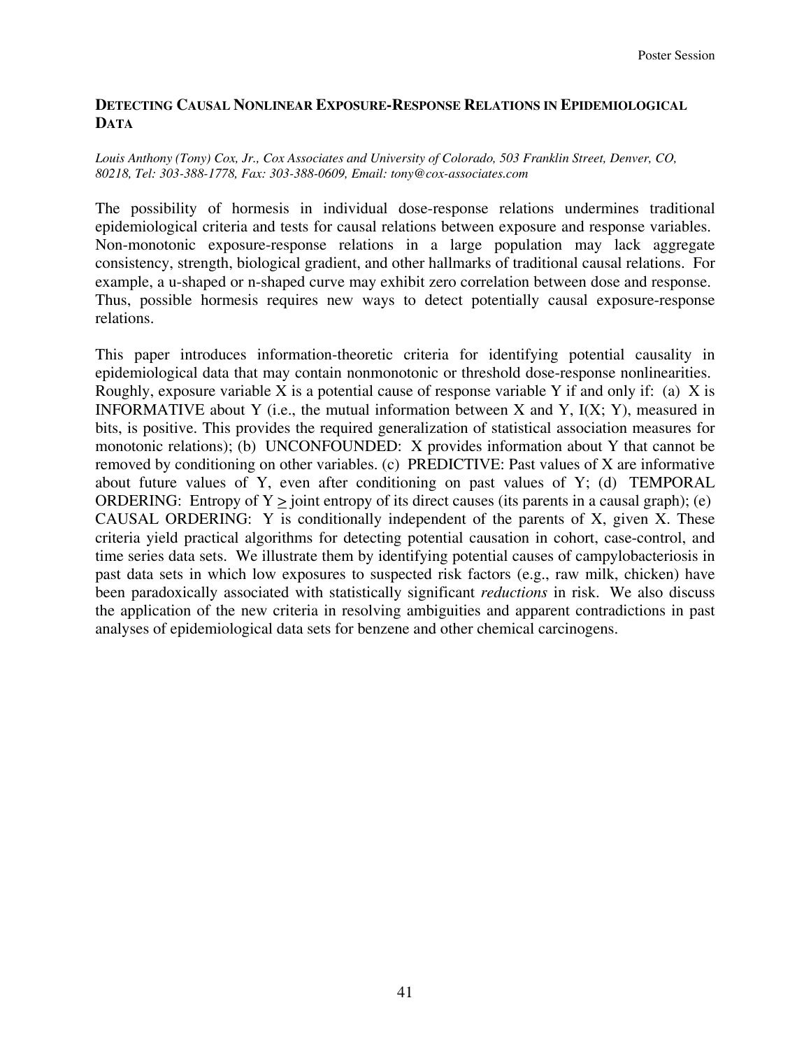## Detecting Causal Nonlinear Exposure-Response Relations in Epidemiological Data

*Louis Anthony (Tony) Cox, Jr., Cox Associates and University of Colorado, 503 Franklin Street, Denver, CO, 80218, Tel: 303-388-1778, Fax: 303-388-0609, Email: tony@cox-associates.com*

The possibility of hormesis in individual dose-response relations undermines traditional epidemiological criteria and tests for causal relations between exposure and response variables. Non-monotonic exposure-response relations in a large population may lack aggregate consistency, strength, biological gradient, and other hallmarks of traditional causal relations. For example, a u-shaped or n-shaped curve may exhibit zero correlation between dose and response. Thus, possible hormesis requires new ways to detect potentially causal exposure-response relations.

This paper introduces information-theoretic criteria for identifying potential causality in epidemiological data that may contain nonmonotonic or threshold dose-response nonlinearities. Roughly, exposure variable X is a potential cause of response variable Y if and only if: (a) X is INFORMATIVE about Y (i.e., the mutual information between X and Y, $I(X; Y)$, measured in bits, is positive. This provides the required generalization of statistical association measures for monotonic relations); (b) UNCONFOUNDED: X provides information about Y that cannot be removed by conditioning on other variables. (c) PREDICTIVE: Past values of X are informative about future values of Y, even after conditioning on past values of Y; (d) TEMPORAL ORDERING: Entropy of Y $\geq$ joint entropy of its direct causes (its parents in a causal graph); (e) CAUSAL ORDERING: Y is conditionally independent of the parents of X, given X. These criteria yield practical algorithms for detecting potential causation in cohort, case-control, and time series data sets. We illustrate them by identifying potential causes of campylobacteriosis in past data sets in which low exposures to suspected risk factors (e.g., raw milk, chicken) have been paradoxically associated with statistically significant *reductions* in risk. We also discuss the application of the new criteria in resolving ambiguities and apparent contradictions in past analyses of epidemiological data sets for benzene and other chemical carcinogens.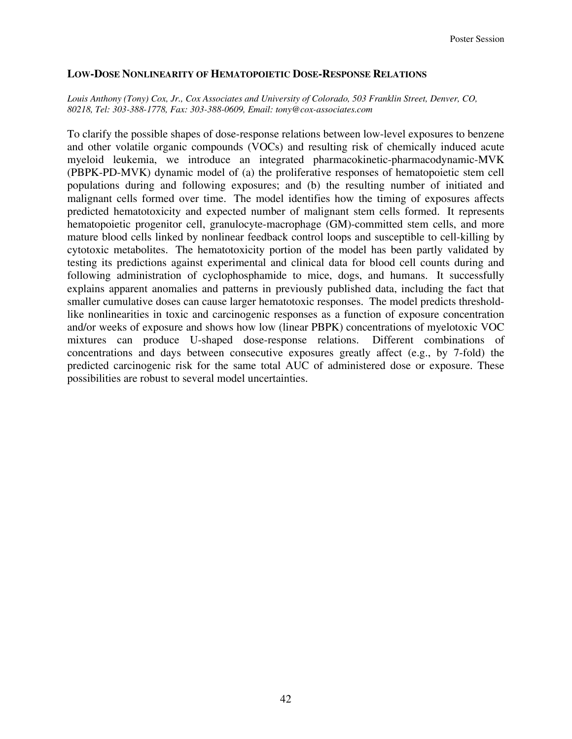### LOW-DOSE NONLINEARITY OF HEMATOPOIETIC DOSE-RESPONSE RELATIONS

*Louis Anthony (Tony) Cox, Jr., Cox Associates and University of Colorado, 503 Franklin Street, Denver, CO, 80218, Tel: 303-388-1778, Fax: 303-388-0609, Email: tony@cox-associates.com*

To clarify the possible shapes of dose-response relations between low-level exposures to benzene and other volatile organic compounds (VOCs) and resulting risk of chemically induced acute myeloid leukemia, we introduce an integrated pharmacokinetic-pharmacodynamic-MVK (PBPK-PD-MVK) dynamic model of (a) the proliferative responses of hematopoietic stem cell populations during and following exposures; and (b) the resulting number of initiated and malignant cells formed over time. The model identifies how the timing of exposures affects predicted hematotoxicity and expected number of malignant stem cells formed. It represents hematopoietic progenitor cell, granulocyte-macrophage (GM)-committed stem cells, and more mature blood cells linked by nonlinear feedback control loops and susceptible to cell-killing by cytotoxic metabolites. The hematotoxicity portion of the model has been partly validated by testing its predictions against experimental and clinical data for blood cell counts during and following administration of cyclophosphamide to mice, dogs, and humans. It successfully explains apparent anomalies and patterns in previously published data, including the fact that smaller cumulative doses can cause larger hematotoxic responses. The model predicts threshold-like nonlinearities in toxic and carcinogenic responses as a function of exposure concentration and/or weeks of exposure and shows how low (linear PBPK) concentrations of myelotoxic VOC mixtures can produce U-shaped dose-response relations. Different combinations of concentrations and days between consecutive exposures greatly affect (e.g., by 7-fold) the predicted carcinogenic risk for the same total AUC of administered dose or exposure. These possibilities are robust to several model uncertainties.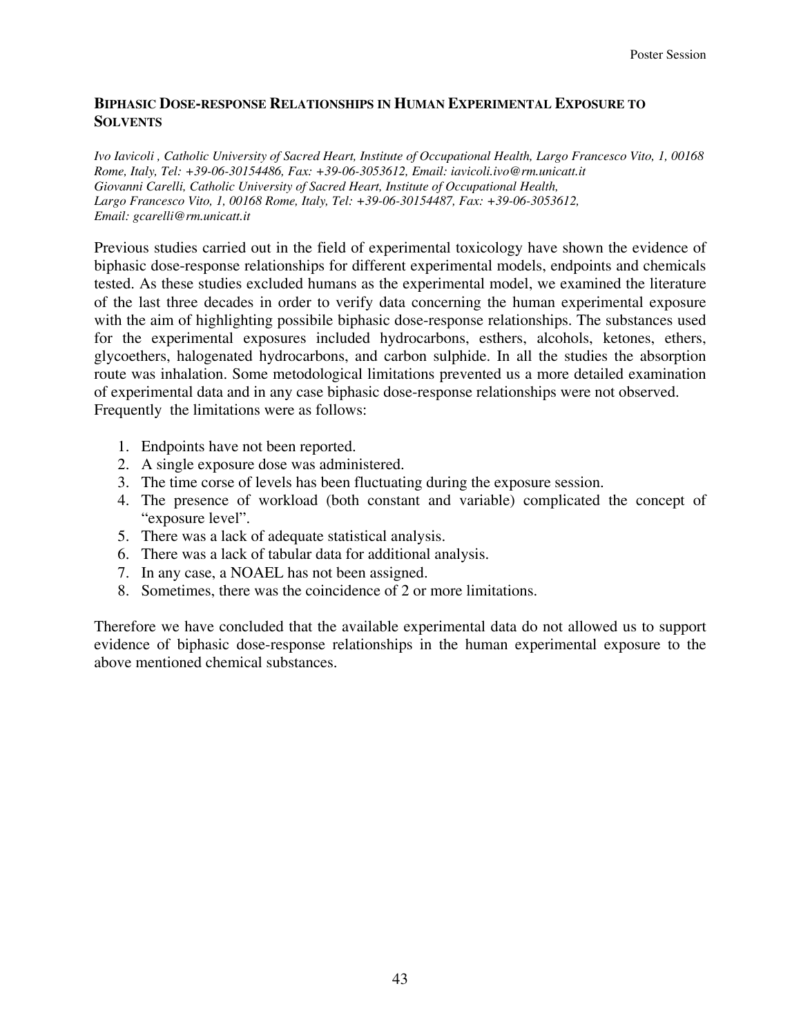## BIPHASIC DOSE-RESPONSE RELATIONSHIPS IN HUMAN EXPERIMENTAL EXPOSURE TO SOLVENTS

*Ivo Iavicoli , Catholic University of Sacred Heart, Institute of Occupational Health, Largo Francesco Vito, 1, 00168 Rome, Italy, Tel: +39-06-30154486, Fax: +39-06-3053612, Email: iavicoli.ivo@rm.unicatt.it*
*Giovanni Carelli, Catholic University of Sacred Heart, Institute of Occupational Health, Largo Francesco Vito, 1, 00168 Rome, Italy, Tel: +39-06-30154487, Fax: +39-06-3053612, Email: gcarelli@rm.unicatt.it*

Previous studies carried out in the field of experimental toxicology have shown the evidence of biphasic dose-response relationships for different experimental models, endpoints and chemicals tested. As these studies excluded humans as the experimental model, we examined the literature of the last three decades in order to verify data concerning the human experimental exposure with the aim of highlighting possibile biphasic dose-response relationships. The substances used for the experimental exposures included hydrocarbons, esthers, alcohols, ketones, ethers, glycoethers, halogenated hydrocarbons, and carbon sulphide. In all the studies the absorption route was inhalation. Some metodological limitations prevented us a more detailed examination of experimental data and in any case biphasic dose-response relationships were not observed. Frequently the limitations were as follows:

1. Endpoints have not been reported.
2. A single exposure dose was administered.
3. The time corse of levels has been fluctuating during the exposure session.
4. The presence of workload (both constant and variable) complicated the concept of "exposure level".
5. There was a lack of adequate statistical analysis.
6. There was a lack of tabular data for additional analysis.
7. In any case, a NOAEL has not been assigned.
8. Sometimes, there was the coincidence of 2 or more limitations.

Therefore we have concluded that the available experimental data do not allowed us to support evidence of biphasic dose-response relationships in the human experimental exposure to the above mentioned chemical substances.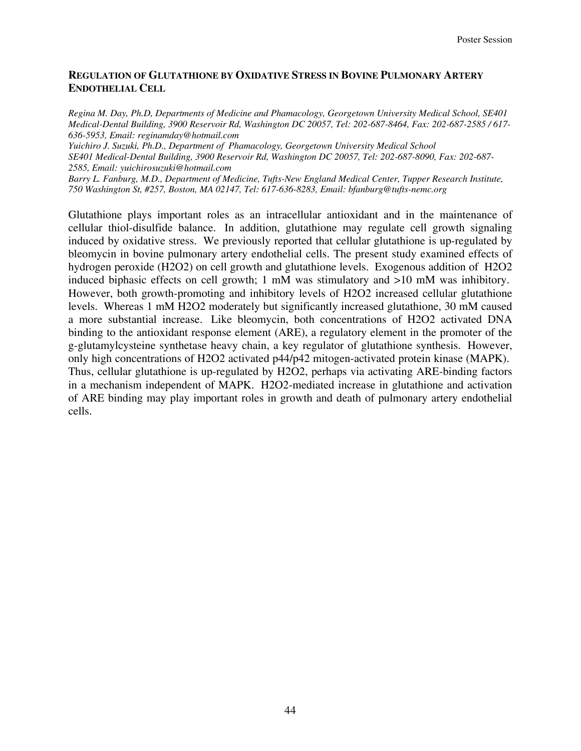## REGULATION OF GLUTATHIONE BY OXIDATIVE STRESS IN BOVINE PULMONARY ARTERY ENDOTHELIAL CELL

*Regina M. Day, Ph.D, Departments of Medicine and Phamacology, Georgetown University Medical School, SE401 Medical-Dental Building, 3900 Reservoir Rd, Washington DC 20057, Tel: 202-687-8464, Fax: 202-687-2585 / 617-636-5953, Email: reginamday@hotmail.com*
*Yuichiro J. Suzuki, Ph.D., Department of Phamacology, Georgetown University Medical School SE401 Medical-Dental Building, 3900 Reservoir Rd, Washington DC 20057, Tel: 202-687-8090, Fax: 202-687-2585, Email: yuichirosuzuki@hotmail.com*
*Barry L. Fanburg, M.D., Department of Medicine, Tufts-New England Medical Center, Tupper Research Institute, 750 Washington St, #257, Boston, MA 02147, Tel: 617-636-8283, Email: bfanburg@tufts-nemc.org*

Glutathione plays important roles as an intracellular antioxidant and in the maintenance of cellular thiol-disulfide balance. In addition, glutathione may regulate cell growth signaling induced by oxidative stress. We previously reported that cellular glutathione is up-regulated by bleomycin in bovine pulmonary artery endothelial cells. The present study examined effects of hydrogen peroxide (H2O2) on cell growth and glutathione levels. Exogenous addition of H2O2 induced biphasic effects on cell growth; 1 mM was stimulatory and >10 mM was inhibitory. However, both growth-promoting and inhibitory levels of H2O2 increased cellular glutathione levels. Whereas 1 mM H2O2 moderately but significantly increased glutathione, 30 mM caused a more substantial increase. Like bleomycin, both concentrations of H2O2 activated DNA binding to the antioxidant response element (ARE), a regulatory element in the promoter of the g-glutamylcysteine synthetase heavy chain, a key regulator of glutathione synthesis. However, only high concentrations of H2O2 activated p44/p42 mitogen-activated protein kinase (MAPK). Thus, cellular glutathione is up-regulated by H2O2, perhaps via activating ARE-binding factors in a mechanism independent of MAPK. H2O2-mediated increase in glutathione and activation of ARE binding may play important roles in growth and death of pulmonary artery endothelial cells.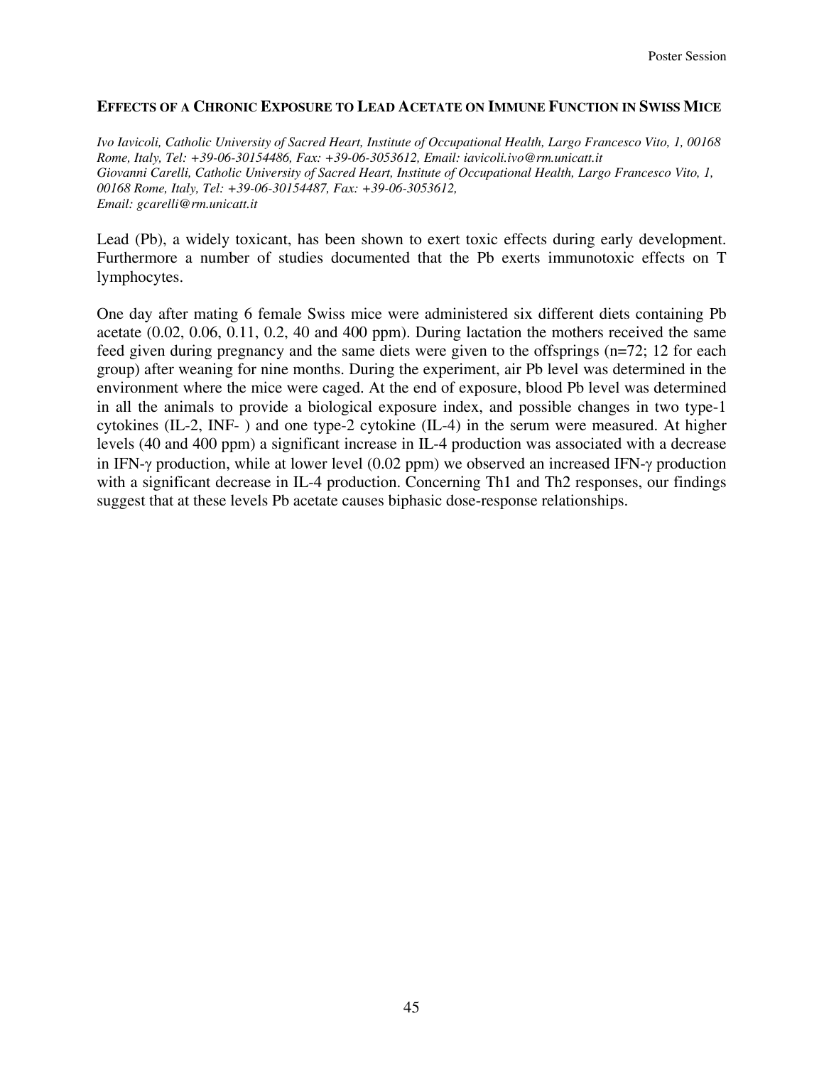## EFFECTS OF A CHRONIC EXPOSURE TO LEAD ACETATE ON IMMUNE FUNCTION IN SWISS MICE

*Ivo Iavicoli, Catholic University of Sacred Heart, Institute of Occupational Health, Largo Francesco Vito, 1, 00168 Rome, Italy, Tel: +39-06-30154486, Fax: +39-06-3053612, Email: iavicoli.ivo@rm.unicatt.it*
*Giovanni Carelli, Catholic University of Sacred Heart, Institute of Occupational Health, Largo Francesco Vito, 1, 00168 Rome, Italy, Tel: +39-06-30154487, Fax: +39-06-3053612, Email: gcarelli@rm.unicatt.it*

Lead (Pb), a widely toxicant, has been shown to exert toxic effects during early development. Furthermore a number of studies documented that the Pb exerts immunotoxic effects on T lymphocytes.

One day after mating 6 female Swiss mice were administered six different diets containing Pb acetate (0.02, 0.06, 0.11, 0.2, 40 and 400 ppm). During lactation the mothers received the same feed given during pregnancy and the same diets were given to the offsprings (n=72; 12 for each group) after weaning for nine months. During the experiment, air Pb level was determined in the environment where the mice were caged. At the end of exposure, blood Pb level was determined in all the animals to provide a biological exposure index, and possible changes in two type-1 cytokines (IL-2, INF- ) and one type-2 cytokine (IL-4) in the serum were measured. At higher levels (40 and 400 ppm) a significant increase in IL-4 production was associated with a decrease in IFN-$\gamma$ production, while at lower level (0.02 ppm) we observed an increased IFN-$\gamma$ production with a significant decrease in IL-4 production. Concerning Th1 and Th2 responses, our findings suggest that at these levels Pb acetate causes biphasic dose-response relationships.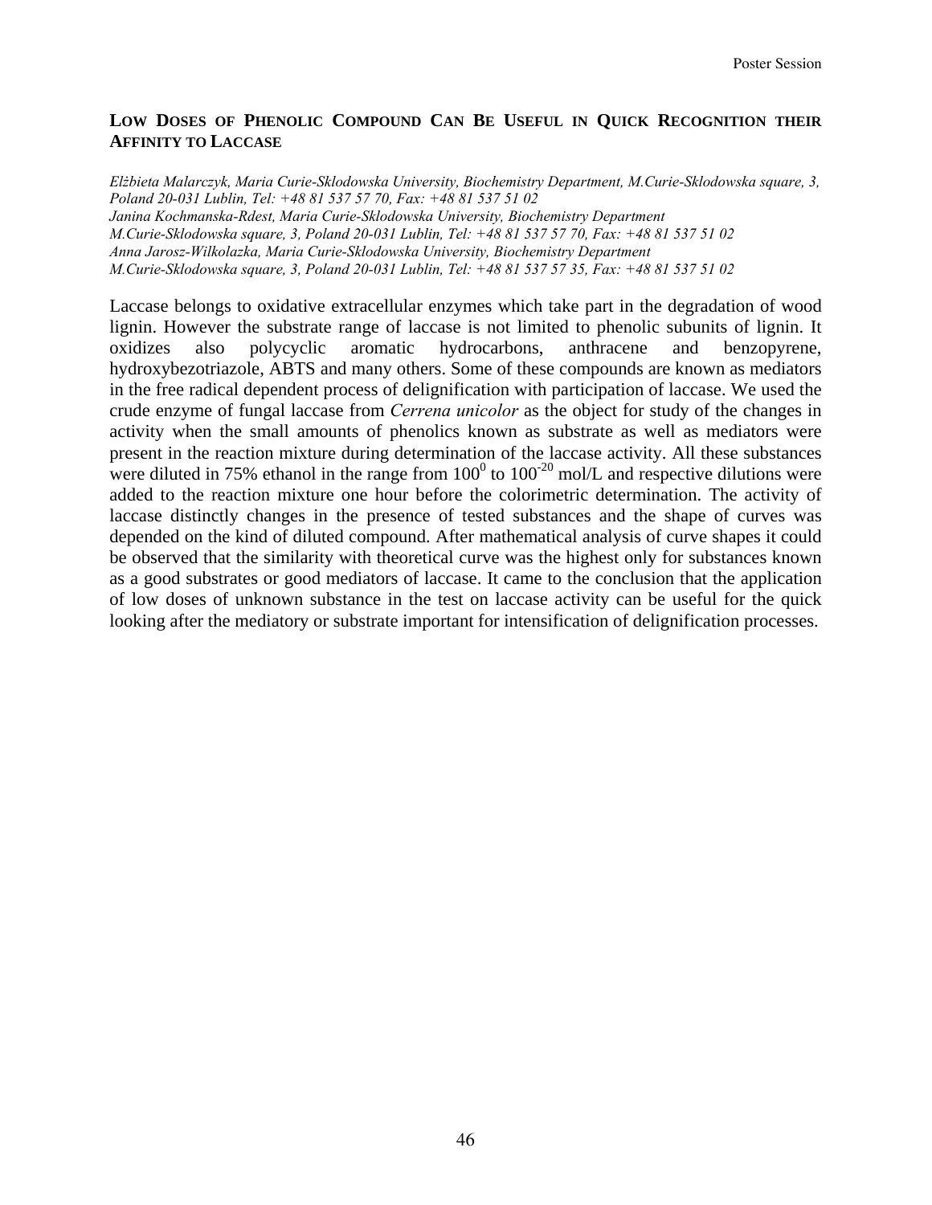## LOW DOSES OF PHENOLIC COMPOUND CAN BE USEFUL IN QUICK RECOGNITION THEIR AFFINITY TO LACCASE

*Elżbieta Malarczyk, Maria Curie-Sklodowska University, Biochemistry Department, M.Curie-Sklodowska square, 3, Poland 20-031 Lublin, Tel: +48 81 537 57 70, Fax: +48 81 537 51 02*
*Janina Kochmanska-Rdest, Maria Curie-Sklodowska University, Biochemistry Department M.Curie-Sklodowska square, 3, Poland 20-031 Lublin, Tel: +48 81 537 57 70, Fax: +48 81 537 51 02*
*Anna Jarosz-Wilkolazka, Maria Curie-Sklodowska University, Biochemistry Department M.Curie-Sklodowska square, 3, Poland 20-031 Lublin, Tel: +48 81 537 57 35, Fax: +48 81 537 51 02*

Laccase belongs to oxidative extracellular enzymes which take part in the degradation of wood lignin. However the substrate range of laccase is not limited to phenolic subunits of lignin. It oxidizes also polycyclic aromatic hydrocarbons, anthracene and benzopyrene, hydroxybezotriazole, ABTS and many others. Some of these compounds are known as mediators in the free radical dependent process of delignification with participation of laccase. We used the crude enzyme of fungal laccase from *Cerrena unicolor* as the object for study of the changes in activity when the small amounts of phenolics known as substrate as well as mediators were present in the reaction mixture during determination of the laccase activity. All these substances were diluted in 75% ethanol in the range from $100^0$ to $100^{-20}$ mol/L and respective dilutions were added to the reaction mixture one hour before the colorimetric determination. The activity of laccase distinctly changes in the presence of tested substances and the shape of curves was depended on the kind of diluted compound. After mathematical analysis of curve shapes it could be observed that the similarity with theoretical curve was the highest only for substances known as a good substrates or good mediators of laccase. It came to the conclusion that the application of low doses of unknown substance in the test on laccase activity can be useful for the quick looking after the mediatory or substrate important for intensification of delignification processes.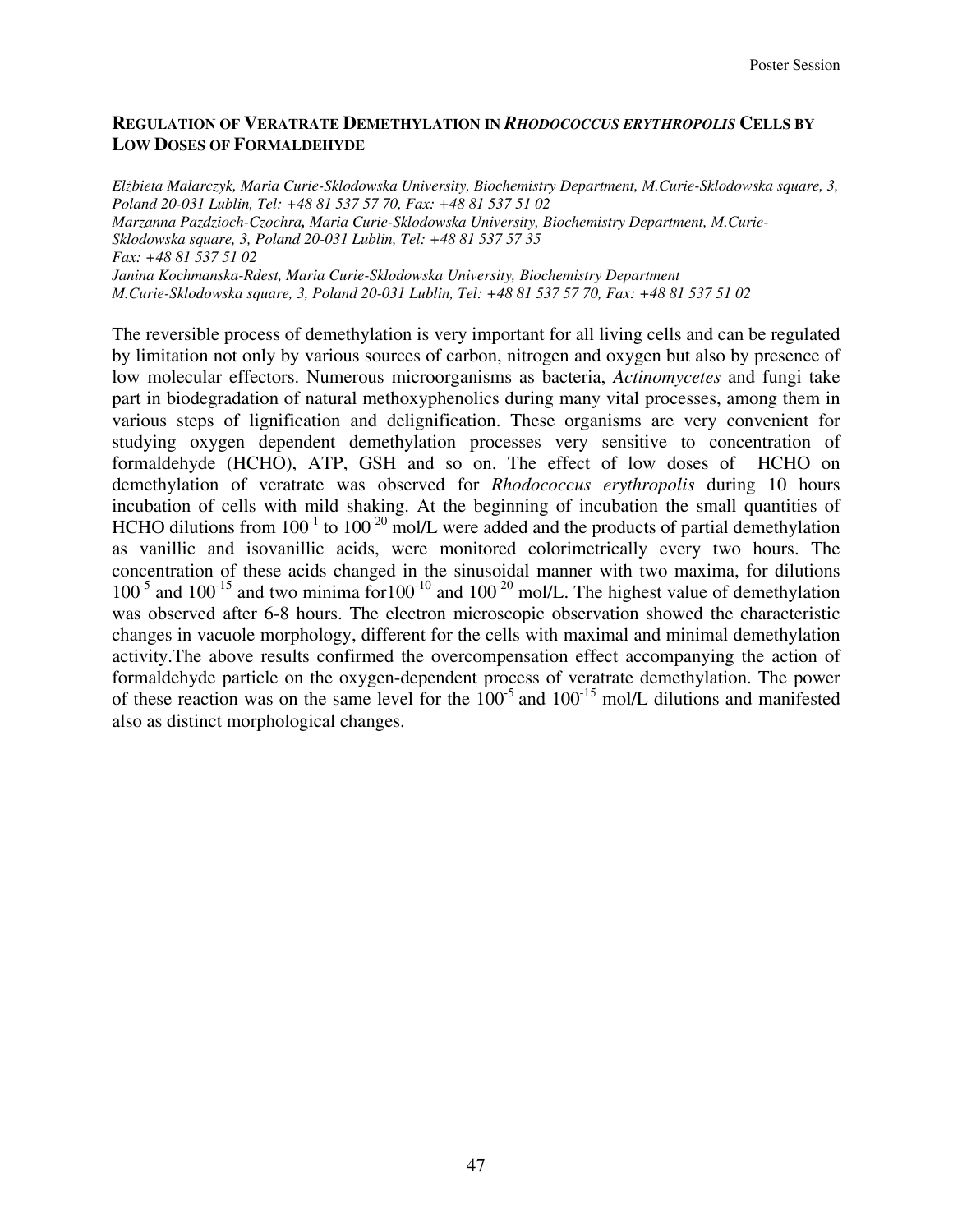### REGULATION OF VERATRATE DEMETHYLATION IN *RHODOCOCCUS ERYTHROPOLIS* CELLS BY LOW DOSES OF FORMALDEHYDE

*Elżbieta Malarczyk, Maria Curie-Sklodowska University, Biochemistry Department, M.Curie-Sklodowska square, 3, Poland 20-031 Lublin, Tel: +48 81 537 57 70, Fax: +48 81 537 51 02*
*Marzanna Pazdzioch-Czochra, Maria Curie-Sklodowska University, Biochemistry Department, M.Curie-Sklodowska square, 3, Poland 20-031 Lublin, Tel: +48 81 537 57 35*
*Fax: +48 81 537 51 02*
*Janina Kochmanska-Rdest, Maria Curie-Sklodowska University, Biochemistry Department*
*M.Curie-Sklodowska square, 3, Poland 20-031 Lublin, Tel: +48 81 537 57 70, Fax: +48 81 537 51 02*

The reversible process of demethylation is very important for all living cells and can be regulated by limitation not only by various sources of carbon, nitrogen and oxygen but also by presence of low molecular effectors. Numerous microorganisms as bacteria, *Actinomycetes* and fungi take part in biodegradation of natural methoxyphenolics during many vital processes, among them in various steps of lignification and delignification. These organisms are very convenient for studying oxygen dependent demethylation processes very sensitive to concentration of formaldehyde (HCHO), ATP, GSH and so on. The effect of low doses of HCHO on demethylation of veratrate was observed for *Rhodococcus erythropolis* during 10 hours incubation of cells with mild shaking. At the beginning of incubation the small quantities of HCHO dilutions from $100^{-1}$ to $100^{-20}$ mol/L were added and the products of partial demethylation as vanillic and isovanillic acids, were monitored colorimetrically every two hours. The concentration of these acids changed in the sinusoidal manner with two maxima, for dilutions $100^{-5}$ and $100^{-15}$ and two minima for$100^{-10}$ and $100^{-20}$ mol/L. The highest value of demethylation was observed after 6-8 hours. The electron microscopic observation showed the characteristic changes in vacuole morphology, different for the cells with maximal and minimal demethylation activity.The above results confirmed the overcompensation effect accompanying the action of formaldehyde particle on the oxygen-dependent process of veratrate demethylation. The power of these reaction was on the same level for the $100^{-5}$ and $100^{-15}$ mol/L dilutions and manifested also as distinct morphological changes.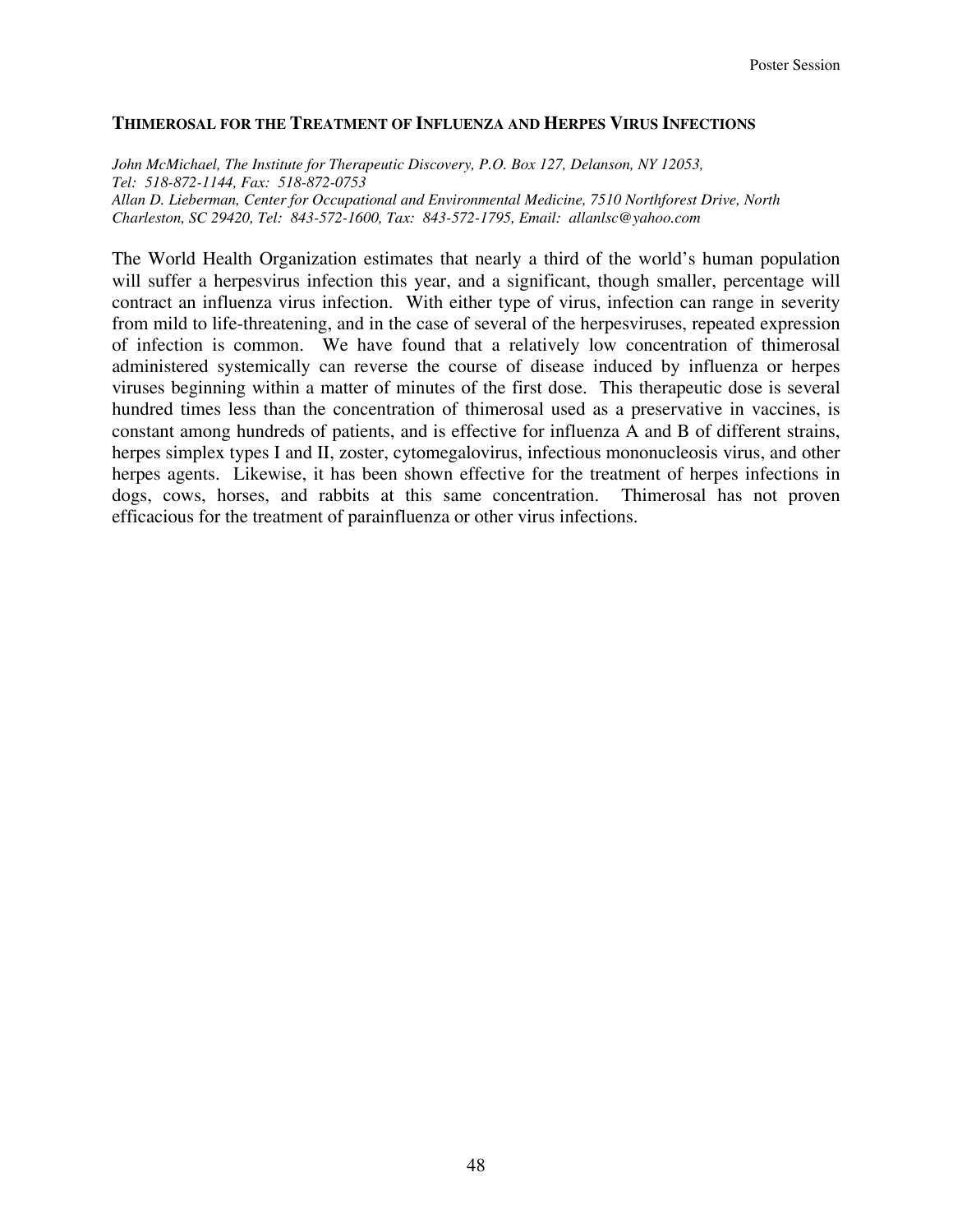## THIMEROSAL FOR THE TREATMENT OF INFLUENZA AND HERPES VIRUS INFECTIONS

*John McMichael, The Institute for Therapeutic Discovery, P.O. Box 127, Delanson, NY 12053, Tel: 518-872-1144, Fax: 518-872-0753*
*Allan D. Lieberman, Center for Occupational and Environmental Medicine, 7510 Northforest Drive, North Charleston, SC 29420, Tel: 843-572-1600, Tax: 843-572-1795, Email: allanlsc@yahoo.com*

The World Health Organization estimates that nearly a third of the world's human population will suffer a herpesvirus infection this year, and a significant, though smaller, percentage will contract an influenza virus infection. With either type of virus, infection can range in severity from mild to life-threatening, and in the case of several of the herpesviruses, repeated expression of infection is common. We have found that a relatively low concentration of thimerosal administered systemically can reverse the course of disease induced by influenza or herpes viruses beginning within a matter of minutes of the first dose. This therapeutic dose is several hundred times less than the concentration of thimerosal used as a preservative in vaccines, is constant among hundreds of patients, and is effective for influenza A and B of different strains, herpes simplex types I and II, zoster, cytomegalovirus, infectious mononucleosis virus, and other herpes agents. Likewise, it has been shown effective for the treatment of herpes infections in dogs, cows, horses, and rabbits at this same concentration. Thimerosal has not proven efficacious for the treatment of parainfluenza or other virus infections.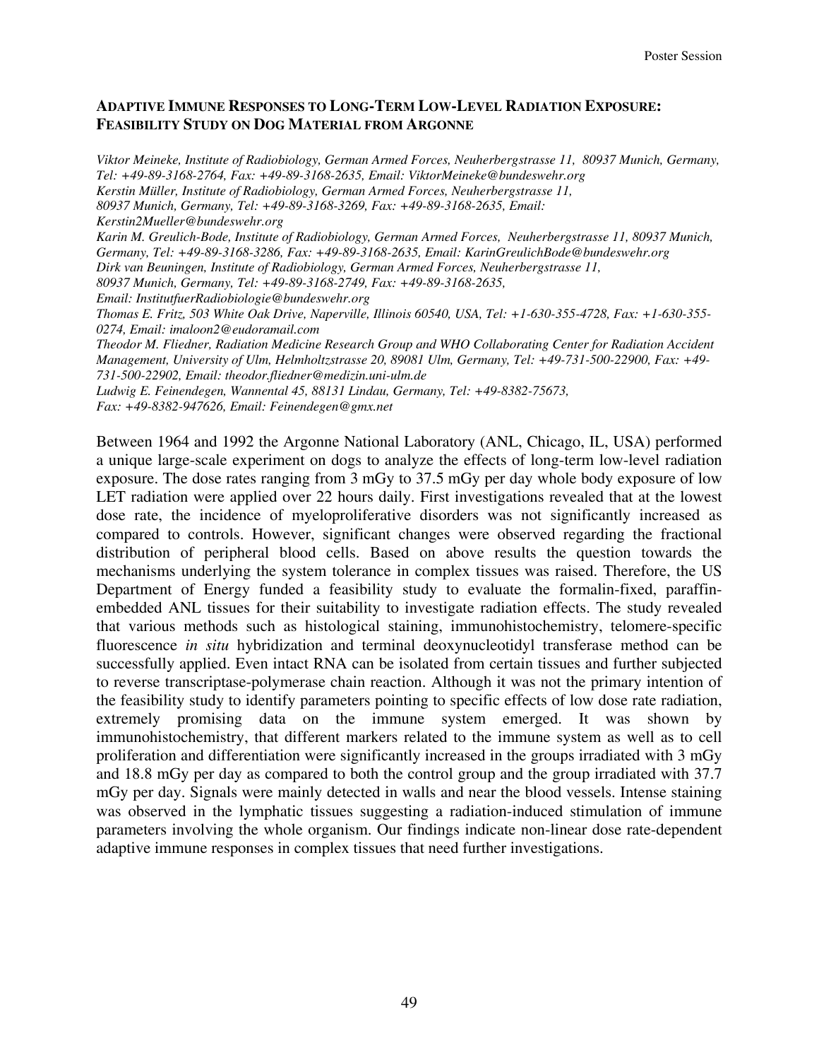## ADAPTIVE IMMUNE RESPONSES TO LONG-TERM LOW-LEVEL RADIATION EXPOSURE: FEASIBILITY STUDY ON DOG MATERIAL FROM ARGONNE

*Viktor Meineke, Institute of Radiobiology, German Armed Forces, Neuherbergstrasse 11, 80937 Munich, Germany, Tel: +49-89-3168-2764, Fax: +49-89-3168-2635, Email: ViktorMeineke@bundeswehr.org*
*Kerstin Müller, Institute of Radiobiology, German Armed Forces, Neuherbergstrasse 11, 80937 Munich, Germany, Tel: +49-89-3168-3269, Fax: +49-89-3168-2635, Email: Kerstin2Mueller@bundeswehr.org*
*Karin M. Greulich-Bode, Institute of Radiobiology, German Armed Forces, Neuherbergstrasse 11, 80937 Munich, Germany, Tel: +49-89-3168-3286, Fax: +49-89-3168-2635, Email: KarinGreulichBode@bundeswehr.org*
*Dirk van Beuningen, Institute of Radiobiology, German Armed Forces, Neuherbergstrasse 11, 80937 Munich, Germany, Tel: +49-89-3168-2749, Fax: +49-89-3168-2635, Email: InstitutfuerRadiobiologie@bundeswehr.org*
*Thomas E. Fritz, 503 White Oak Drive, Naperville, Illinois 60540, USA, Tel: +1-630-355-4728, Fax: +1-630-355-0274, Email: imaloon2@eudoramail.com*
*Theodor M. Fliedner, Radiation Medicine Research Group and WHO Collaborating Center for Radiation Accident Management, University of Ulm, Helmholtzstrasse 20, 89081 Ulm, Germany, Tel: +49-731-500-22900, Fax: +49-731-500-22902, Email: theodor.fliedner@medizin.uni-ulm.de*
*Ludwig E. Feinendegen, Wannental 45, 88131 Lindau, Germany, Tel: +49-8382-75673, Fax: +49-8382-947626, Email: Feinendegen@gmx.net*

Between 1964 and 1992 the Argonne National Laboratory (ANL, Chicago, IL, USA) performed a unique large-scale experiment on dogs to analyze the effects of long-term low-level radiation exposure. The dose rates ranging from 3 mGy to 37.5 mGy per day whole body exposure of low LET radiation were applied over 22 hours daily. First investigations revealed that at the lowest dose rate, the incidence of myeloproliferative disorders was not significantly increased as compared to controls. However, significant changes were observed regarding the fractional distribution of peripheral blood cells. Based on above results the question towards the mechanisms underlying the system tolerance in complex tissues was raised. Therefore, the US Department of Energy funded a feasibility study to evaluate the formalin-fixed, paraffin-embedded ANL tissues for their suitability to investigate radiation effects. The study revealed that various methods such as histological staining, immunohistochemistry, telomere-specific fluorescence *in situ* hybridization and terminal deoxynucleotidyl transferase method can be successfully applied. Even intact RNA can be isolated from certain tissues and further subjected to reverse transcriptase-polymerase chain reaction. Although it was not the primary intention of the feasibility study to identify parameters pointing to specific effects of low dose rate radiation, extremely promising data on the immune system emerged. It was shown by immunohistochemistry, that different markers related to the immune system as well as to cell proliferation and differentiation were significantly increased in the groups irradiated with 3 mGy and 18.8 mGy per day as compared to both the control group and the group irradiated with 37.7 mGy per day. Signals were mainly detected in walls and near the blood vessels. Intense staining was observed in the lymphatic tissues suggesting a radiation-induced stimulation of immune parameters involving the whole organism. Our findings indicate non-linear dose rate-dependent adaptive immune responses in complex tissues that need further investigations.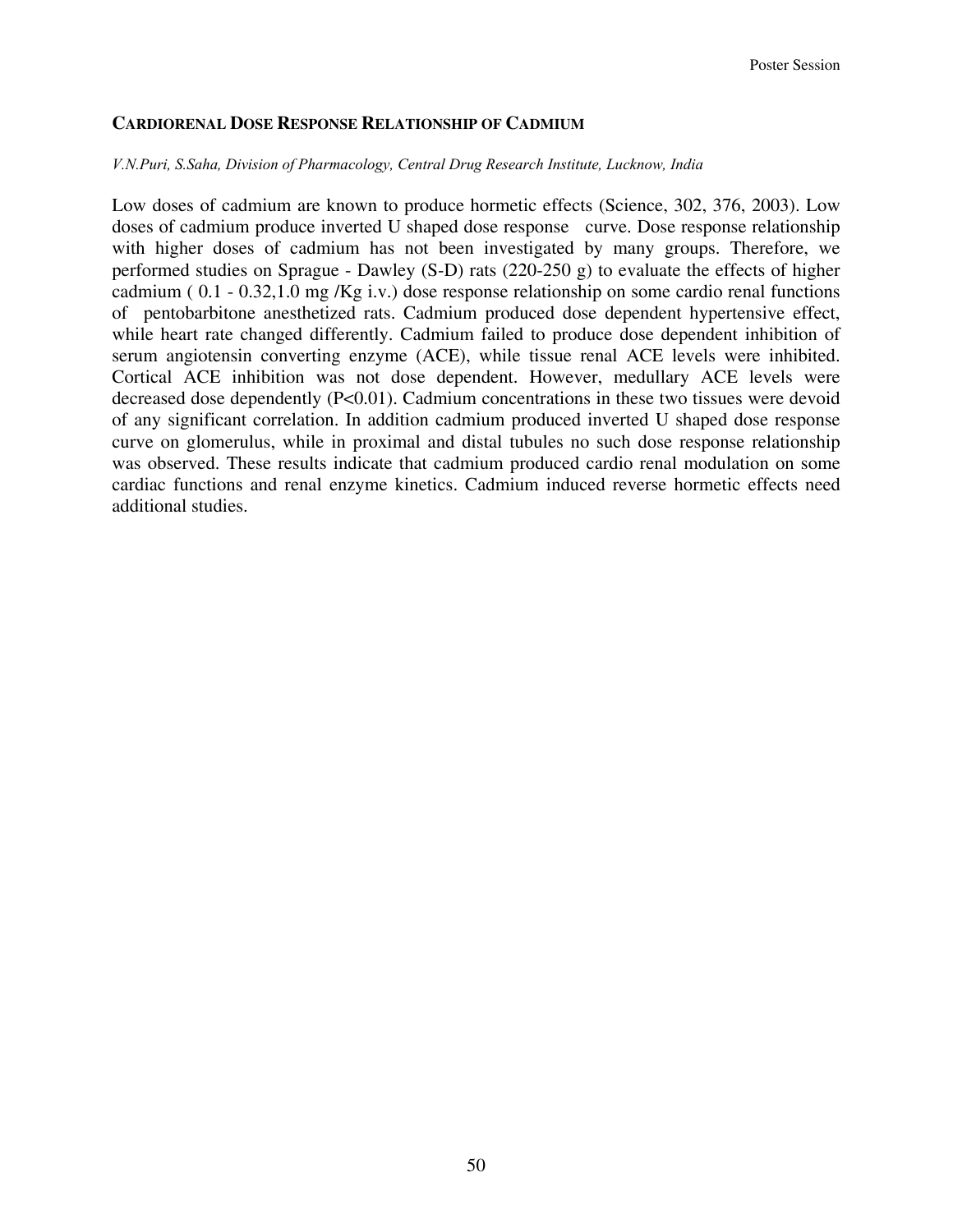## CARDIORENAL DOSE RESPONSE RELATIONSHIP OF CADMIUM

*V.N.Puri, S.Saha, Division of Pharmacology, Central Drug Research Institute, Lucknow, India*

Low doses of cadmium are known to produce hormetic effects (Science, 302, 376, 2003). Low doses of cadmium produce inverted U shaped dose response curve. Dose response relationship with higher doses of cadmium has not been investigated by many groups. Therefore, we performed studies on Sprague - Dawley (S-D) rats (220-250 g) to evaluate the effects of higher cadmium ( 0.1 - 0.32,1.0 mg /Kg i.v.) dose response relationship on some cardio renal functions of pentobarbitone anesthetized rats. Cadmium produced dose dependent hypertensive effect, while heart rate changed differently. Cadmium failed to produce dose dependent inhibition of serum angiotensin converting enzyme (ACE), while tissue renal ACE levels were inhibited. Cortical ACE inhibition was not dose dependent. However, medullary ACE levels were decreased dose dependently ($P<0.01$). Cadmium concentrations in these two tissues were devoid of any significant correlation. In addition cadmium produced inverted U shaped dose response curve on glomerulus, while in proximal and distal tubules no such dose response relationship was observed. These results indicate that cadmium produced cardio renal modulation on some cardiac functions and renal enzyme kinetics. Cadmium induced reverse hormetic effects need additional studies.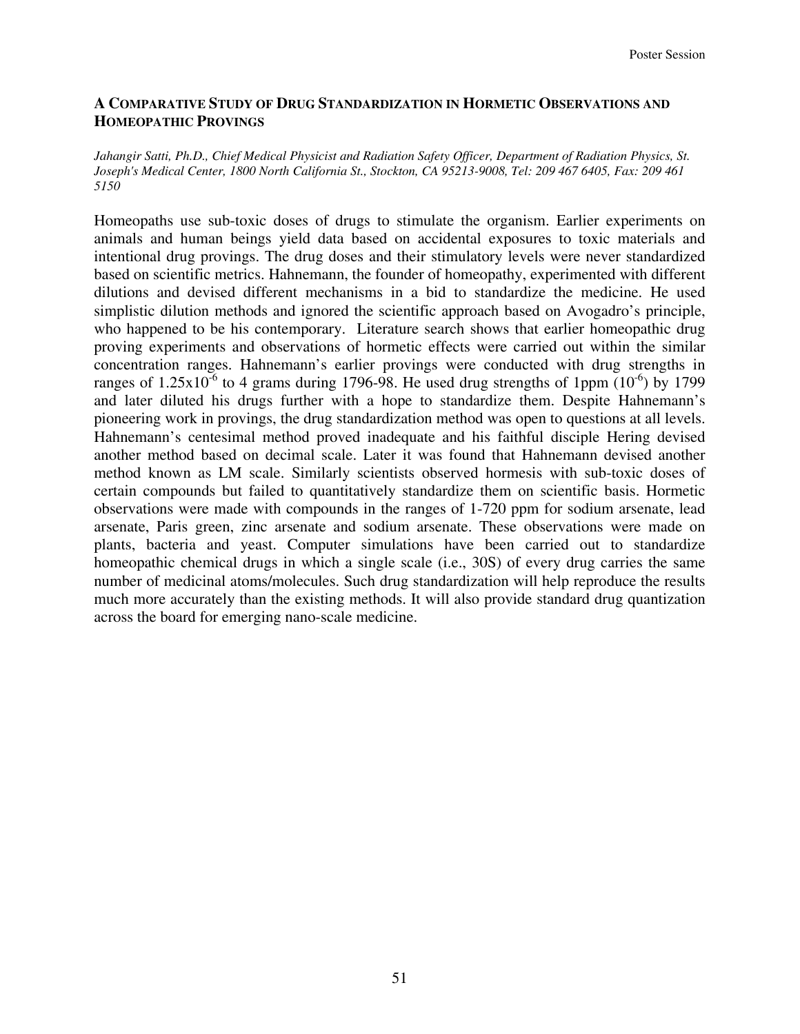### A Comparative Study of Drug Standardization in Hormetic Observations and Homeopathic Provings

*Jahangir Satti, Ph.D., Chief Medical Physicist and Radiation Safety Officer, Department of Radiation Physics, St. Joseph's Medical Center, 1800 North California St., Stockton, CA 95213-9008, Tel: 209 467 6405, Fax: 209 461 5150*

Homeopaths use sub-toxic doses of drugs to stimulate the organism. Earlier experiments on animals and human beings yield data based on accidental exposures to toxic materials and intentional drug provings. The drug doses and their stimulatory levels were never standardized based on scientific metrics. Hahnemann, the founder of homeopathy, experimented with different dilutions and devised different mechanisms in a bid to standardize the medicine. He used simplistic dilution methods and ignored the scientific approach based on Avogadro's principle, who happened to be his contemporary. Literature search shows that earlier homeopathic drug proving experiments and observations of hormetic effects were carried out within the similar concentration ranges. Hahnemann's earlier provings were conducted with drug strengths in ranges of $1.25 \times 10^{-6}$ to 4 grams during 1796-98. He used drug strengths of 1ppm ($10^{-6}$) by 1799 and later diluted his drugs further with a hope to standardize them. Despite Hahnemann's pioneering work in provings, the drug standardization method was open to questions at all levels. Hahnemann's centesimal method proved inadequate and his faithful disciple Hering devised another method based on decimal scale. Later it was found that Hahnemann devised another method known as LM scale. Similarly scientists observed hormesis with sub-toxic doses of certain compounds but failed to quantitatively standardize them on scientific basis. Hormetic observations were made with compounds in the ranges of 1-720 ppm for sodium arsenate, lead arsenate, Paris green, zinc arsenate and sodium arsenate. These observations were made on plants, bacteria and yeast. Computer simulations have been carried out to standardize homeopathic chemical drugs in which a single scale (i.e., 30S) of every drug carries the same number of medicinal atoms/molecules. Such drug standardization will help reproduce the results much more accurately than the existing methods. It will also provide standard drug quantization across the board for emerging nano-scale medicine.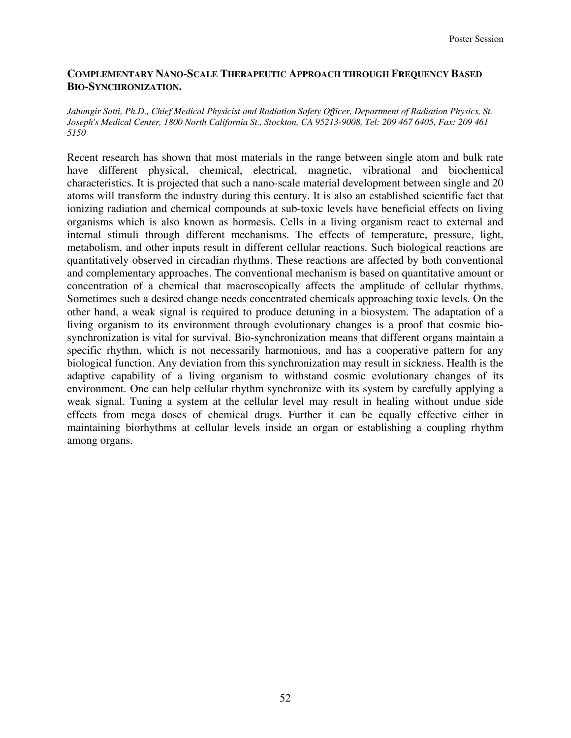### COMPLEMENTARY NANO-SCALE THERAPEUTIC APPROACH THROUGH FREQUENCY BASED BIO-SYNCHRONIZATION.

*Jahangir Satti, Ph.D., Chief Medical Physicist and Radiation Safety Officer, Department of Radiation Physics, St. Joseph's Medical Center, 1800 North California St., Stockton, CA 95213-9008, Tel: 209 467 6405, Fax: 209 461 5150*

Recent research has shown that most materials in the range between single atom and bulk rate have different physical, chemical, electrical, magnetic, vibrational and biochemical characteristics. It is projected that such a nano-scale material development between single and 20 atoms will transform the industry during this century. It is also an established scientific fact that ionizing radiation and chemical compounds at sub-toxic levels have beneficial effects on living organisms which is also known as hormesis. Cells in a living organism react to external and internal stimuli through different mechanisms. The effects of temperature, pressure, light, metabolism, and other inputs result in different cellular reactions. Such biological reactions are quantitatively observed in circadian rhythms. These reactions are affected by both conventional and complementary approaches. The conventional mechanism is based on quantitative amount or concentration of a chemical that macroscopically affects the amplitude of cellular rhythms. Sometimes such a desired change needs concentrated chemicals approaching toxic levels. On the other hand, a weak signal is required to produce detuning in a biosystem. The adaptation of a living organism to its environment through evolutionary changes is a proof that cosmic bio-synchronization is vital for survival. Bio-synchronization means that different organs maintain a specific rhythm, which is not necessarily harmonious, and has a cooperative pattern for any biological function. Any deviation from this synchronization may result in sickness. Health is the adaptive capability of a living organism to withstand cosmic evolutionary changes of its environment. One can help cellular rhythm synchronize with its system by carefully applying a weak signal. Tuning a system at the cellular level may result in healing without undue side effects from mega doses of chemical drugs. Further it can be equally effective either in maintaining biorhythms at cellular levels inside an organ or establishing a coupling rhythm among organs.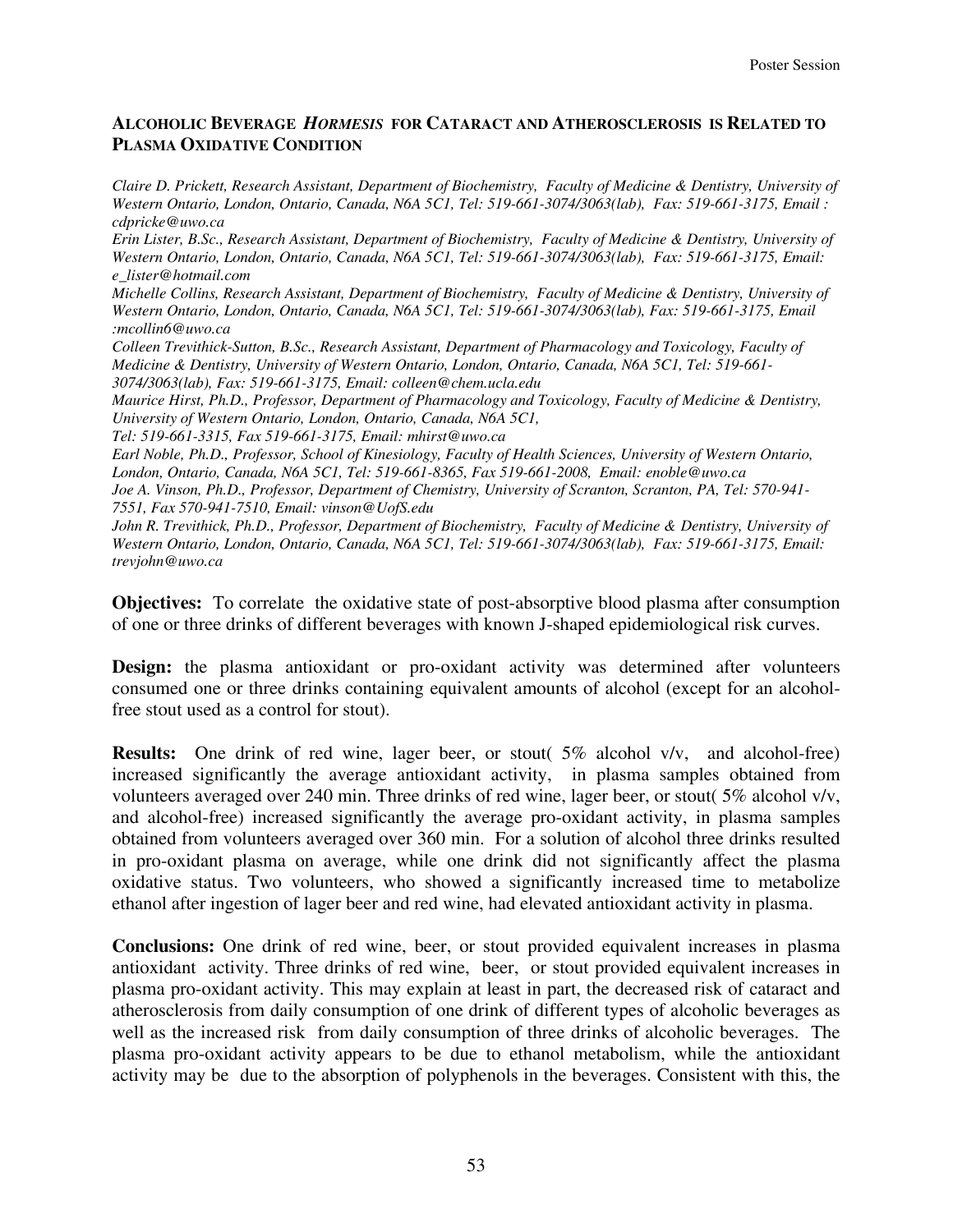### ALCOHOLIC BEVERAGE *HORMESIS* FOR CATARACT AND ATHEROSCLEROSIS IS RELATED TO PLASMA OXIDATIVE CONDITION

*Claire D. Prickett, Research Assistant, Department of Biochemistry, Faculty of Medicine & Dentistry, University of Western Ontario, London, Ontario, Canada, N6A 5C1, Tel: 519-661-3074/3063(lab), Fax: 519-661-3175, Email : cdpricke@uwo.ca*
*Erin Lister, B.Sc., Research Assistant, Department of Biochemistry, Faculty of Medicine & Dentistry, University of Western Ontario, London, Ontario, Canada, N6A 5C1, Tel: 519-661-3074/3063(lab), Fax: 519-661-3175, Email: e_lister@hotmail.com*
*Michelle Collins, Research Assistant, Department of Biochemistry, Faculty of Medicine & Dentistry, University of Western Ontario, London, Ontario, Canada, N6A 5C1, Tel: 519-661-3074/3063(lab), Fax: 519-661-3175, Email :mcollin6@uwo.ca*
*Colleen Trevithick-Sutton, B.Sc., Research Assistant, Department of Pharmacology and Toxicology, Faculty of Medicine & Dentistry, University of Western Ontario, London, Ontario, Canada, N6A 5C1, Tel: 519-661-3074/3063(lab), Fax: 519-661-3175, Email: colleen@chem.ucla.edu*
*Maurice Hirst, Ph.D., Professor, Department of Pharmacology and Toxicology, Faculty of Medicine & Dentistry, University of Western Ontario, London, Ontario, Canada, N6A 5C1,*
*Tel: 519-661-3315, Fax 519-661-3175, Email: mhirst@uwo.ca*
*Earl Noble, Ph.D., Professor, School of Kinesiology, Faculty of Health Sciences, University of Western Ontario, London, Ontario, Canada, N6A 5C1, Tel: 519-661-8365, Fax 519-661-2008, Email: enoble@uwo.ca*
*Joe A. Vinson, Ph.D., Professor, Department of Chemistry, University of Scranton, Scranton, PA, Tel: 570-941-7551, Fax 570-941-7510, Email: vinson@UofS.edu*
*John R. Trevithick, Ph.D., Professor, Department of Biochemistry, Faculty of Medicine & Dentistry, University of Western Ontario, London, Ontario, Canada, N6A 5C1, Tel: 519-661-3074/3063(lab), Fax: 519-661-3175, Email: trevjohn@uwo.ca*

**Objectives:** To correlate the oxidative state of post-absorptive blood plasma after consumption of one or three drinks of different beverages with known J-shaped epidemiological risk curves.

**Design:** the plasma antioxidant or pro-oxidant activity was determined after volunteers consumed one or three drinks containing equivalent amounts of alcohol (except for an alcohol-free stout used as a control for stout).

**Results:** One drink of red wine, lager beer, or stout( 5% alcohol v/v, and alcohol-free) increased significantly the average antioxidant activity, in plasma samples obtained from volunteers averaged over 240 min. Three drinks of red wine, lager beer, or stout( 5% alcohol v/v, and alcohol-free) increased significantly the average pro-oxidant activity, in plasma samples obtained from volunteers averaged over 360 min. For a solution of alcohol three drinks resulted in pro-oxidant plasma on average, while one drink did not significantly affect the plasma oxidative status. Two volunteers, who showed a significantly increased time to metabolize ethanol after ingestion of lager beer and red wine, had elevated antioxidant activity in plasma.

**Conclusions:** One drink of red wine, beer, or stout provided equivalent increases in plasma antioxidant activity. Three drinks of red wine, beer, or stout provided equivalent increases in plasma pro-oxidant activity. This may explain at least in part, the decreased risk of cataract and atherosclerosis from daily consumption of one drink of different types of alcoholic beverages as well as the increased risk from daily consumption of three drinks of alcoholic beverages. The plasma pro-oxidant activity appears to be due to ethanol metabolism, while the antioxidant activity may be due to the absorption of polyphenols in the beverages. Consistent with this, the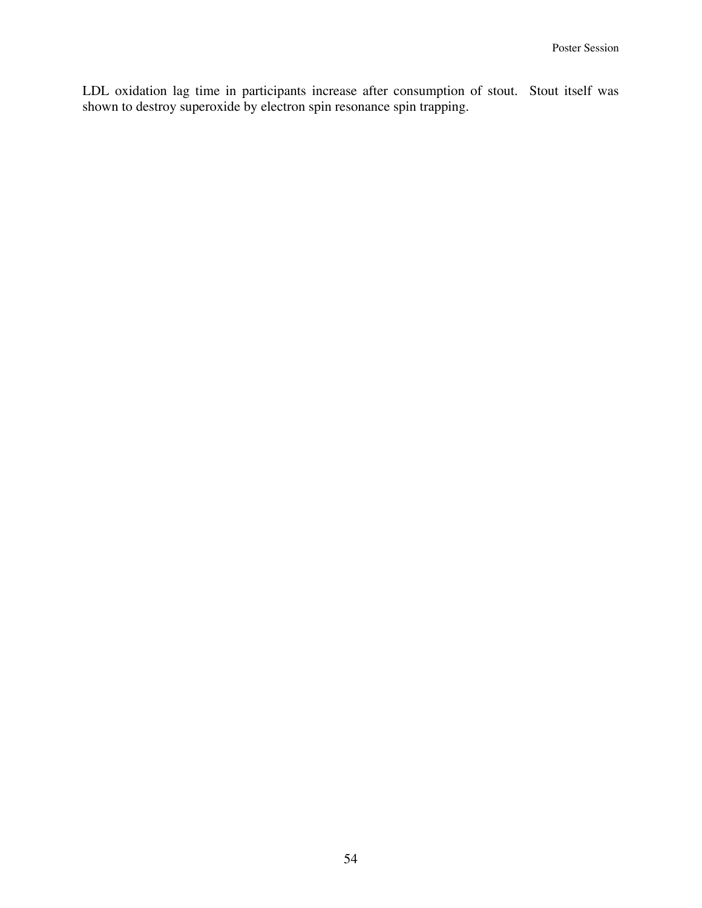LDL oxidation lag time in participants increase after consumption of stout. Stout itself was shown to destroy superoxide by electron spin resonance spin trapping.